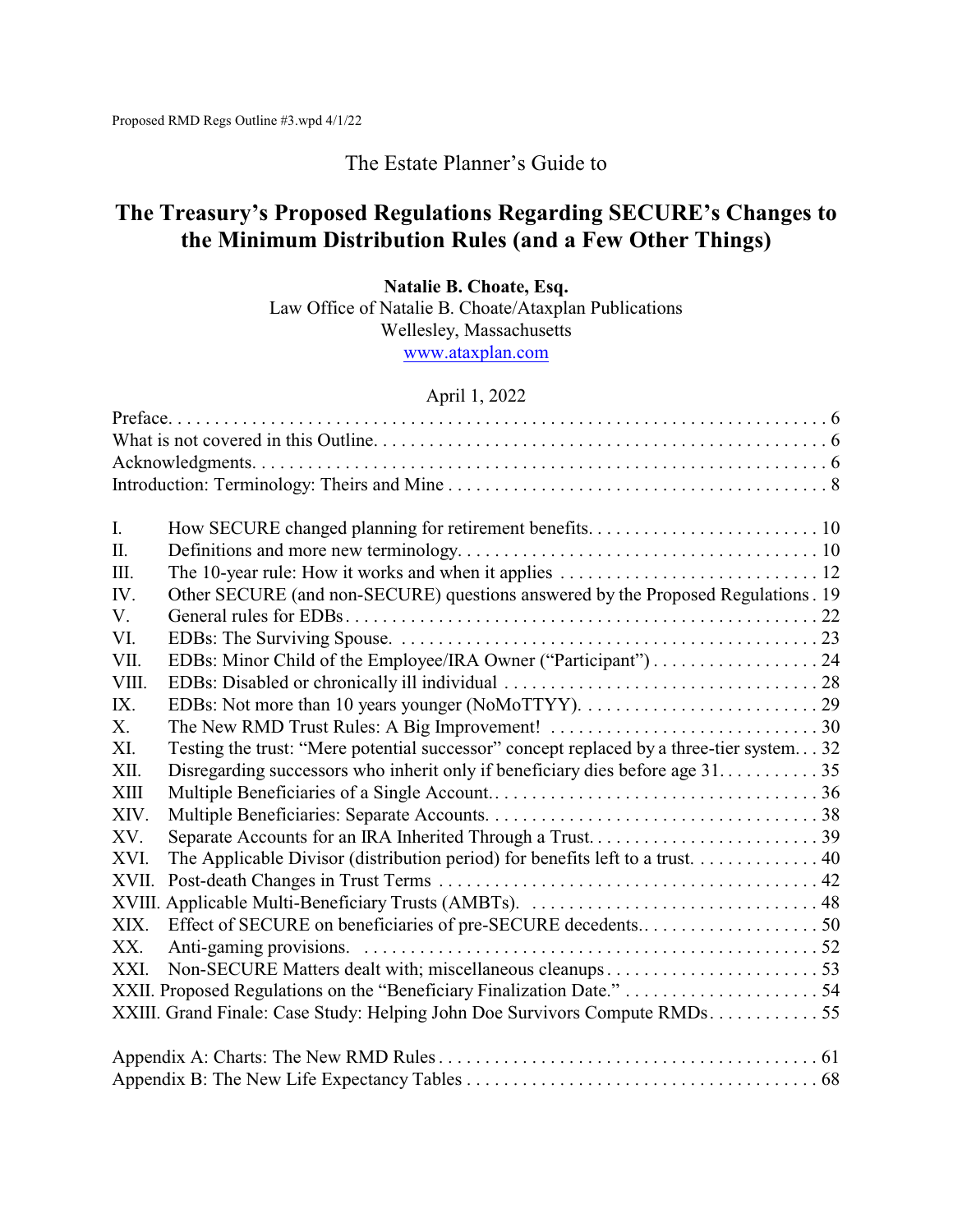Proposed RMD Regs Outline #3.wpd 4/1/22

The Estate Planner's Guide to

# The Treasury's Proposed Regulations Regarding SECURE's Changes to the Minimum Distribution Rules (and a Few Other Things)

**Natalie B. Choate, Esq.**
Law Office of Natalie B. Choate/Ataxplan Publications
Wellesley, Massachusetts
www.ataxplan.com

April 1, 2022

Preface . . . . . 6
What is not covered in this Outline . . . . . 6
Acknowledgments . . . . . 6
Introduction: Terminology: Theirs and Mine . . . . . 8

I. How SECURE changed planning for retirement benefits . . . . . 10
II. Definitions and more new terminology . . . . . 10
III. The 10-year rule: How it works and when it applies . . . . . 12
IV. Other SECURE (and non-SECURE) questions answered by the Proposed Regulations . 19
V. General rules for EDBs . . . . . 22
VI. EDBs: The Surviving Spouse . . . . . 23
VII. EDBs: Minor Child of the Employee/IRA Owner ("Participant") . . . . . 24
VIII. EDBs: Disabled or chronically ill individual . . . . . 28
IX. EDBs: Not more than 10 years younger (NoMoTTYY) . . . . . 29
X. The New RMD Trust Rules: A Big Improvement! . . . . . 30
XI. Testing the trust: "Mere potential successor" concept replaced by a three-tier system . . . 32
XII. Disregarding successors who inherit only if beneficiary dies before age 31 . . . . . 35
XIII Multiple Beneficiaries of a Single Account . . . . . 36
XIV. Multiple Beneficiaries: Separate Accounts . . . . . 38
XV. Separate Accounts for an IRA Inherited Through a Trust . . . . . 39
XVI. The Applicable Divisor (distribution period) for benefits left to a trust . . . . . 40
XVII. Post-death Changes in Trust Terms . . . . . 42
XVIII. Applicable Multi-Beneficiary Trusts (AMBTs) . . . . . 48
XIX. Effect of SECURE on beneficiaries of pre-SECURE decedents . . . . . 50
XX. Anti-gaming provisions . . . . . 52
XXI. Non-SECURE Matters dealt with; miscellaneous cleanups . . . . . 53
XXII. Proposed Regulations on the "Beneficiary Finalization Date." . . . . . 54
XXIII. Grand Finale: Case Study: Helping John Doe Survivors Compute RMDs . . . . . 55

Appendix A: Charts: The New RMD Rules . . . . . 61
Appendix B: The New Life Expectancy Tables . . . . . 68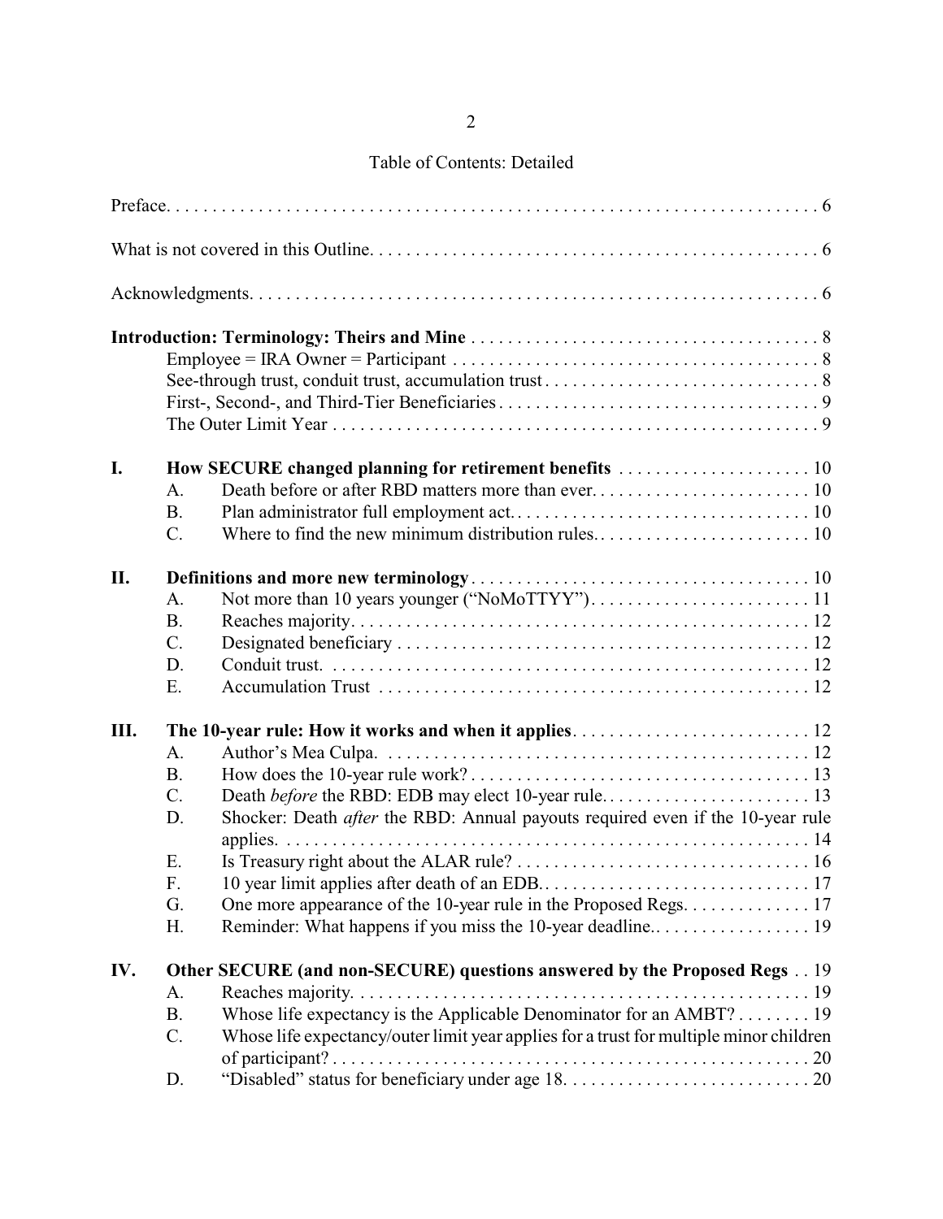# Table of Contents: Detailed

Preface. . . . . . . . . . . . . . . . . . . . . . . . . . . . . . . . . . . . . . . . . . . . . . . . . . . . . . . . . . . . . . . . . . . . 6

What is not covered in this Outline. . . . . . . . . . . . . . . . . . . . . . . . . . . . . . . . . . . . . . . . . . . . . . . . . . 6

Acknowledgments. . . . . . . . . . . . . . . . . . . . . . . . . . . . . . . . . . . . . . . . . . . . . . . . . . . . . . . . . . . . . . . 6

**Introduction: Terminology: Theirs and Mine** . . . . . . . . . . . . . . . . . . . . . . . . . . . . . . . . . . . . . . . 8
- Employee = IRA Owner = Participant . . . . . . . . . . . . . . . . . . . . . . . . . . . . . . . . . . . . . . . . . 8
- See-through trust, conduit trust, accumulation trust . . . . . . . . . . . . . . . . . . . . . . . . . . . . . . . 8
- First-, Second-, and Third-Tier Beneficiaries . . . . . . . . . . . . . . . . . . . . . . . . . . . . . . . . . . . . 9
- The Outer Limit Year . . . . . . . . . . . . . . . . . . . . . . . . . . . . . . . . . . . . . . . . . . . . . . . . . . . . . . 9

**I. How SECURE changed planning for retirement benefits** . . . . . . . . . . . . . . . . . . . . . 10
- A. Death before or after RBD matters more than ever. . . . . . . . . . . . . . . . . . . . . . . . . 10
- B. Plan administrator full employment act. . . . . . . . . . . . . . . . . . . . . . . . . . . . . . . . . . 10
- C. Where to find the new minimum distribution rules. . . . . . . . . . . . . . . . . . . . . . . . . 10

**II. Definitions and more new terminology** . . . . . . . . . . . . . . . . . . . . . . . . . . . . . . . . . . . . 10
- A. Not more than 10 years younger ("NoMoTTYY") . . . . . . . . . . . . . . . . . . . . . . . . . 11
- B. Reaches majority. . . . . . . . . . . . . . . . . . . . . . . . . . . . . . . . . . . . . . . . . . . . . . . . . . . 12
- C. Designated beneficiary . . . . . . . . . . . . . . . . . . . . . . . . . . . . . . . . . . . . . . . . . . . . . . 12
- D. Conduit trust. . . . . . . . . . . . . . . . . . . . . . . . . . . . . . . . . . . . . . . . . . . . . . . . . . . . . . 12
- E. Accumulation Trust . . . . . . . . . . . . . . . . . . . . . . . . . . . . . . . . . . . . . . . . . . . . . . . . . 12

**III. The 10-year rule: How it works and when it applies**. . . . . . . . . . . . . . . . . . . . . . . . . . 12
- A. Author's Mea Culpa. . . . . . . . . . . . . . . . . . . . . . . . . . . . . . . . . . . . . . . . . . . . . . . . 12
- B. How does the 10-year rule work? . . . . . . . . . . . . . . . . . . . . . . . . . . . . . . . . . . . . . . 13
- C. Death *before* the RBD: EDB may elect 10-year rule. . . . . . . . . . . . . . . . . . . . . . . . 13
- D. Shocker: Death *after* the RBD: Annual payouts required even if the 10-year rule applies. . . . . . . . . . . . . . . . . . . . . . . . . . . . . . . . . . . . . . . . . . . . . . . . . . . . . . . . . . 14
- E. Is Treasury right about the ALAR rule? . . . . . . . . . . . . . . . . . . . . . . . . . . . . . . . . . 16
- F. 10 year limit applies after death of an EDB. . . . . . . . . . . . . . . . . . . . . . . . . . . . . . . 17
- G. One more appearance of the 10-year rule in the Proposed Regs. . . . . . . . . . . . . . . 17
- H. Reminder: What happens if you miss the 10-year deadline. . . . . . . . . . . . . . . . . . 19

**IV. Other SECURE (and non-SECURE) questions answered by the Proposed Regs** . . 19
- A. Reaches majority. . . . . . . . . . . . . . . . . . . . . . . . . . . . . . . . . . . . . . . . . . . . . . . . . . . 19
- B. Whose life expectancy is the Applicable Denominator for an AMBT? . . . . . . . . . 19
- C. Whose life expectancy/outer limit year applies for a trust for multiple minor children of participant? . . . . . . . . . . . . . . . . . . . . . . . . . . . . . . . . . . . . . . . . . . . . . . . . . . . . . 20
- D. "Disabled" status for beneficiary under age 18. . . . . . . . . . . . . . . . . . . . . . . . . . . 20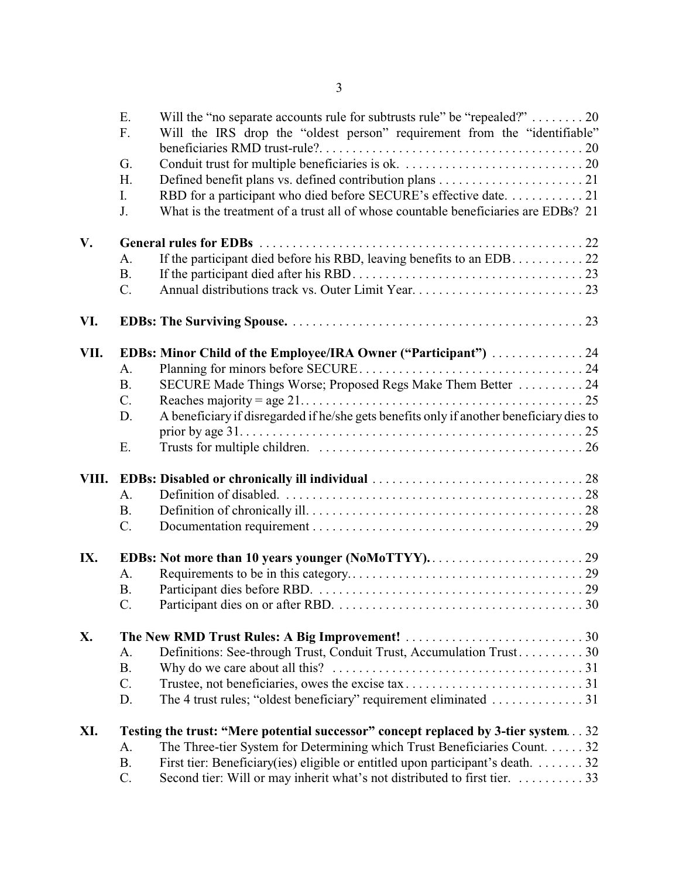| | | |
|---|---|---|
| E. | Will the "no separate accounts rule for subtrusts rule" be "repealed?" | 20 |
| F. | Will the IRS drop the "oldest person" requirement from the "identifiable" beneficiaries RMD trust-rule? | 20 |
| G. | Conduit trust for multiple beneficiaries is ok. | 20 |
| H. | Defined benefit plans vs. defined contribution plans | 21 |
| I. | RBD for a participant who died before SECURE's effective date. | 21 |
| J. | What is the treatment of a trust all of whose countable beneficiaries are EDBs? | 21 |

**V. General rules for EDBs** ... 22

| | | |
|---|---|---|
| A. | If the participant died before his RBD, leaving benefits to an EDB | 22 |
| B. | If the participant died after his RBD | 23 |
| C. | Annual distributions track vs. Outer Limit Year | 23 |

**VI. EDBs: The Surviving Spouse.** ... 23

**VII. EDBs: Minor Child of the Employee/IRA Owner ("Participant")** ... 24

| | | |
|---|---|---|
| A. | Planning for minors before SECURE | 24 |
| B. | SECURE Made Things Worse; Proposed Regs Make Them Better | 24 |
| C. | Reaches majority = age 21 | 25 |
| D. | A beneficiary if disregarded if he/she gets benefits only if another beneficiary dies to prior by age 31 | 25 |
| E. | Trusts for multiple children. | 26 |

**VIII. EDBs: Disabled or chronically ill individual** ... 28

| | | |
|---|---|---|
| A. | Definition of disabled. | 28 |
| B. | Definition of chronically ill. | 28 |
| C. | Documentation requirement | 29 |

**IX. EDBs: Not more than 10 years younger (NoMoTTYY).** ... 29

| | | |
|---|---|---|
| A. | Requirements to be in this category. | 29 |
| B. | Participant dies before RBD. | 29 |
| C. | Participant dies on or after RBD. | 30 |

**X. The New RMD Trust Rules: A Big Improvement!** ... 30

| | | |
|---|---|---|
| A. | Definitions: See-through Trust, Conduit Trust, Accumulation Trust | 30 |
| B. | Why do we care about all this? | 31 |
| C. | Trustee, not beneficiaries, owes the excise tax | 31 |
| D. | The 4 trust rules; "oldest beneficiary" requirement eliminated | 31 |

**XI. Testing the trust: "Mere potential successor" concept replaced by 3-tier system** ... 32

| | | |
|---|---|---|
| A. | The Three-tier System for Determining which Trust Beneficiaries Count. | 32 |
| B. | First tier: Beneficiary(ies) eligible or entitled upon participant's death. | 32 |
| C. | Second tier: Will or may inherit what's not distributed to first tier. | 33 |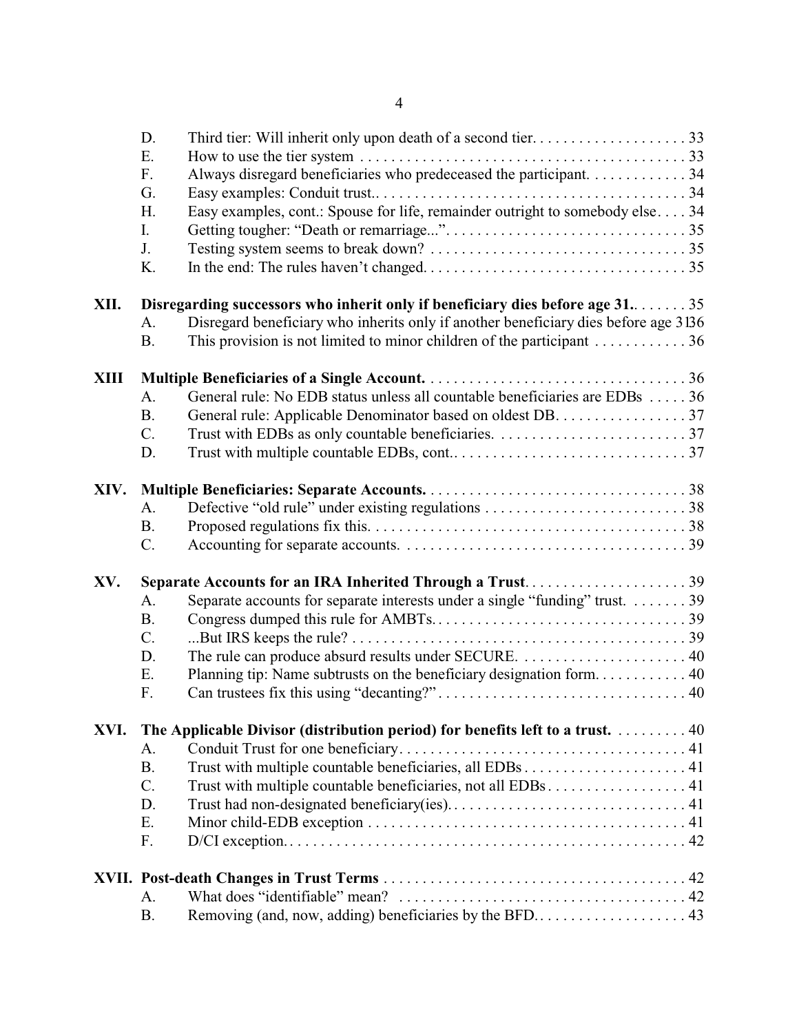| | | | |
|---|---|---|---|
| | D. | Third tier: Will inherit only upon death of a second tier. | 33 |
| | E. | How to use the tier system | 33 |
| | F. | Always disregard beneficiaries who predeceased the participant. | 34 |
| | G. | Easy examples: Conduit trust. | 34 |
| | H. | Easy examples, cont.: Spouse for life, remainder outright to somebody else. | 34 |
| | I. | Getting tougher: "Death or remarriage...". | 35 |
| | J. | Testing system seems to break down? | 35 |
| | K. | In the end: The rules haven't changed. | 35 |
| **XII.** | **Disregarding successors who inherit only if beneficiary dies before age 31.** | | 35 |
| | A. | Disregard beneficiary who inherits only if another beneficiary dies before age 31 | 36 |
| | B. | This provision is not limited to minor children of the participant | 36 |
| **XIII** | **Multiple Beneficiaries of a Single Account.** | | 36 |
| | A. | General rule: No EDB status unless all countable beneficiaries are EDBs | 36 |
| | B. | General rule: Applicable Denominator based on oldest DB. | 37 |
| | C. | Trust with EDBs as only countable beneficiaries. | 37 |
| | D. | Trust with multiple countable EDBs, cont. | 37 |
| **XIV.** | **Multiple Beneficiaries: Separate Accounts.** | | 38 |
| | A. | Defective "old rule" under existing regulations | 38 |
| | B. | Proposed regulations fix this. | 38 |
| | C. | Accounting for separate accounts. | 39 |
| **XV.** | **Separate Accounts for an IRA Inherited Through a Trust** | | 39 |
| | A. | Separate accounts for separate interests under a single "funding" trust. | 39 |
| | B. | Congress dumped this rule for AMBTs. | 39 |
| | C. | ...But IRS keeps the rule? | 39 |
| | D. | The rule can produce absurd results under SECURE. | 40 |
| | E. | Planning tip: Name subtrusts on the beneficiary designation form. | 40 |
| | F. | Can trustees fix this using "decanting?" | 40 |
| **XVI.** | **The Applicable Divisor (distribution period) for benefits left to a trust.** | | 40 |
| | A. | Conduit Trust for one beneficiary | 41 |
| | B. | Trust with multiple countable beneficiaries, all EDBs | 41 |
| | C. | Trust with multiple countable beneficiaries, not all EDBs | 41 |
| | D. | Trust had non-designated beneficiary(ies). | 41 |
| | E. | Minor child-EDB exception | 41 |
| | F. | D/CI exception. | 42 |
| **XVII.** | **Post-death Changes in Trust Terms** | | 42 |
| | A. | What does "identifiable" mean? | 42 |
| | B. | Removing (and, now, adding) beneficiaries by the BFD. | 43 |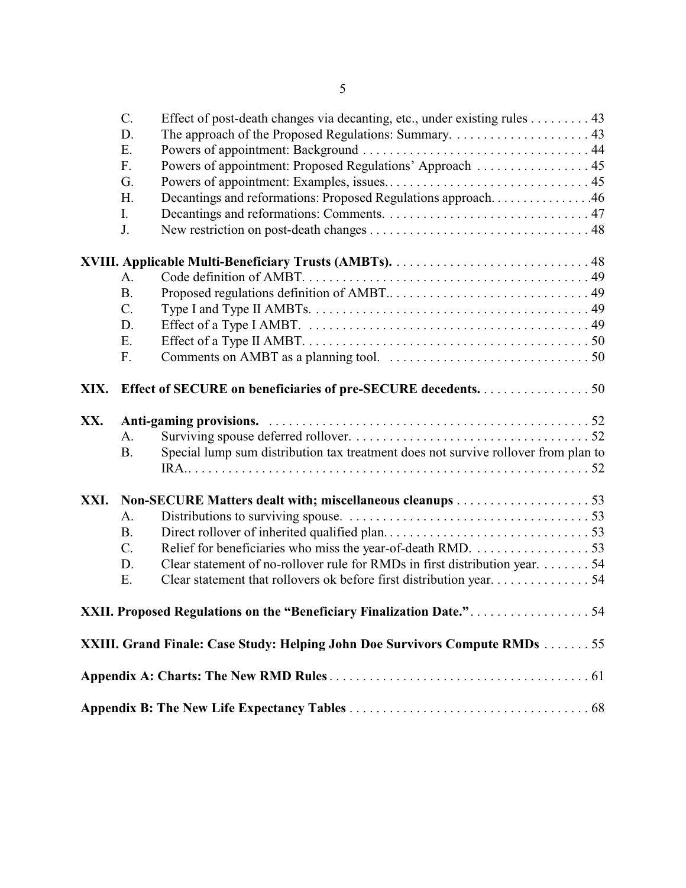- C. Effect of post-death changes via decanting, etc., under existing rules . . . . . . . . . 43
- D. The approach of the Proposed Regulations: Summary. . . . . . . . . . . . . . . . . . . . . 43
- E. Powers of appointment: Background . . . . . . . . . . . . . . . . . . . . . . . . . . . . . . . . . . 44
- F. Powers of appointment: Proposed Regulations' Approach . . . . . . . . . . . . . . . . . 45
- G. Powers of appointment: Examples, issues. . . . . . . . . . . . . . . . . . . . . . . . . . . . . . 45
- H. Decantings and reformations: Proposed Regulations approach. . . . . . . . . . . . . . . .46
- I. Decantings and reformations: Comments. . . . . . . . . . . . . . . . . . . . . . . . . . . . . . . 47
- J. New restriction on post-death changes . . . . . . . . . . . . . . . . . . . . . . . . . . . . . . . . . 48

**XVIII. Applicable Multi-Beneficiary Trusts (AMBTs).** . . . . . . . . . . . . . . . . . . . . . . . . . . . . . . 48

- A. Code definition of AMBT. . . . . . . . . . . . . . . . . . . . . . . . . . . . . . . . . . . . . . . . . . . 49
- B. Proposed regulations definition of AMBT.. . . . . . . . . . . . . . . . . . . . . . . . . . . . . . 49
- C. Type I and Type II AMBTs. . . . . . . . . . . . . . . . . . . . . . . . . . . . . . . . . . . . . . . . . 49
- D. Effect of a Type I AMBT. . . . . . . . . . . . . . . . . . . . . . . . . . . . . . . . . . . . . . . . . . 49
- E. Effect of a Type II AMBT. . . . . . . . . . . . . . . . . . . . . . . . . . . . . . . . . . . . . . . . . . 50
- F. Comments on AMBT as a planning tool. . . . . . . . . . . . . . . . . . . . . . . . . . . . . . . 50

**XIX. Effect of SECURE on beneficiaries of pre-SECURE decedents.** . . . . . . . . . . . . . . . . . 50

**XX. Anti-gaming provisions.** . . . . . . . . . . . . . . . . . . . . . . . . . . . . . . . . . . . . . . . . . . . . . . . . . 52

- A. Surviving spouse deferred rollover. . . . . . . . . . . . . . . . . . . . . . . . . . . . . . . . . . . . 52
- B. Special lump sum distribution tax treatment does not survive rollover from plan to IRA.. . . . . . . . . . . . . . . . . . . . . . . . . . . . . . . . . . . . . . . . . . . . . . . . . . . . . . . . . . . . . 52

**XXI. Non-SECURE Matters dealt with; miscellaneous cleanups** . . . . . . . . . . . . . . . . . . . . 53

- A. Distributions to surviving spouse. . . . . . . . . . . . . . . . . . . . . . . . . . . . . . . . . . . . 53
- B. Direct rollover of inherited qualified plan. . . . . . . . . . . . . . . . . . . . . . . . . . . . . . . 53
- C. Relief for beneficiaries who miss the year-of-death RMD. . . . . . . . . . . . . . . . . . 53
- D. Clear statement of no-rollover rule for RMDs in first distribution year. . . . . . . . 54
- E. Clear statement that rollovers ok before first distribution year. . . . . . . . . . . . . . . 54

**XXII. Proposed Regulations on the "Beneficiary Finalization Date."** . . . . . . . . . . . . . . . . . . 54

**XXIII. Grand Finale: Case Study: Helping John Doe Survivors Compute RMDs** . . . . . . . 55

**Appendix A: Charts: The New RMD Rules** . . . . . . . . . . . . . . . . . . . . . . . . . . . . . . . . . . . . . . 61

**Appendix B: The New Life Expectancy Tables** . . . . . . . . . . . . . . . . . . . . . . . . . . . . . . . . . . . 68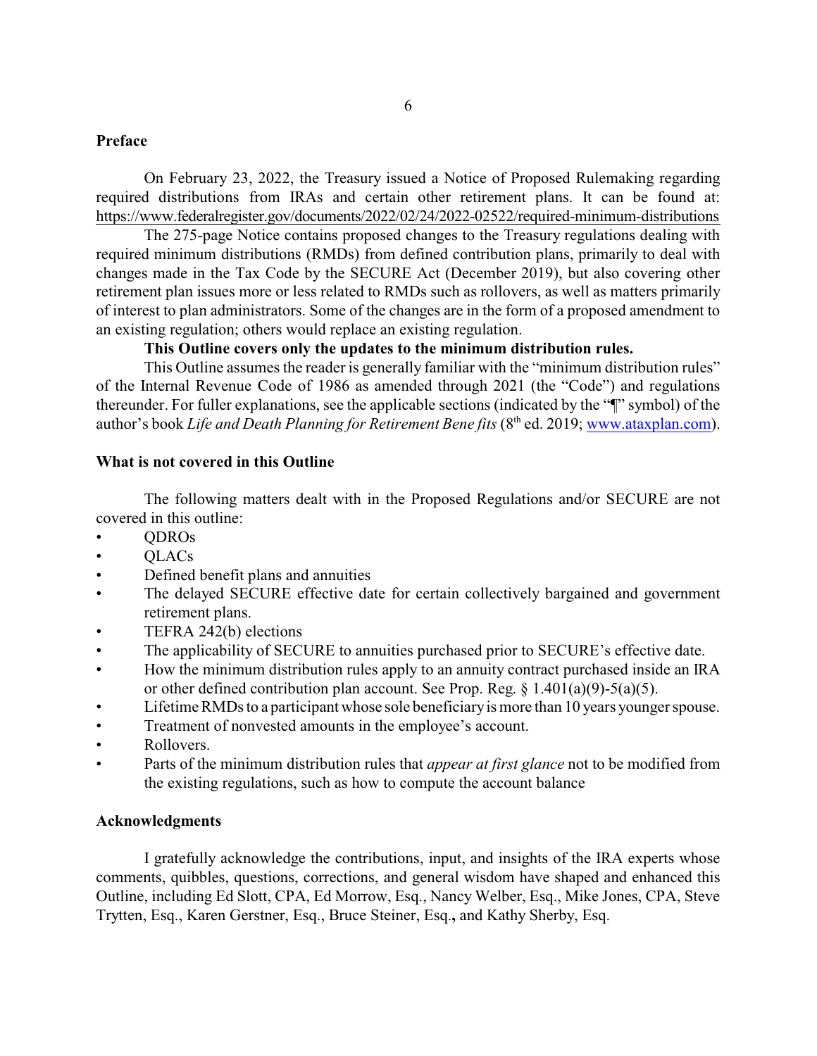## Preface

On February 23, 2022, the Treasury issued a Notice of Proposed Rulemaking regarding required distributions from IRAs and certain other retirement plans. It can be found at: https://www.federalregister.gov/documents/2022/02/24/2022-02522/required-minimum-distributions

The 275-page Notice contains proposed changes to the Treasury regulations dealing with required minimum distributions (RMDs) from defined contribution plans, primarily to deal with changes made in the Tax Code by the SECURE Act (December 2019), but also covering other retirement plan issues more or less related to RMDs such as rollovers, as well as matters primarily of interest to plan administrators. Some of the changes are in the form of a proposed amendment to an existing regulation; others would replace an existing regulation.

**This Outline covers only the updates to the minimum distribution rules.**

This Outline assumes the reader is generally familiar with the "minimum distribution rules" of the Internal Revenue Code of 1986 as amended through 2021 (the "Code") and regulations thereunder. For fuller explanations, see the applicable sections (indicated by the "¶" symbol) of the author's book *Life and Death Planning for Retirement Benefits* (8th ed. 2019; www.ataxplan.com).

## What is not covered in this Outline

The following matters dealt with in the Proposed Regulations and/or SECURE are not covered in this outline:

- QDROs
- QLACs
- Defined benefit plans and annuities
- The delayed SECURE effective date for certain collectively bargained and government retirement plans.
- TEFRA 242(b) elections
- The applicability of SECURE to annuities purchased prior to SECURE's effective date.
- How the minimum distribution rules apply to an annuity contract purchased inside an IRA or other defined contribution plan account. See Prop. Reg. § 1.401(a)(9)-5(a)(5).
- Lifetime RMDs to a participant whose sole beneficiary is more than 10 years younger spouse.
- Treatment of nonvested amounts in the employee's account.
- Rollovers.
- Parts of the minimum distribution rules that *appear at first glance* not to be modified from the existing regulations, such as how to compute the account balance

## Acknowledgments

I gratefully acknowledge the contributions, input, and insights of the IRA experts whose comments, quibbles, questions, corrections, and general wisdom have shaped and enhanced this Outline, including Ed Slott, CPA, Ed Morrow, Esq., Nancy Welber, Esq., Mike Jones, CPA, Steve Trytten, Esq., Karen Gerstner, Esq., Bruce Steiner, Esq., and Kathy Sherby, Esq.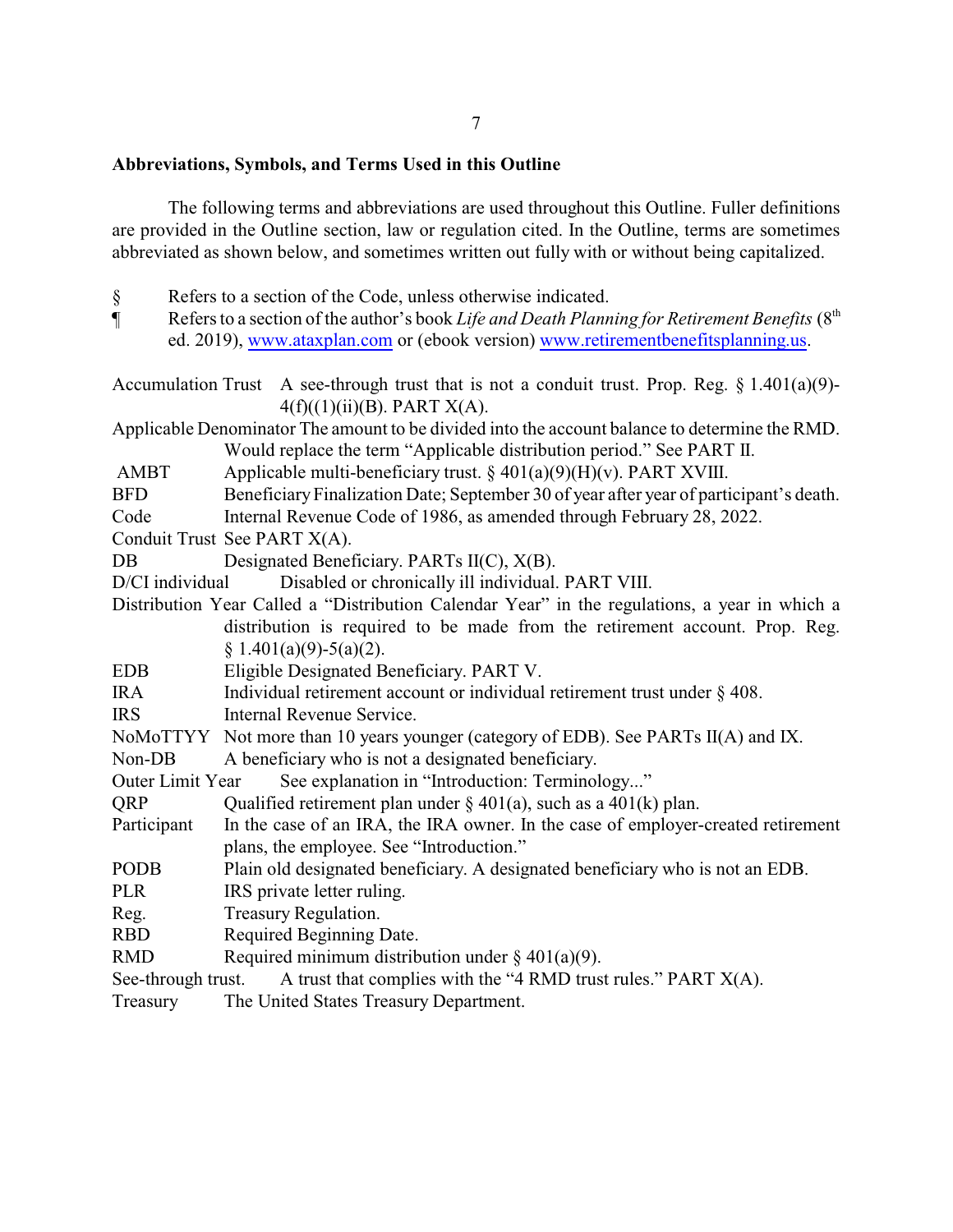## Abbreviations, Symbols, and Terms Used in this Outline

The following terms and abbreviations are used throughout this Outline. Fuller definitions are provided in the Outline section, law or regulation cited. In the Outline, terms are sometimes abbreviated as shown below, and sometimes written out fully with or without being capitalized.

| | |
|---|---|
| § | Refers to a section of the Code, unless otherwise indicated. |
| ¶ | Refers to a section of the author's book *Life and Death Planning for Retirement Benefits* (8th ed. 2019), www.ataxplan.com or (ebook version) www.retirementbenefitsplanning.us. |

| | |
|---|---|
| Accumulation Trust | A see-through trust that is not a conduit trust. Prop. Reg. § 1.401(a)(9)-4(f)((1)(ii)(B). PART X(A). |
| Applicable Denominator | The amount to be divided into the account balance to determine the RMD. Would replace the term "Applicable distribution period." See PART II. |
| AMBT | Applicable multi-beneficiary trust. § 401(a)(9)(H)(v). PART XVIII. |
| BFD | Beneficiary Finalization Date; September 30 of year after year of participant's death. |
| Code | Internal Revenue Code of 1986, as amended through February 28, 2022. |
| Conduit Trust | See PART X(A). |
| DB | Designated Beneficiary. PARTs II(C), X(B). |
| D/CI individual | Disabled or chronically ill individual. PART VIII. |
| Distribution Year | Called a "Distribution Calendar Year" in the regulations, a year in which a distribution is required to be made from the retirement account. Prop. Reg. § 1.401(a)(9)-5(a)(2). |
| EDB | Eligible Designated Beneficiary. PART V. |
| IRA | Individual retirement account or individual retirement trust under § 408. |
| IRS | Internal Revenue Service. |
| NoMoTTYY | Not more than 10 years younger (category of EDB). See PARTs II(A) and IX. |
| Non-DB | A beneficiary who is not a designated beneficiary. |
| Outer Limit Year | See explanation in "Introduction: Terminology..." |
| QRP | Qualified retirement plan under § 401(a), such as a 401(k) plan. |
| Participant | In the case of an IRA, the IRA owner. In the case of employer-created retirement plans, the employee. See "Introduction." |
| PODB | Plain old designated beneficiary. A designated beneficiary who is not an EDB. |
| PLR | IRS private letter ruling. |
| Reg. | Treasury Regulation. |
| RBD | Required Beginning Date. |
| RMD | Required minimum distribution under § 401(a)(9). |
| See-through trust. | A trust that complies with the "4 RMD trust rules." PART X(A). |
| Treasury | The United States Treasury Department. |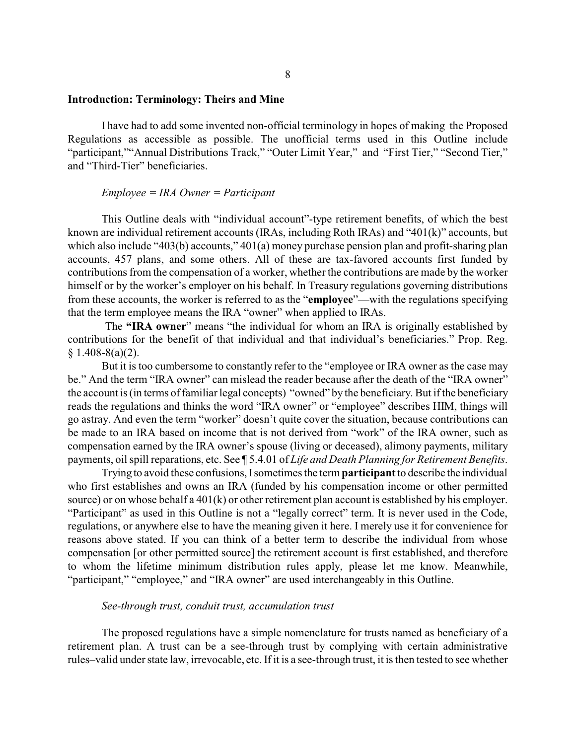**Introduction: Terminology: Theirs and Mine**

I have had to add some invented non-official terminology in hopes of making the Proposed Regulations as accessible as possible. The unofficial terms used in this Outline include "participant,""Annual Distributions Track," "Outer Limit Year," and "First Tier," "Second Tier," and "Third-Tier" beneficiaries.

*Employee = IRA Owner = Participant*

This Outline deals with "individual account"-type retirement benefits, of which the best known are individual retirement accounts (IRAs, including Roth IRAs) and "401(k)" accounts, but which also include "403(b) accounts," 401(a) money purchase pension plan and profit-sharing plan accounts, 457 plans, and some others. All of these are tax-favored accounts first funded by contributions from the compensation of a worker, whether the contributions are made by the worker himself or by the worker's employer on his behalf. In Treasury regulations governing distributions from these accounts, the worker is referred to as the "**employee**"—with the regulations specifying that the term employee means the IRA "owner" when applied to IRAs.

The **"IRA owner**" means "the individual for whom an IRA is originally established by contributions for the benefit of that individual and that individual's beneficiaries." Prop. Reg. § 1.408-8(a)(2).

But it is too cumbersome to constantly refer to the "employee or IRA owner as the case may be." And the term "IRA owner" can mislead the reader because after the death of the "IRA owner" the account is (in terms of familiar legal concepts) "owned" by the beneficiary. But if the beneficiary reads the regulations and thinks the word "IRA owner" or "employee" describes HIM, things will go astray. And even the term "worker" doesn't quite cover the situation, because contributions can be made to an IRA based on income that is not derived from "work" of the IRA owner, such as compensation earned by the IRA owner's spouse (living or deceased), alimony payments, military payments, oil spill reparations, etc. See ¶ 5.4.01 of *Life and Death Planning for Retirement Benefits*.

Trying to avoid these confusions, I sometimes the term **participant** to describe the individual who first establishes and owns an IRA (funded by his compensation income or other permitted source) or on whose behalf a 401(k) or other retirement plan account is established by his employer. "Participant" as used in this Outline is not a "legally correct" term. It is never used in the Code, regulations, or anywhere else to have the meaning given it here. I merely use it for convenience for reasons above stated. If you can think of a better term to describe the individual from whose compensation [or other permitted source] the retirement account is first established, and therefore to whom the lifetime minimum distribution rules apply, please let me know. Meanwhile, "participant," "employee," and "IRA owner" are used interchangeably in this Outline.

*See-through trust, conduit trust, accumulation trust*

The proposed regulations have a simple nomenclature for trusts named as beneficiary of a retirement plan. A trust can be a see-through trust by complying with certain administrative rules–valid under state law, irrevocable, etc. If it is a see-through trust, it is then tested to see whether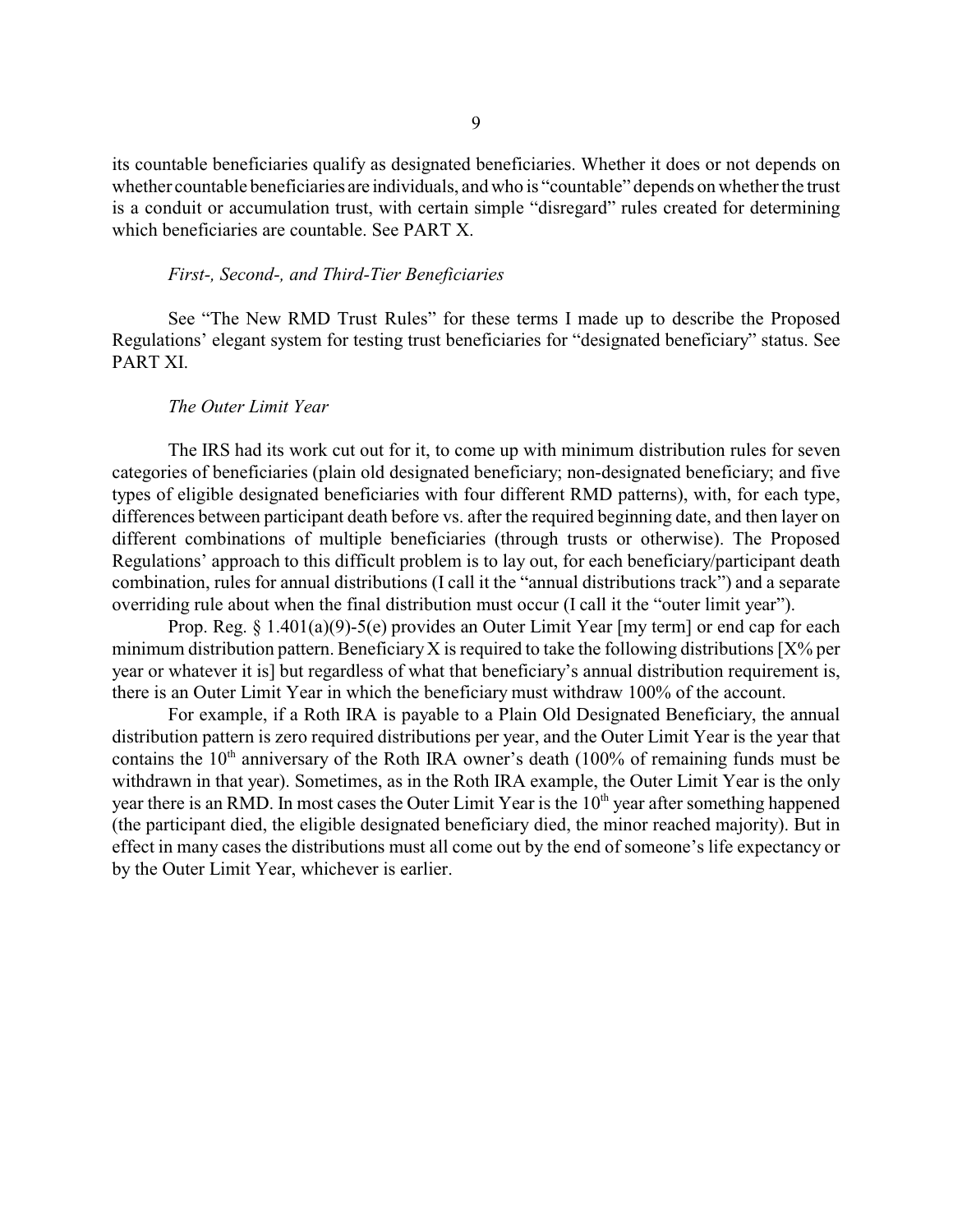its countable beneficiaries qualify as designated beneficiaries. Whether it does or not depends on whether countable beneficiaries are individuals, and who is "countable" depends on whether the trust is a conduit or accumulation trust, with certain simple "disregard" rules created for determining which beneficiaries are countable. See PART X.

*First-, Second-, and Third-Tier Beneficiaries*

See "The New RMD Trust Rules" for these terms I made up to describe the Proposed Regulations' elegant system for testing trust beneficiaries for "designated beneficiary" status. See PART XI.

*The Outer Limit Year*

The IRS had its work cut out for it, to come up with minimum distribution rules for seven categories of beneficiaries (plain old designated beneficiary; non-designated beneficiary; and five types of eligible designated beneficiaries with four different RMD patterns), with, for each type, differences between participant death before vs. after the required beginning date, and then layer on different combinations of multiple beneficiaries (through trusts or otherwise). The Proposed Regulations' approach to this difficult problem is to lay out, for each beneficiary/participant death combination, rules for annual distributions (I call it the "annual distributions track") and a separate overriding rule about when the final distribution must occur (I call it the "outer limit year").

Prop. Reg. § 1.401(a)(9)-5(e) provides an Outer Limit Year [my term] or end cap for each minimum distribution pattern. Beneficiary X is required to take the following distributions [X% per year or whatever it is] but regardless of what that beneficiary's annual distribution requirement is, there is an Outer Limit Year in which the beneficiary must withdraw 100% of the account.

For example, if a Roth IRA is payable to a Plain Old Designated Beneficiary, the annual distribution pattern is zero required distributions per year, and the Outer Limit Year is the year that contains the 10th anniversary of the Roth IRA owner's death (100% of remaining funds must be withdrawn in that year). Sometimes, as in the Roth IRA example, the Outer Limit Year is the only year there is an RMD. In most cases the Outer Limit Year is the 10th year after something happened (the participant died, the eligible designated beneficiary died, the minor reached majority). But in effect in many cases the distributions must all come out by the end of someone's life expectancy or by the Outer Limit Year, whichever is earlier.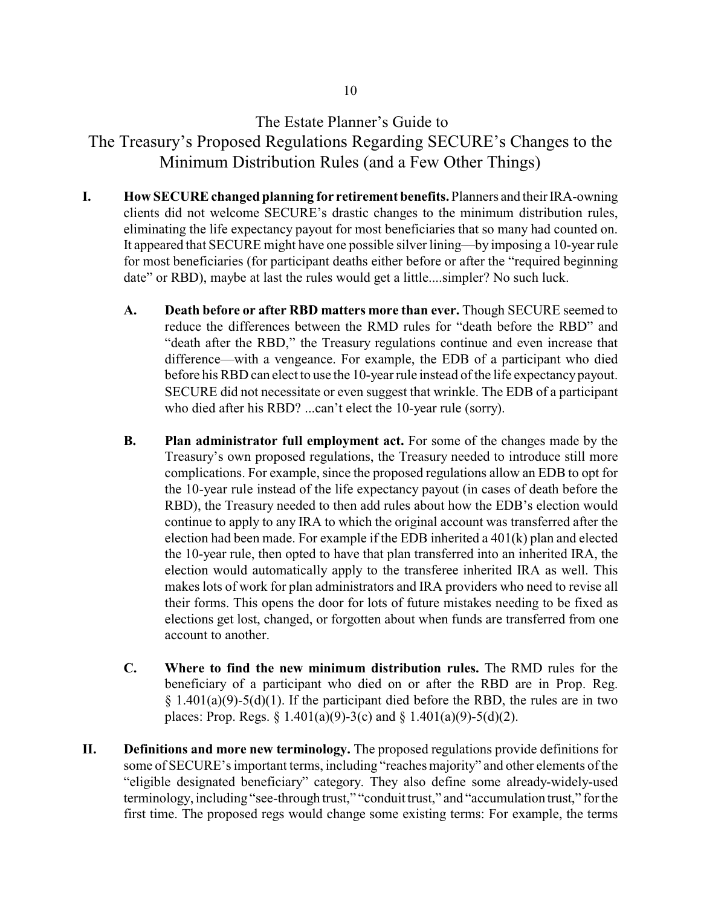# The Estate Planner's Guide to The Treasury's Proposed Regulations Regarding SECURE's Changes to the Minimum Distribution Rules (and a Few Other Things)

**I. How SECURE changed planning for retirement benefits.** Planners and their IRA-owning clients did not welcome SECURE's drastic changes to the minimum distribution rules, eliminating the life expectancy payout for most beneficiaries that so many had counted on. It appeared that SECURE might have one possible silver lining—by imposing a 10-year rule for most beneficiaries (for participant deaths either before or after the "required beginning date" or RBD), maybe at last the rules would get a little....simpler? No such luck.

**A. Death before or after RBD matters more than ever.** Though SECURE seemed to reduce the differences between the RMD rules for "death before the RBD" and "death after the RBD," the Treasury regulations continue and even increase that difference—with a vengeance. For example, the EDB of a participant who died before his RBD can elect to use the 10-year rule instead of the life expectancy payout. SECURE did not necessitate or even suggest that wrinkle. The EDB of a participant who died after his RBD? ...can't elect the 10-year rule (sorry).

**B. Plan administrator full employment act.** For some of the changes made by the Treasury's own proposed regulations, the Treasury needed to introduce still more complications. For example, since the proposed regulations allow an EDB to opt for the 10-year rule instead of the life expectancy payout (in cases of death before the RBD), the Treasury needed to then add rules about how the EDB's election would continue to apply to any IRA to which the original account was transferred after the election had been made. For example if the EDB inherited a 401(k) plan and elected the 10-year rule, then opted to have that plan transferred into an inherited IRA, the election would automatically apply to the transferee inherited IRA as well. This makes lots of work for plan administrators and IRA providers who need to revise all their forms. This opens the door for lots of future mistakes needing to be fixed as elections get lost, changed, or forgotten about when funds are transferred from one account to another.

**C. Where to find the new minimum distribution rules.** The RMD rules for the beneficiary of a participant who died on or after the RBD are in Prop. Reg. § 1.401(a)(9)-5(d)(1). If the participant died before the RBD, the rules are in two places: Prop. Regs. § 1.401(a)(9)-3(c) and § 1.401(a)(9)-5(d)(2).

**II. Definitions and more new terminology.** The proposed regulations provide definitions for some of SECURE's important terms, including "reaches majority" and other elements of the "eligible designated beneficiary" category. They also define some already-widely-used terminology, including "see-through trust," "conduit trust," and "accumulation trust," for the first time. The proposed regs would change some existing terms: For example, the terms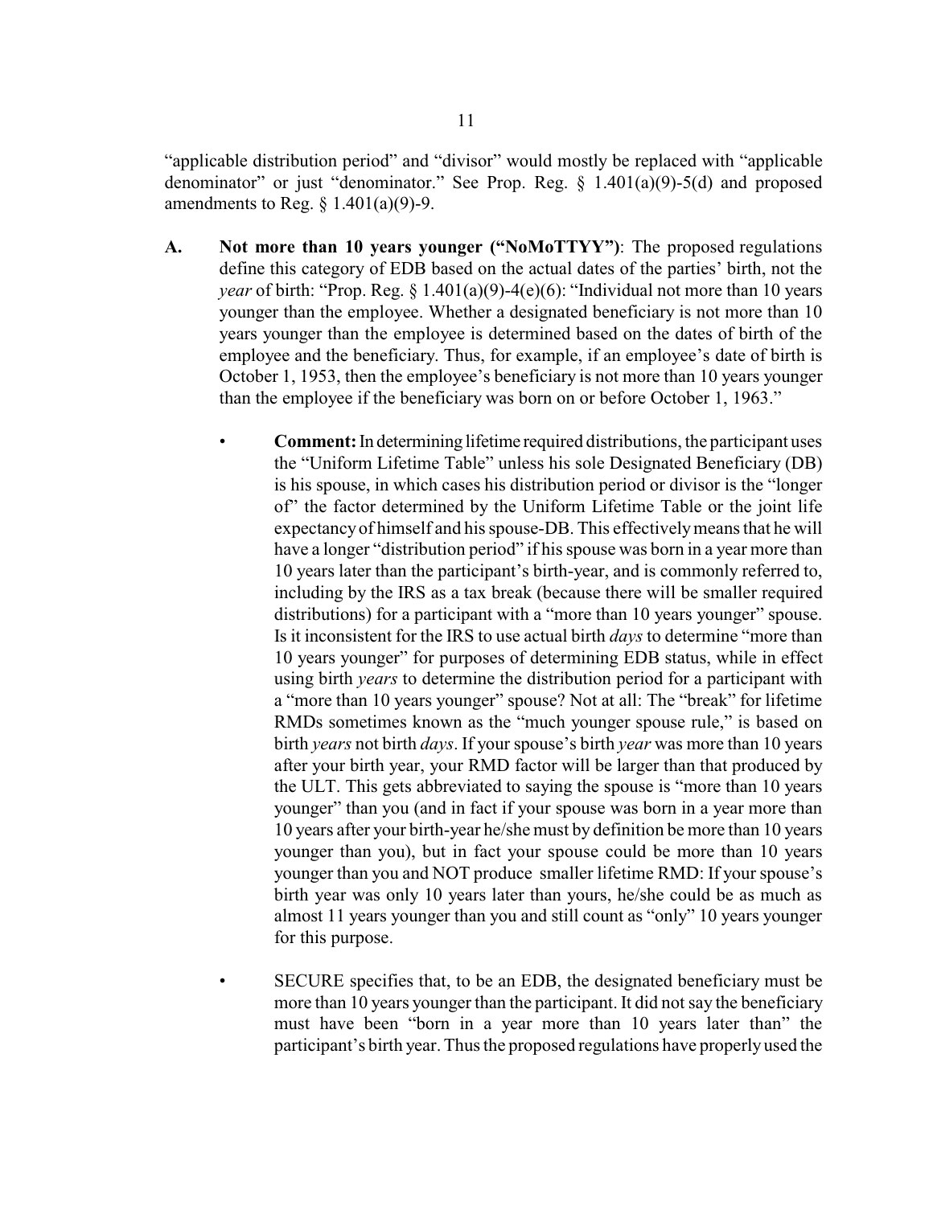"applicable distribution period" and "divisor" would mostly be replaced with "applicable denominator" or just "denominator." See Prop. Reg. § 1.401(a)(9)-5(d) and proposed amendments to Reg. § 1.401(a)(9)-9.

**A. Not more than 10 years younger ("NoMoTTYY")**: The proposed regulations define this category of EDB based on the actual dates of the parties' birth, not the *year* of birth: "Prop. Reg. § 1.401(a)(9)-4(e)(6): "Individual not more than 10 years younger than the employee. Whether a designated beneficiary is not more than 10 years younger than the employee is determined based on the dates of birth of the employee and the beneficiary. Thus, for example, if an employee's date of birth is October 1, 1953, then the employee's beneficiary is not more than 10 years younger than the employee if the beneficiary was born on or before October 1, 1963."

- **Comment:** In determining lifetime required distributions, the participant uses the "Uniform Lifetime Table" unless his sole Designated Beneficiary (DB) is his spouse, in which cases his distribution period or divisor is the "longer of" the factor determined by the Uniform Lifetime Table or the joint life expectancy of himself and his spouse-DB. This effectively means that he will have a longer "distribution period" if his spouse was born in a year more than 10 years later than the participant's birth-year, and is commonly referred to, including by the IRS as a tax break (because there will be smaller required distributions) for a participant with a "more than 10 years younger" spouse. Is it inconsistent for the IRS to use actual birth *days* to determine "more than 10 years younger" for purposes of determining EDB status, while in effect using birth *years* to determine the distribution period for a participant with a "more than 10 years younger" spouse? Not at all: The "break" for lifetime RMDs sometimes known as the "much younger spouse rule," is based on birth *years* not birth *days*. If your spouse's birth *year* was more than 10 years after your birth year, your RMD factor will be larger than that produced by the ULT. This gets abbreviated to saying the spouse is "more than 10 years younger" than you (and in fact if your spouse was born in a year more than 10 years after your birth-year he/she must by definition be more than 10 years younger than you), but in fact your spouse could be more than 10 years younger than you and NOT produce smaller lifetime RMD: If your spouse's birth year was only 10 years later than yours, he/she could be as much as almost 11 years younger than you and still count as "only" 10 years younger for this purpose.

- SECURE specifies that, to be an EDB, the designated beneficiary must be more than 10 years younger than the participant. It did not say the beneficiary must have been "born in a year more than 10 years later than" the participant's birth year. Thus the proposed regulations have properly used the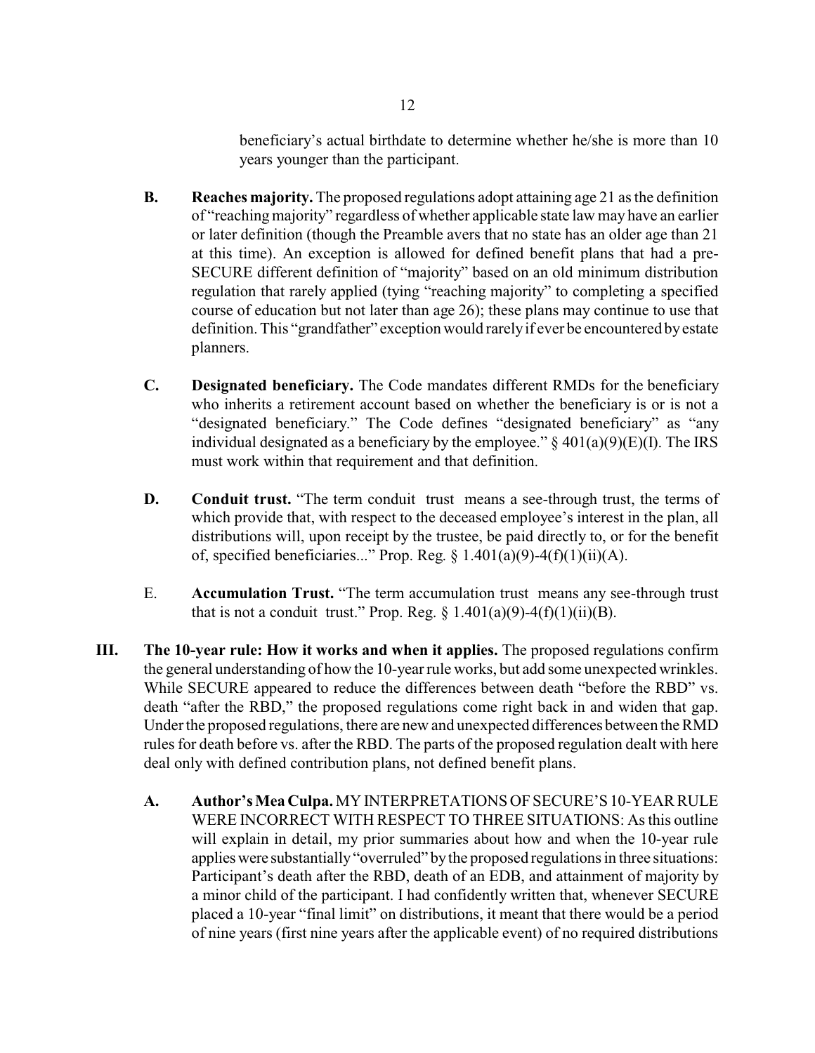beneficiary's actual birthdate to determine whether he/she is more than 10 years younger than the participant.

**B. Reaches majority.** The proposed regulations adopt attaining age 21 as the definition of "reaching majority" regardless of whether applicable state law may have an earlier or later definition (though the Preamble avers that no state has an older age than 21 at this time). An exception is allowed for defined benefit plans that had a pre-SECURE different definition of "majority" based on an old minimum distribution regulation that rarely applied (tying "reaching majority" to completing a specified course of education but not later than age 26); these plans may continue to use that definition. This "grandfather" exception would rarely if ever be encountered by estate planners.

**C. Designated beneficiary.** The Code mandates different RMDs for the beneficiary who inherits a retirement account based on whether the beneficiary is or is not a "designated beneficiary." The Code defines "designated beneficiary" as "any individual designated as a beneficiary by the employee." § 401(a)(9)(E)(I). The IRS must work within that requirement and that definition.

**D. Conduit trust.** "The term conduit trust means a see-through trust, the terms of which provide that, with respect to the deceased employee's interest in the plan, all distributions will, upon receipt by the trustee, be paid directly to, or for the benefit of, specified beneficiaries..." Prop. Reg. § 1.401(a)(9)-4(f)(1)(ii)(A).

E. **Accumulation Trust.** "The term accumulation trust means any see-through trust that is not a conduit trust." Prop. Reg. § 1.401(a)(9)-4(f)(1)(ii)(B).

**III. The 10-year rule: How it works and when it applies.** The proposed regulations confirm the general understanding of how the 10-year rule works, but add some unexpected wrinkles. While SECURE appeared to reduce the differences between death "before the RBD" vs. death "after the RBD," the proposed regulations come right back in and widen that gap. Under the proposed regulations, there are new and unexpected differences between the RMD rules for death before vs. after the RBD. The parts of the proposed regulation dealt with here deal only with defined contribution plans, not defined benefit plans.

**A. Author's Mea Culpa.** MY INTERPRETATIONS OF SECURE'S 10-YEAR RULE WERE INCORRECT WITH RESPECT TO THREE SITUATIONS: As this outline will explain in detail, my prior summaries about how and when the 10-year rule applies were substantially "overruled" by the proposed regulations in three situations: Participant's death after the RBD, death of an EDB, and attainment of majority by a minor child of the participant. I had confidently written that, whenever SECURE placed a 10-year "final limit" on distributions, it meant that there would be a period of nine years (first nine years after the applicable event) of no required distributions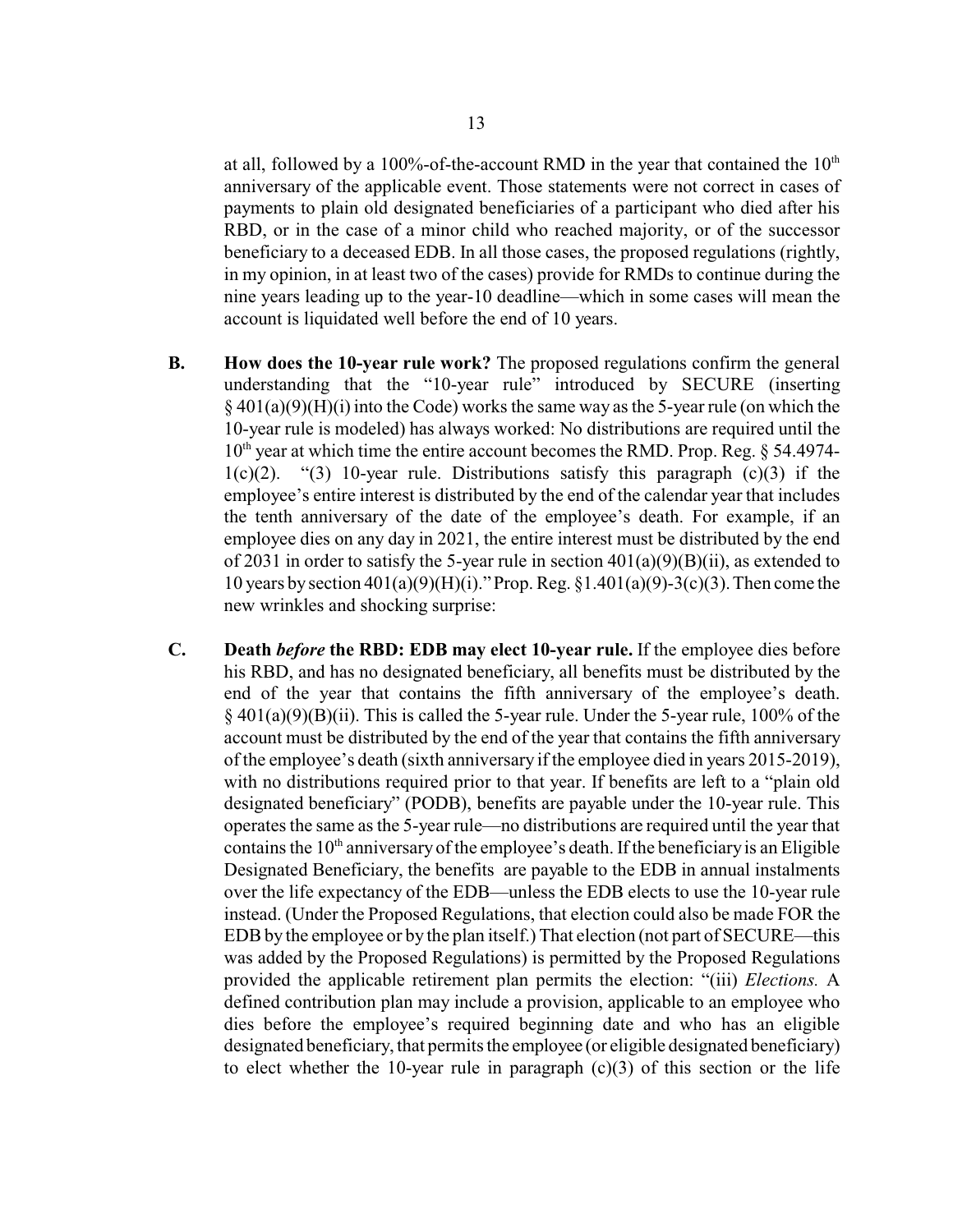at all, followed by a 100%-of-the-account RMD in the year that contained the 10th anniversary of the applicable event. Those statements were not correct in cases of payments to plain old designated beneficiaries of a participant who died after his RBD, or in the case of a minor child who reached majority, or of the successor beneficiary to a deceased EDB. In all those cases, the proposed regulations (rightly, in my opinion, in at least two of the cases) provide for RMDs to continue during the nine years leading up to the year-10 deadline—which in some cases will mean the account is liquidated well before the end of 10 years.

**B. How does the 10-year rule work?** The proposed regulations confirm the general understanding that the "10-year rule" introduced by SECURE (inserting § 401(a)(9)(H)(i) into the Code) works the same way as the 5-year rule (on which the 10-year rule is modeled) has always worked: No distributions are required until the 10th year at which time the entire account becomes the RMD. Prop. Reg. § 54.4974-1(c)(2). "(3) 10-year rule. Distributions satisfy this paragraph (c)(3) if the employee's entire interest is distributed by the end of the calendar year that includes the tenth anniversary of the date of the employee's death. For example, if an employee dies on any day in 2021, the entire interest must be distributed by the end of 2031 in order to satisfy the 5-year rule in section 401(a)(9)(B)(ii), as extended to 10 years by section 401(a)(9)(H)(i)." Prop. Reg. §1.401(a)(9)-3(c)(3). Then come the new wrinkles and shocking surprise:

**C. Death *before* the RBD: EDB may elect 10-year rule.** If the employee dies before his RBD, and has no designated beneficiary, all benefits must be distributed by the end of the year that contains the fifth anniversary of the employee's death. § 401(a)(9)(B)(ii). This is called the 5-year rule. Under the 5-year rule, 100% of the account must be distributed by the end of the year that contains the fifth anniversary of the employee's death (sixth anniversary if the employee died in years 2015-2019), with no distributions required prior to that year. If benefits are left to a "plain old designated beneficiary" (PODB), benefits are payable under the 10-year rule. This operates the same as the 5-year rule—no distributions are required until the year that contains the 10th anniversary of the employee's death. If the beneficiary is an Eligible Designated Beneficiary, the benefits are payable to the EDB in annual instalments over the life expectancy of the EDB—unless the EDB elects to use the 10-year rule instead. (Under the Proposed Regulations, that election could also be made FOR the EDB by the employee or by the plan itself.) That election (not part of SECURE—this was added by the Proposed Regulations) is permitted by the Proposed Regulations provided the applicable retirement plan permits the election: "(iii) *Elections.* A defined contribution plan may include a provision, applicable to an employee who dies before the employee's required beginning date and who has an eligible designated beneficiary, that permits the employee (or eligible designated beneficiary) to elect whether the 10-year rule in paragraph (c)(3) of this section or the life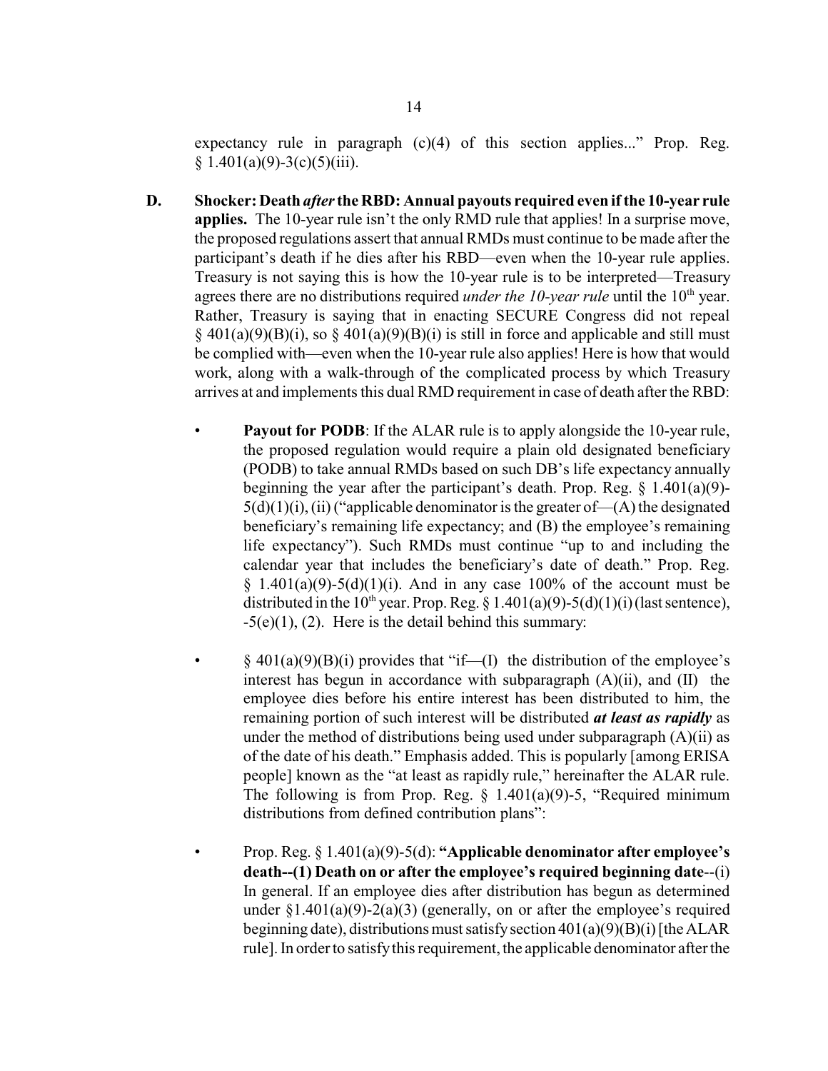expectancy rule in paragraph (c)(4) of this section applies..." Prop. Reg. § 1.401(a)(9)-3(c)(5)(iii).

**D. Shocker: Death *after* the RBD: Annual payouts required even if the 10-year rule applies.** The 10-year rule isn't the only RMD rule that applies! In a surprise move, the proposed regulations assert that annual RMDs must continue to be made after the participant's death if he dies after his RBD—even when the 10-year rule applies. Treasury is not saying this is how the 10-year rule is to be interpreted—Treasury agrees there are no distributions required *under the 10-year rule* until the 10th year. Rather, Treasury is saying that in enacting SECURE Congress did not repeal § 401(a)(9)(B)(i), so § 401(a)(9)(B)(i) is still in force and applicable and still must be complied with—even when the 10-year rule also applies! Here is how that would work, along with a walk-through of the complicated process by which Treasury arrives at and implements this dual RMD requirement in case of death after the RBD:

- **Payout for PODB**: If the ALAR rule is to apply alongside the 10-year rule, the proposed regulation would require a plain old designated beneficiary (PODB) to take annual RMDs based on such DB's life expectancy annually beginning the year after the participant's death. Prop. Reg. § 1.401(a)(9)-5(d)(1)(i), (ii) ("applicable denominator is the greater of—(A) the designated beneficiary's remaining life expectancy; and (B) the employee's remaining life expectancy"). Such RMDs must continue "up to and including the calendar year that includes the beneficiary's date of death." Prop. Reg. § 1.401(a)(9)-5(d)(1)(i). And in any case 100% of the account must be distributed in the 10th year. Prop. Reg. § 1.401(a)(9)-5(d)(1)(i) (last sentence), -5(e)(1), (2). Here is the detail behind this summary:

- § 401(a)(9)(B)(i) provides that "if—(I) the distribution of the employee's interest has begun in accordance with subparagraph (A)(ii), and (II) the employee dies before his entire interest has been distributed to him, the remaining portion of such interest will be distributed ***at least as rapidly*** as under the method of distributions being used under subparagraph (A)(ii) as of the date of his death." Emphasis added. This is popularly [among ERISA people] known as the "at least as rapidly rule," hereinafter the ALAR rule. The following is from Prop. Reg. § 1.401(a)(9)-5, "Required minimum distributions from defined contribution plans":

- Prop. Reg. § 1.401(a)(9)-5(d): **"Applicable denominator after employee's death--(1) Death on or after the employee's required beginning date**--(i) In general. If an employee dies after distribution has begun as determined under §1.401(a)(9)-2(a)(3) (generally, on or after the employee's required beginning date), distributions must satisfy section 401(a)(9)(B)(i) [the ALAR rule]. In order to satisfy this requirement, the applicable denominator after the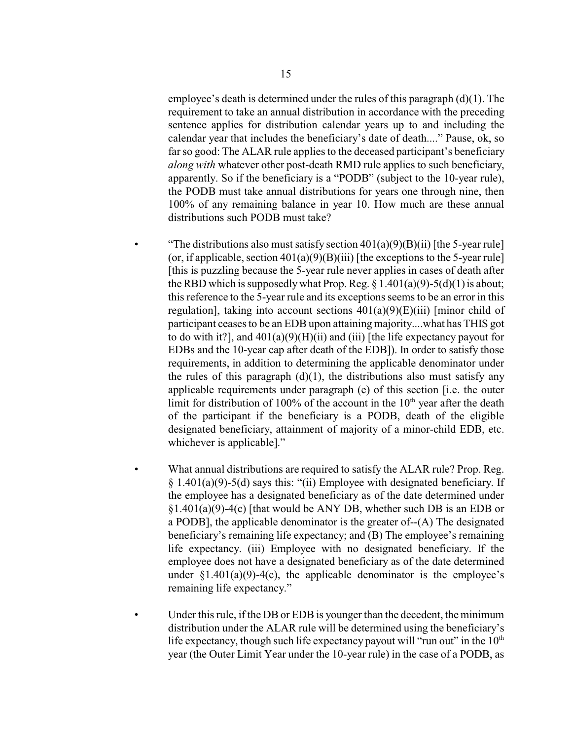employee's death is determined under the rules of this paragraph (d)(1). The requirement to take an annual distribution in accordance with the preceding sentence applies for distribution calendar years up to and including the calendar year that includes the beneficiary's date of death...." Pause, ok, so far so good: The ALAR rule applies to the deceased participant's beneficiary *along with* whatever other post-death RMD rule applies to such beneficiary, apparently. So if the beneficiary is a "PODB" (subject to the 10-year rule), the PODB must take annual distributions for years one through nine, then 100% of any remaining balance in year 10. How much are these annual distributions such PODB must take?

- "The distributions also must satisfy section 401(a)(9)(B)(ii) [the 5-year rule] (or, if applicable, section 401(a)(9)(B)(iii) [the exceptions to the 5-year rule] [this is puzzling because the 5-year rule never applies in cases of death after the RBD which is supposedly what Prop. Reg. § 1.401(a)(9)-5(d)(1) is about; this reference to the 5-year rule and its exceptions seems to be an error in this regulation], taking into account sections 401(a)(9)(E)(iii) [minor child of participant ceases to be an EDB upon attaining majority....what has THIS got to do with it?], and 401(a)(9)(H)(ii) and (iii) [the life expectancy payout for EDBs and the 10-year cap after death of the EDB]). In order to satisfy those requirements, in addition to determining the applicable denominator under the rules of this paragraph (d)(1), the distributions also must satisfy any applicable requirements under paragraph (e) of this section [i.e. the outer limit for distribution of 100% of the account in the 10th year after the death of the participant if the beneficiary is a PODB, death of the eligible designated beneficiary, attainment of majority of a minor-child EDB, etc. whichever is applicable]."

- What annual distributions are required to satisfy the ALAR rule? Prop. Reg. § 1.401(a)(9)-5(d) says this: "(ii) Employee with designated beneficiary. If the employee has a designated beneficiary as of the date determined under §1.401(a)(9)-4(c) [that would be ANY DB, whether such DB is an EDB or a PODB], the applicable denominator is the greater of--(A) The designated beneficiary's remaining life expectancy; and (B) The employee's remaining life expectancy. (iii) Employee with no designated beneficiary. If the employee does not have a designated beneficiary as of the date determined under §1.401(a)(9)-4(c), the applicable denominator is the employee's remaining life expectancy."

- Under this rule, if the DB or EDB is younger than the decedent, the minimum distribution under the ALAR rule will be determined using the beneficiary's life expectancy, though such life expectancy payout will "run out" in the 10th year (the Outer Limit Year under the 10-year rule) in the case of a PODB, as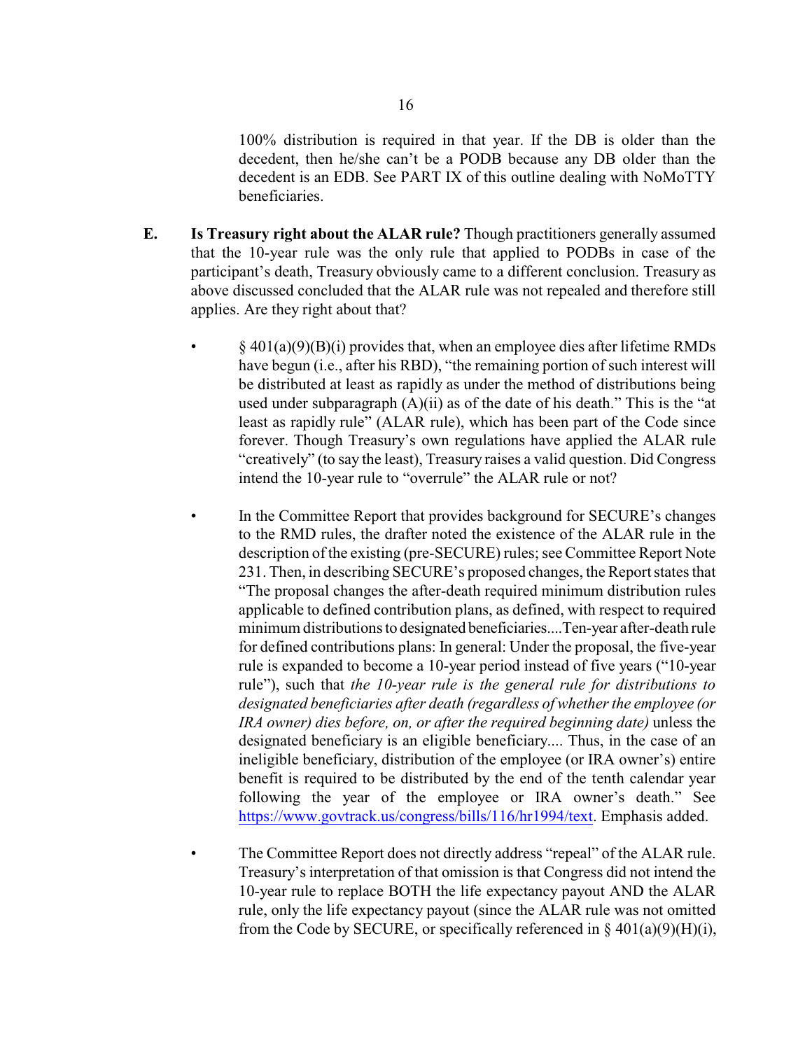100% distribution is required in that year. If the DB is older than the decedent, then he/she can't be a PODB because any DB older than the decedent is an EDB. See PART IX of this outline dealing with NoMoTTY beneficiaries.

**E. Is Treasury right about the ALAR rule?** Though practitioners generally assumed that the 10-year rule was the only rule that applied to PODBs in case of the participant's death, Treasury obviously came to a different conclusion. Treasury as above discussed concluded that the ALAR rule was not repealed and therefore still applies. Are they right about that?

- § 401(a)(9)(B)(i) provides that, when an employee dies after lifetime RMDs have begun (i.e., after his RBD), "the remaining portion of such interest will be distributed at least as rapidly as under the method of distributions being used under subparagraph (A)(ii) as of the date of his death." This is the "at least as rapidly rule" (ALAR rule), which has been part of the Code since forever. Though Treasury's own regulations have applied the ALAR rule "creatively" (to say the least), Treasury raises a valid question. Did Congress intend the 10-year rule to "overrule" the ALAR rule or not?

- In the Committee Report that provides background for SECURE's changes to the RMD rules, the drafter noted the existence of the ALAR rule in the description of the existing (pre-SECURE) rules; see Committee Report Note 231. Then, in describing SECURE's proposed changes, the Report states that "The proposal changes the after-death required minimum distribution rules applicable to defined contribution plans, as defined, with respect to required minimum distributions to designated beneficiaries....Ten-year after-death rule for defined contributions plans: In general: Under the proposal, the five-year rule is expanded to become a 10-year period instead of five years ("10-year rule"), such that *the 10-year rule is the general rule for distributions to designated beneficiaries after death (regardless of whether the employee (or IRA owner) dies before, on, or after the required beginning date)* unless the designated beneficiary is an eligible beneficiary.... Thus, in the case of an ineligible beneficiary, distribution of the employee (or IRA owner's) entire benefit is required to be distributed by the end of the tenth calendar year following the year of the employee or IRA owner's death." See https://www.govtrack.us/congress/bills/116/hr1994/text. Emphasis added.

- The Committee Report does not directly address "repeal" of the ALAR rule. Treasury's interpretation of that omission is that Congress did not intend the 10-year rule to replace BOTH the life expectancy payout AND the ALAR rule, only the life expectancy payout (since the ALAR rule was not omitted from the Code by SECURE, or specifically referenced in § 401(a)(9)(H)(i),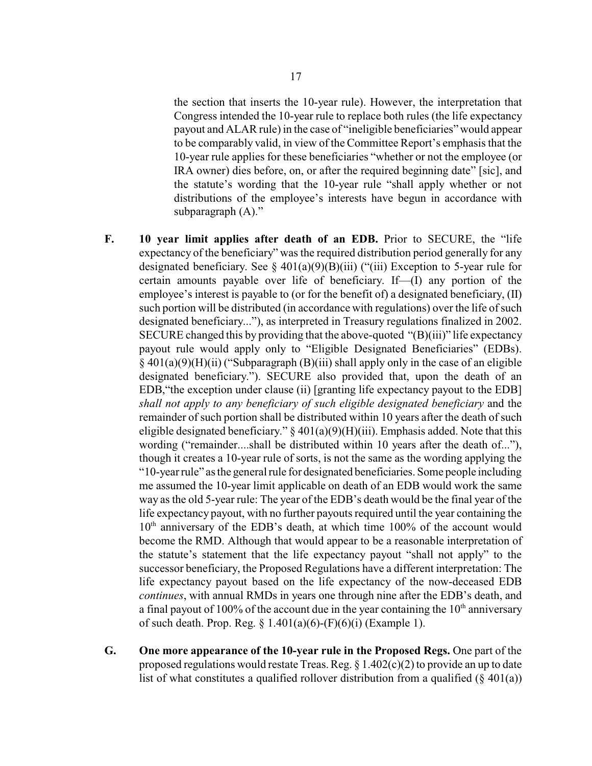the section that inserts the 10-year rule). However, the interpretation that Congress intended the 10-year rule to replace both rules (the life expectancy payout and ALAR rule) in the case of "ineligible beneficiaries" would appear to be comparably valid, in view of the Committee Report's emphasis that the 10-year rule applies for these beneficiaries "whether or not the employee (or IRA owner) dies before, on, or after the required beginning date" [sic], and the statute's wording that the 10-year rule "shall apply whether or not distributions of the employee's interests have begun in accordance with subparagraph (A)."

F. **10 year limit applies after death of an EDB.** Prior to SECURE, the "life expectancy of the beneficiary" was the required distribution period generally for any designated beneficiary. See § 401(a)(9)(B)(iii) ("(iii) Exception to 5-year rule for certain amounts payable over life of beneficiary. If—(I) any portion of the employee's interest is payable to (or for the benefit of) a designated beneficiary, (II) such portion will be distributed (in accordance with regulations) over the life of such designated beneficiary..."), as interpreted in Treasury regulations finalized in 2002. SECURE changed this by providing that the above-quoted "(B)(iii)" life expectancy payout rule would apply only to "Eligible Designated Beneficiaries" (EDBs). § 401(a)(9)(H)(ii) ("Subparagraph (B)(iii) shall apply only in the case of an eligible designated beneficiary."). SECURE also provided that, upon the death of an EDB,"the exception under clause (ii) [granting life expectancy payout to the EDB] *shall not apply to any beneficiary of such eligible designated beneficiary* and the remainder of such portion shall be distributed within 10 years after the death of such eligible designated beneficiary." § 401(a)(9)(H)(iii). Emphasis added. Note that this wording ("remainder....shall be distributed within 10 years after the death of..."), though it creates a 10-year rule of sorts, is not the same as the wording applying the "10-year rule" as the general rule for designated beneficiaries. Some people including me assumed the 10-year limit applicable on death of an EDB would work the same way as the old 5-year rule: The year of the EDB's death would be the final year of the life expectancy payout, with no further payouts required until the year containing the 10th anniversary of the EDB's death, at which time 100% of the account would become the RMD. Although that would appear to be a reasonable interpretation of the statute's statement that the life expectancy payout "shall not apply" to the successor beneficiary, the Proposed Regulations have a different interpretation: The life expectancy payout based on the life expectancy of the now-deceased EDB *continues*, with annual RMDs in years one through nine after the EDB's death, and a final payout of 100% of the account due in the year containing the 10th anniversary of such death. Prop. Reg. § 1.401(a)(6)-(F)(6)(i) (Example 1).

G. **One more appearance of the 10-year rule in the Proposed Regs.** One part of the proposed regulations would restate Treas. Reg. § 1.402(c)(2) to provide an up to date list of what constitutes a qualified rollover distribution from a qualified (§ 401(a))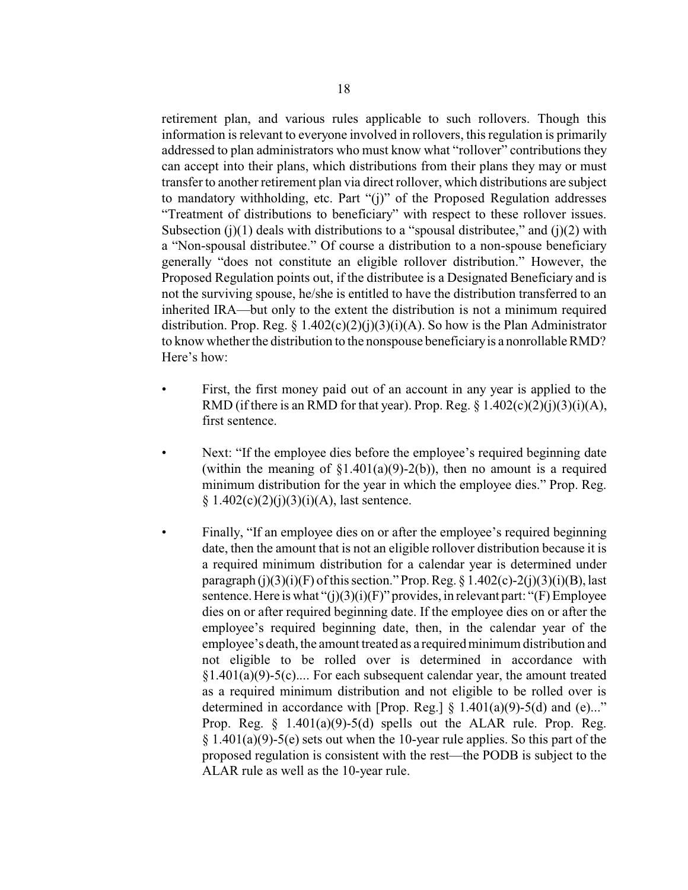retirement plan, and various rules applicable to such rollovers. Though this information is relevant to everyone involved in rollovers, this regulation is primarily addressed to plan administrators who must know what "rollover" contributions they can accept into their plans, which distributions from their plans they may or must transfer to another retirement plan via direct rollover, which distributions are subject to mandatory withholding, etc. Part "(j)" of the Proposed Regulation addresses "Treatment of distributions to beneficiary" with respect to these rollover issues. Subsection (j)(1) deals with distributions to a "spousal distributee," and (j)(2) with a "Non-spousal distributee." Of course a distribution to a non-spouse beneficiary generally "does not constitute an eligible rollover distribution." However, the Proposed Regulation points out, if the distributee is a Designated Beneficiary and is not the surviving spouse, he/she is entitled to have the distribution transferred to an inherited IRA—but only to the extent the distribution is not a minimum required distribution. Prop. Reg. § 1.402(c)(2)(j)(3)(i)(A). So how is the Plan Administrator to know whether the distribution to the nonspouse beneficiary is a nonrollable RMD? Here's how:

- First, the first money paid out of an account in any year is applied to the RMD (if there is an RMD for that year). Prop. Reg. § 1.402(c)(2)(j)(3)(i)(A), first sentence.

- Next: "If the employee dies before the employee's required beginning date (within the meaning of §1.401(a)(9)-2(b)), then no amount is a required minimum distribution for the year in which the employee dies." Prop. Reg. § 1.402(c)(2)(j)(3)(i)(A), last sentence.

- Finally, "If an employee dies on or after the employee's required beginning date, then the amount that is not an eligible rollover distribution because it is a required minimum distribution for a calendar year is determined under paragraph (j)(3)(i)(F) of this section." Prop. Reg. § 1.402(c)-2(j)(3)(i)(B), last sentence. Here is what "(j)(3)(i)(F)" provides, in relevant part: "(F) Employee dies on or after required beginning date. If the employee dies on or after the employee's required beginning date, then, in the calendar year of the employee's death, the amount treated as a required minimum distribution and not eligible to be rolled over is determined in accordance with §1.401(a)(9)-5(c).... For each subsequent calendar year, the amount treated as a required minimum distribution and not eligible to be rolled over is determined in accordance with [Prop. Reg.] § 1.401(a)(9)-5(d) and (e)..." Prop. Reg. § 1.401(a)(9)-5(d) spells out the ALAR rule. Prop. Reg. § 1.401(a)(9)-5(e) sets out when the 10-year rule applies. So this part of the proposed regulation is consistent with the rest—the PODB is subject to the ALAR rule as well as the 10-year rule.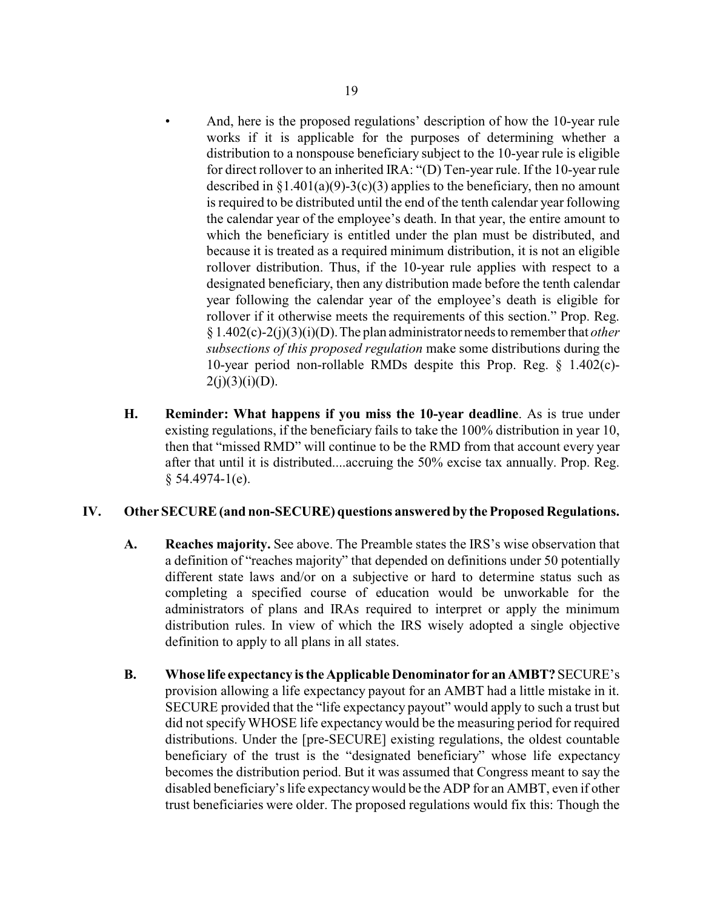- And, here is the proposed regulations' description of how the 10-year rule works if it is applicable for the purposes of determining whether a distribution to a nonspouse beneficiary subject to the 10-year rule is eligible for direct rollover to an inherited IRA: "(D) Ten-year rule. If the 10-year rule described in §1.401(a)(9)-3(c)(3) applies to the beneficiary, then no amount is required to be distributed until the end of the tenth calendar year following the calendar year of the employee's death. In that year, the entire amount to which the beneficiary is entitled under the plan must be distributed, and because it is treated as a required minimum distribution, it is not an eligible rollover distribution. Thus, if the 10-year rule applies with respect to a designated beneficiary, then any distribution made before the tenth calendar year following the calendar year of the employee's death is eligible for rollover if it otherwise meets the requirements of this section." Prop. Reg. § 1.402(c)-2(j)(3)(i)(D). The plan administrator needs to remember that *other subsections of this proposed regulation* make some distributions during the 10-year period non-rollable RMDs despite this Prop. Reg. § 1.402(c)-2(j)(3)(i)(D).

**H. Reminder: What happens if you miss the 10-year deadline**. As is true under existing regulations, if the beneficiary fails to take the 100% distribution in year 10, then that "missed RMD" will continue to be the RMD from that account every year after that until it is distributed....accruing the 50% excise tax annually. Prop. Reg. § 54.4974-1(e).

## IV. Other SECURE (and non-SECURE) questions answered by the Proposed Regulations.

**A. Reaches majority.** See above. The Preamble states the IRS's wise observation that a definition of "reaches majority" that depended on definitions under 50 potentially different state laws and/or on a subjective or hard to determine status such as completing a specified course of education would be unworkable for the administrators of plans and IRAs required to interpret or apply the minimum distribution rules. In view of which the IRS wisely adopted a single objective definition to apply to all plans in all states.

**B. Whose life expectancy is the Applicable Denominator for an AMBT?** SECURE's provision allowing a life expectancy payout for an AMBT had a little mistake in it. SECURE provided that the "life expectancy payout" would apply to such a trust but did not specify WHOSE life expectancy would be the measuring period for required distributions. Under the [pre-SECURE] existing regulations, the oldest countable beneficiary of the trust is the "designated beneficiary" whose life expectancy becomes the distribution period. But it was assumed that Congress meant to say the disabled beneficiary's life expectancy would be the ADP for an AMBT, even if other trust beneficiaries were older. The proposed regulations would fix this: Though the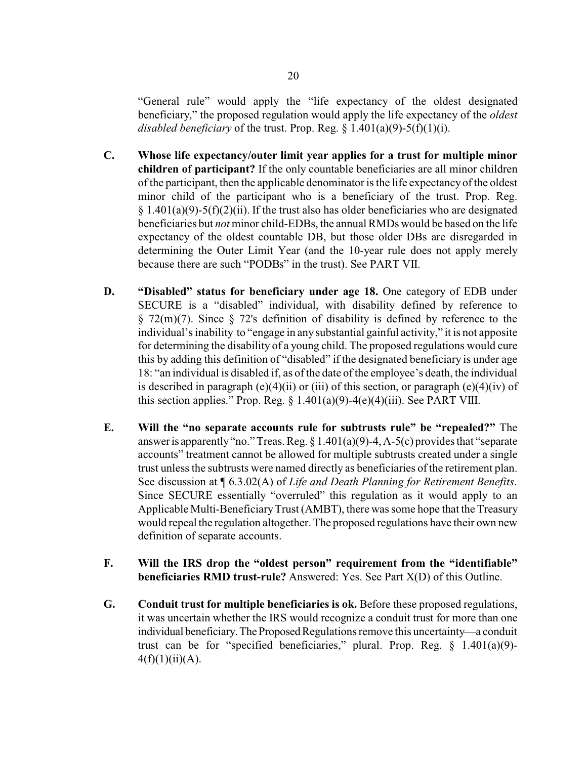"General rule" would apply the "life expectancy of the oldest designated beneficiary," the proposed regulation would apply the life expectancy of the *oldest disabled beneficiary* of the trust. Prop. Reg. § 1.401(a)(9)-5(f)(1)(i).

**C. Whose life expectancy/outer limit year applies for a trust for multiple minor children of participant?** If the only countable beneficiaries are all minor children of the participant, then the applicable denominator is the life expectancy of the oldest minor child of the participant who is a beneficiary of the trust. Prop. Reg. § 1.401(a)(9)-5(f)(2)(ii). If the trust also has older beneficiaries who are designated beneficiaries but *not* minor child-EDBs, the annual RMDs would be based on the life expectancy of the oldest countable DB, but those older DBs are disregarded in determining the Outer Limit Year (and the 10-year rule does not apply merely because there are such "PODBs" in the trust). See PART VII.

**D. "Disabled" status for beneficiary under age 18.** One category of EDB under SECURE is a "disabled" individual, with disability defined by reference to § 72(m)(7). Since § 72's definition of disability is defined by reference to the individual's inability to "engage in any substantial gainful activity," it is not apposite for determining the disability of a young child. The proposed regulations would cure this by adding this definition of "disabled" if the designated beneficiary is under age 18: "an individual is disabled if, as of the date of the employee's death, the individual is described in paragraph (e)(4)(ii) or (iii) of this section, or paragraph (e)(4)(iv) of this section applies." Prop. Reg. § 1.401(a)(9)-4(e)(4)(iii). See PART VIII.

**E. Will the "no separate accounts rule for subtrusts rule" be "repealed?"** The answer is apparently "no." Treas. Reg. § 1.401(a)(9)-4, A-5(c) provides that "separate accounts" treatment cannot be allowed for multiple subtrusts created under a single trust unless the subtrusts were named directly as beneficiaries of the retirement plan. See discussion at ¶ 6.3.02(A) of *Life and Death Planning for Retirement Benefits*. Since SECURE essentially "overruled" this regulation as it would apply to an Applicable Multi-Beneficiary Trust (AMBT), there was some hope that the Treasury would repeal the regulation altogether. The proposed regulations have their own new definition of separate accounts.

**F. Will the IRS drop the "oldest person" requirement from the "identifiable" beneficiaries RMD trust-rule?** Answered: Yes. See Part X(D) of this Outline.

**G. Conduit trust for multiple beneficiaries is ok.** Before these proposed regulations, it was uncertain whether the IRS would recognize a conduit trust for more than one individual beneficiary. The Proposed Regulations remove this uncertainty—a conduit trust can be for "specified beneficiaries," plural. Prop. Reg. § 1.401(a)(9)-4(f)(1)(ii)(A).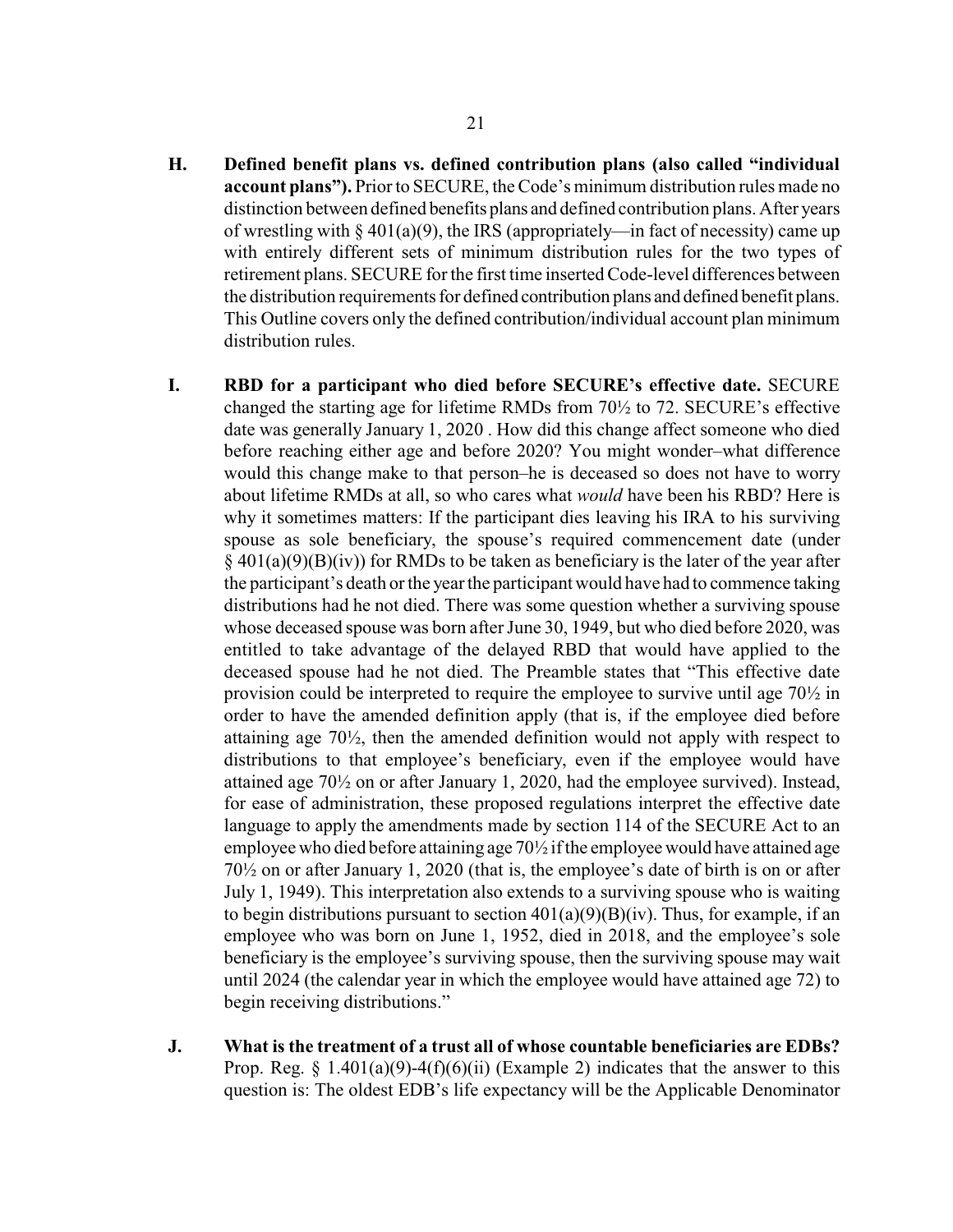**H. Defined benefit plans vs. defined contribution plans (also called "individual account plans").** Prior to SECURE, the Code's minimum distribution rules made no distinction between defined benefits plans and defined contribution plans. After years of wrestling with § 401(a)(9), the IRS (appropriately—in fact of necessity) came up with entirely different sets of minimum distribution rules for the two types of retirement plans. SECURE for the first time inserted Code-level differences between the distribution requirements for defined contribution plans and defined benefit plans. This Outline covers only the defined contribution/individual account plan minimum distribution rules.

**I. RBD for a participant who died before SECURE's effective date.** SECURE changed the starting age for lifetime RMDs from 70½ to 72. SECURE's effective date was generally January 1, 2020 . How did this change affect someone who died before reaching either age and before 2020? You might wonder–what difference would this change make to that person–he is deceased so does not have to worry about lifetime RMDs at all, so who cares what *would* have been his RBD? Here is why it sometimes matters: If the participant dies leaving his IRA to his surviving spouse as sole beneficiary, the spouse's required commencement date (under § 401(a)(9)(B)(iv)) for RMDs to be taken as beneficiary is the later of the year after the participant's death or the year the participant would have had to commence taking distributions had he not died. There was some question whether a surviving spouse whose deceased spouse was born after June 30, 1949, but who died before 2020, was entitled to take advantage of the delayed RBD that would have applied to the deceased spouse had he not died. The Preamble states that "This effective date provision could be interpreted to require the employee to survive until age 70½ in order to have the amended definition apply (that is, if the employee died before attaining age 70½, then the amended definition would not apply with respect to distributions to that employee's beneficiary, even if the employee would have attained age 70½ on or after January 1, 2020, had the employee survived). Instead, for ease of administration, these proposed regulations interpret the effective date language to apply the amendments made by section 114 of the SECURE Act to an employee who died before attaining age 70½ if the employee would have attained age 70½ on or after January 1, 2020 (that is, the employee's date of birth is on or after July 1, 1949). This interpretation also extends to a surviving spouse who is waiting to begin distributions pursuant to section 401(a)(9)(B)(iv). Thus, for example, if an employee who was born on June 1, 1952, died in 2018, and the employee's sole beneficiary is the employee's surviving spouse, then the surviving spouse may wait until 2024 (the calendar year in which the employee would have attained age 72) to begin receiving distributions."

**J. What is the treatment of a trust all of whose countable beneficiaries are EDBs?** Prop. Reg. § 1.401(a)(9)-4(f)(6)(ii) (Example 2) indicates that the answer to this question is: The oldest EDB's life expectancy will be the Applicable Denominator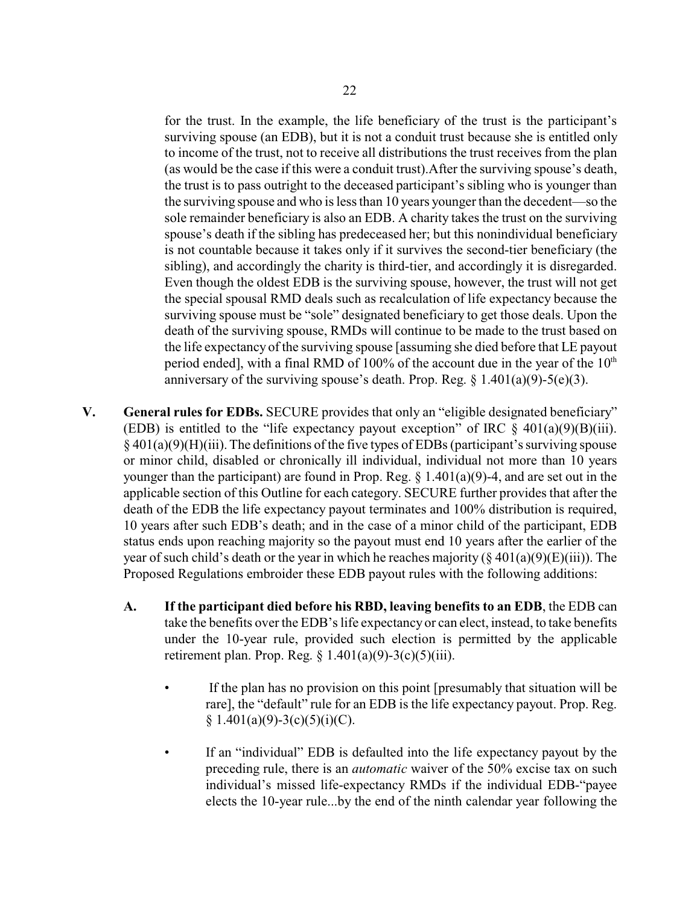for the trust. In the example, the life beneficiary of the trust is the participant's surviving spouse (an EDB), but it is not a conduit trust because she is entitled only to income of the trust, not to receive all distributions the trust receives from the plan (as would be the case if this were a conduit trust).After the surviving spouse's death, the trust is to pass outright to the deceased participant's sibling who is younger than the surviving spouse and who is less than 10 years younger than the decedent—so the sole remainder beneficiary is also an EDB. A charity takes the trust on the surviving spouse's death if the sibling has predeceased her; but this nonindividual beneficiary is not countable because it takes only if it survives the second-tier beneficiary (the sibling), and accordingly the charity is third-tier, and accordingly it is disregarded. Even though the oldest EDB is the surviving spouse, however, the trust will not get the special spousal RMD deals such as recalculation of life expectancy because the surviving spouse must be "sole" designated beneficiary to get those deals. Upon the death of the surviving spouse, RMDs will continue to be made to the trust based on the life expectancy of the surviving spouse [assuming she died before that LE payout period ended], with a final RMD of 100% of the account due in the year of the 10th anniversary of the surviving spouse's death. Prop. Reg. § 1.401(a)(9)-5(e)(3).

**V. General rules for EDBs.** SECURE provides that only an "eligible designated beneficiary" (EDB) is entitled to the "life expectancy payout exception" of IRC § 401(a)(9)(B)(iii). § 401(a)(9)(H)(iii). The definitions of the five types of EDBs (participant's surviving spouse or minor child, disabled or chronically ill individual, individual not more than 10 years younger than the participant) are found in Prop. Reg. § 1.401(a)(9)-4, and are set out in the applicable section of this Outline for each category. SECURE further provides that after the death of the EDB the life expectancy payout terminates and 100% distribution is required, 10 years after such EDB's death; and in the case of a minor child of the participant, EDB status ends upon reaching majority so the payout must end 10 years after the earlier of the year of such child's death or the year in which he reaches majority (§ 401(a)(9)(E)(iii)). The Proposed Regulations embroider these EDB payout rules with the following additions:

**A. If the participant died before his RBD, leaving benefits to an EDB**, the EDB can take the benefits over the EDB's life expectancy or can elect, instead, to take benefits under the 10-year rule, provided such election is permitted by the applicable retirement plan. Prop. Reg. § 1.401(a)(9)-3(c)(5)(iii).

- If the plan has no provision on this point [presumably that situation will be rare], the "default" rule for an EDB is the life expectancy payout. Prop. Reg. § 1.401(a)(9)-3(c)(5)(i)(C).

- If an "individual" EDB is defaulted into the life expectancy payout by the preceding rule, there is an *automatic* waiver of the 50% excise tax on such individual's missed life-expectancy RMDs if the individual EDB-"payee elects the 10-year rule...by the end of the ninth calendar year following the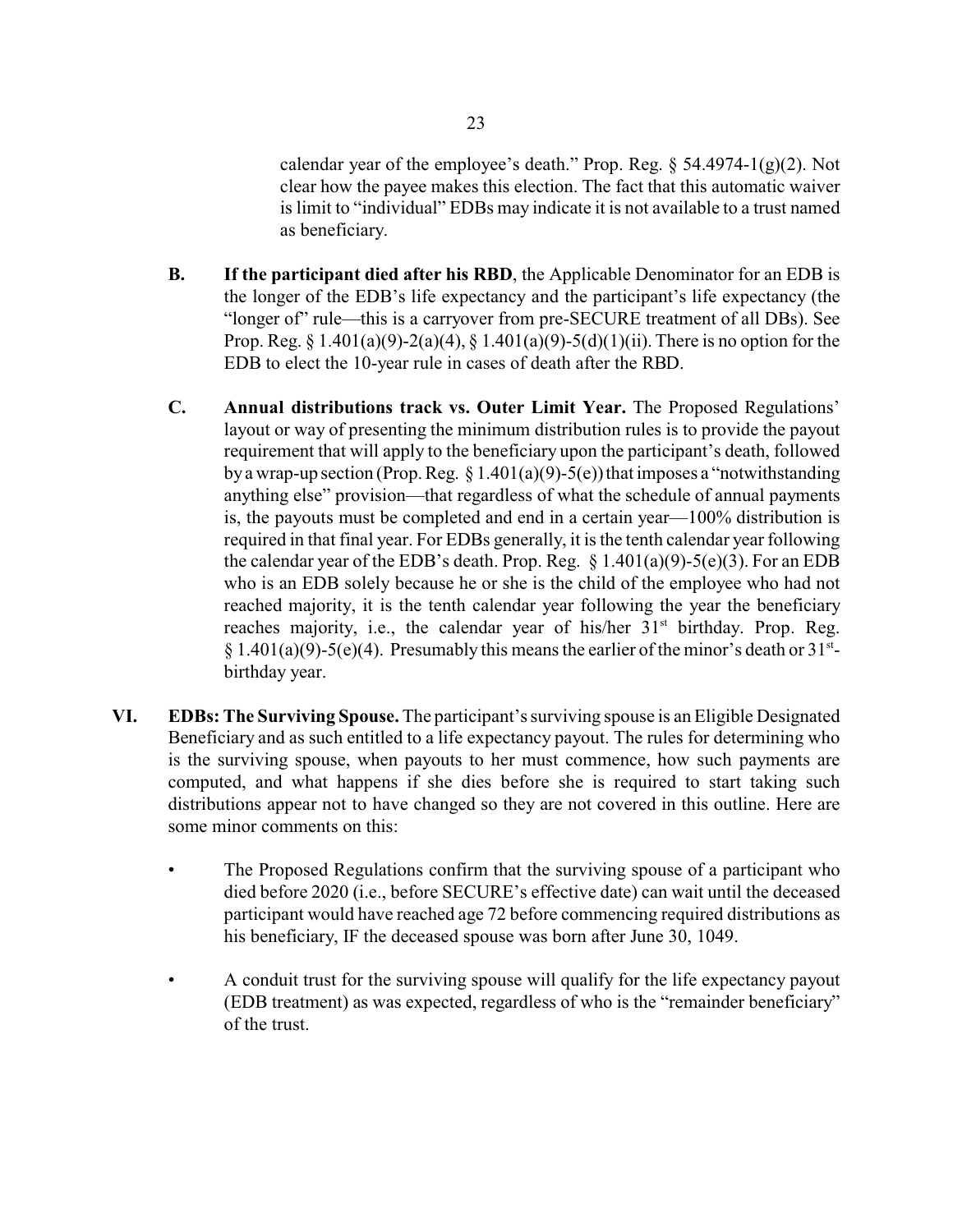calendar year of the employee's death." Prop. Reg. § 54.4974-1(g)(2). Not clear how the payee makes this election. The fact that this automatic waiver is limit to "individual" EDBs may indicate it is not available to a trust named as beneficiary.

**B. If the participant died after his RBD**, the Applicable Denominator for an EDB is the longer of the EDB's life expectancy and the participant's life expectancy (the "longer of" rule—this is a carryover from pre-SECURE treatment of all DBs). See Prop. Reg. § 1.401(a)(9)-2(a)(4), § 1.401(a)(9)-5(d)(1)(ii). There is no option for the EDB to elect the 10-year rule in cases of death after the RBD.

**C. Annual distributions track vs. Outer Limit Year.** The Proposed Regulations' layout or way of presenting the minimum distribution rules is to provide the payout requirement that will apply to the beneficiary upon the participant's death, followed by a wrap-up section (Prop. Reg. § 1.401(a)(9)-5(e)) that imposes a "notwithstanding anything else" provision—that regardless of what the schedule of annual payments is, the payouts must be completed and end in a certain year—100% distribution is required in that final year. For EDBs generally, it is the tenth calendar year following the calendar year of the EDB's death. Prop. Reg. § 1.401(a)(9)-5(e)(3). For an EDB who is an EDB solely because he or she is the child of the employee who had not reached majority, it is the tenth calendar year following the year the beneficiary reaches majority, i.e., the calendar year of his/her 31st birthday. Prop. Reg. § 1.401(a)(9)-5(e)(4). Presumably this means the earlier of the minor's death or 31st-birthday year.

**VI. EDBs: The Surviving Spouse.** The participant's surviving spouse is an Eligible Designated Beneficiary and as such entitled to a life expectancy payout. The rules for determining who is the surviving spouse, when payouts to her must commence, how such payments are computed, and what happens if she dies before she is required to start taking such distributions appear not to have changed so they are not covered in this outline. Here are some minor comments on this:

- The Proposed Regulations confirm that the surviving spouse of a participant who died before 2020 (i.e., before SECURE's effective date) can wait until the deceased participant would have reached age 72 before commencing required distributions as his beneficiary, IF the deceased spouse was born after June 30, 1049.

- A conduit trust for the surviving spouse will qualify for the life expectancy payout (EDB treatment) as was expected, regardless of who is the "remainder beneficiary" of the trust.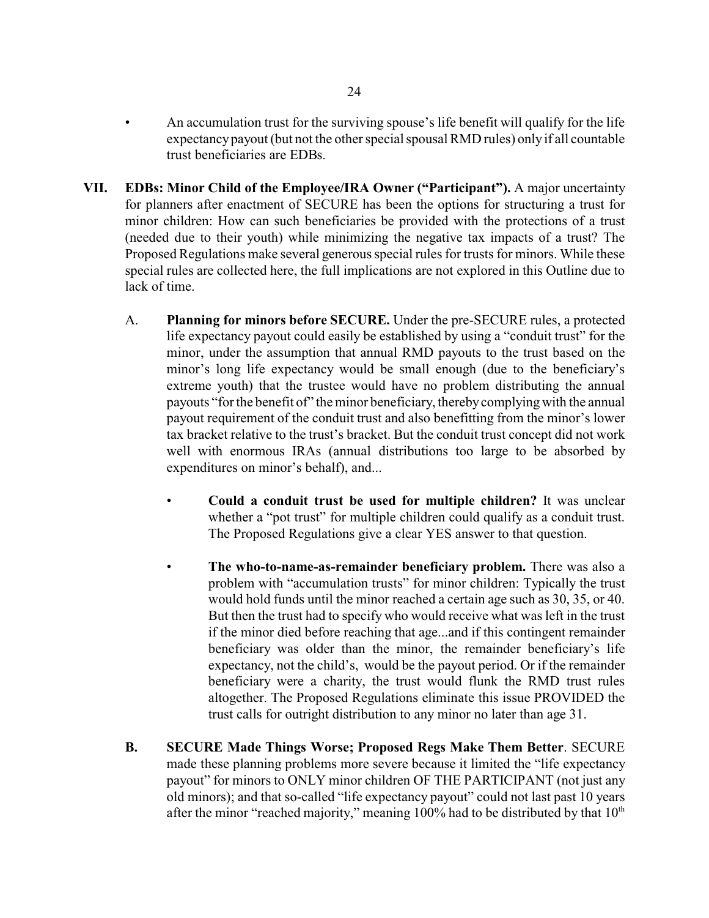- An accumulation trust for the surviving spouse's life benefit will qualify for the life expectancy payout (but not the other special spousal RMD rules) only if all countable trust beneficiaries are EDBs.

**VII. EDBs: Minor Child of the Employee/IRA Owner ("Participant").** A major uncertainty for planners after enactment of SECURE has been the options for structuring a trust for minor children: How can such beneficiaries be provided with the protections of a trust (needed due to their youth) while minimizing the negative tax impacts of a trust? The Proposed Regulations make several generous special rules for trusts for minors. While these special rules are collected here, the full implications are not explored in this Outline due to lack of time.

A. **Planning for minors before SECURE.** Under the pre-SECURE rules, a protected life expectancy payout could easily be established by using a "conduit trust" for the minor, under the assumption that annual RMD payouts to the trust based on the minor's long life expectancy would be small enough (due to the beneficiary's extreme youth) that the trustee would have no problem distributing the annual payouts "for the benefit of" the minor beneficiary, thereby complying with the annual payout requirement of the conduit trust and also benefitting from the minor's lower tax bracket relative to the trust's bracket. But the conduit trust concept did not work well with enormous IRAs (annual distributions too large to be absorbed by expenditures on minor's behalf), and...

- **Could a conduit trust be used for multiple children?** It was unclear whether a "pot trust" for multiple children could qualify as a conduit trust. The Proposed Regulations give a clear YES answer to that question.

- **The who-to-name-as-remainder beneficiary problem.** There was also a problem with "accumulation trusts" for minor children: Typically the trust would hold funds until the minor reached a certain age such as 30, 35, or 40. But then the trust had to specify who would receive what was left in the trust if the minor died before reaching that age...and if this contingent remainder beneficiary was older than the minor, the remainder beneficiary's life expectancy, not the child's, would be the payout period. Or if the remainder beneficiary were a charity, the trust would flunk the RMD trust rules altogether. The Proposed Regulations eliminate this issue PROVIDED the trust calls for outright distribution to any minor no later than age 31.

**B. SECURE Made Things Worse; Proposed Regs Make Them Better**. SECURE made these planning problems more severe because it limited the "life expectancy payout" for minors to ONLY minor children OF THE PARTICIPANT (not just any old minors); and that so-called "life expectancy payout" could not last past 10 years after the minor "reached majority," meaning 100% had to be distributed by that 10th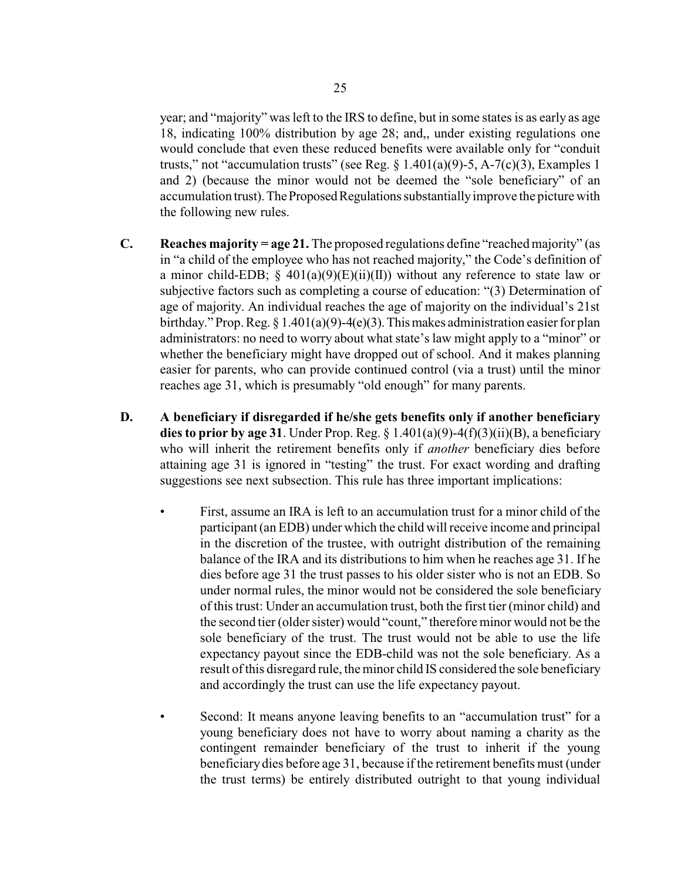year; and "majority" was left to the IRS to define, but in some states is as early as age 18, indicating 100% distribution by age 28; and,, under existing regulations one would conclude that even these reduced benefits were available only for "conduit trusts," not "accumulation trusts" (see Reg. § 1.401(a)(9)-5, A-7(c)(3), Examples 1 and 2) (because the minor would not be deemed the "sole beneficiary" of an accumulation trust). The Proposed Regulations substantially improve the picture with the following new rules.

**C. Reaches majority = age 21.** The proposed regulations define "reached majority" (as in "a child of the employee who has not reached majority," the Code's definition of a minor child-EDB; § 401(a)(9)(E)(ii)(II)) without any reference to state law or subjective factors such as completing a course of education: "(3) Determination of age of majority. An individual reaches the age of majority on the individual's 21st birthday." Prop. Reg. § 1.401(a)(9)-4(e)(3). This makes administration easier for plan administrators: no need to worry about what state's law might apply to a "minor" or whether the beneficiary might have dropped out of school. And it makes planning easier for parents, who can provide continued control (via a trust) until the minor reaches age 31, which is presumably "old enough" for many parents.

**D. A beneficiary if disregarded if he/she gets benefits only if another beneficiary dies to prior by age 31**. Under Prop. Reg. § 1.401(a)(9)-4(f)(3)(ii)(B), a beneficiary who will inherit the retirement benefits only if *another* beneficiary dies before attaining age 31 is ignored in "testing" the trust. For exact wording and drafting suggestions see next subsection. This rule has three important implications:

- First, assume an IRA is left to an accumulation trust for a minor child of the participant (an EDB) under which the child will receive income and principal in the discretion of the trustee, with outright distribution of the remaining balance of the IRA and its distributions to him when he reaches age 31. If he dies before age 31 the trust passes to his older sister who is not an EDB. So under normal rules, the minor would not be considered the sole beneficiary of this trust: Under an accumulation trust, both the first tier (minor child) and the second tier (older sister) would "count," therefore minor would not be the sole beneficiary of the trust. The trust would not be able to use the life expectancy payout since the EDB-child was not the sole beneficiary. As a result of this disregard rule, the minor child IS considered the sole beneficiary and accordingly the trust can use the life expectancy payout.

- Second: It means anyone leaving benefits to an "accumulation trust" for a young beneficiary does not have to worry about naming a charity as the contingent remainder beneficiary of the trust to inherit if the young beneficiary dies before age 31, because if the retirement benefits must (under the trust terms) be entirely distributed outright to that young individual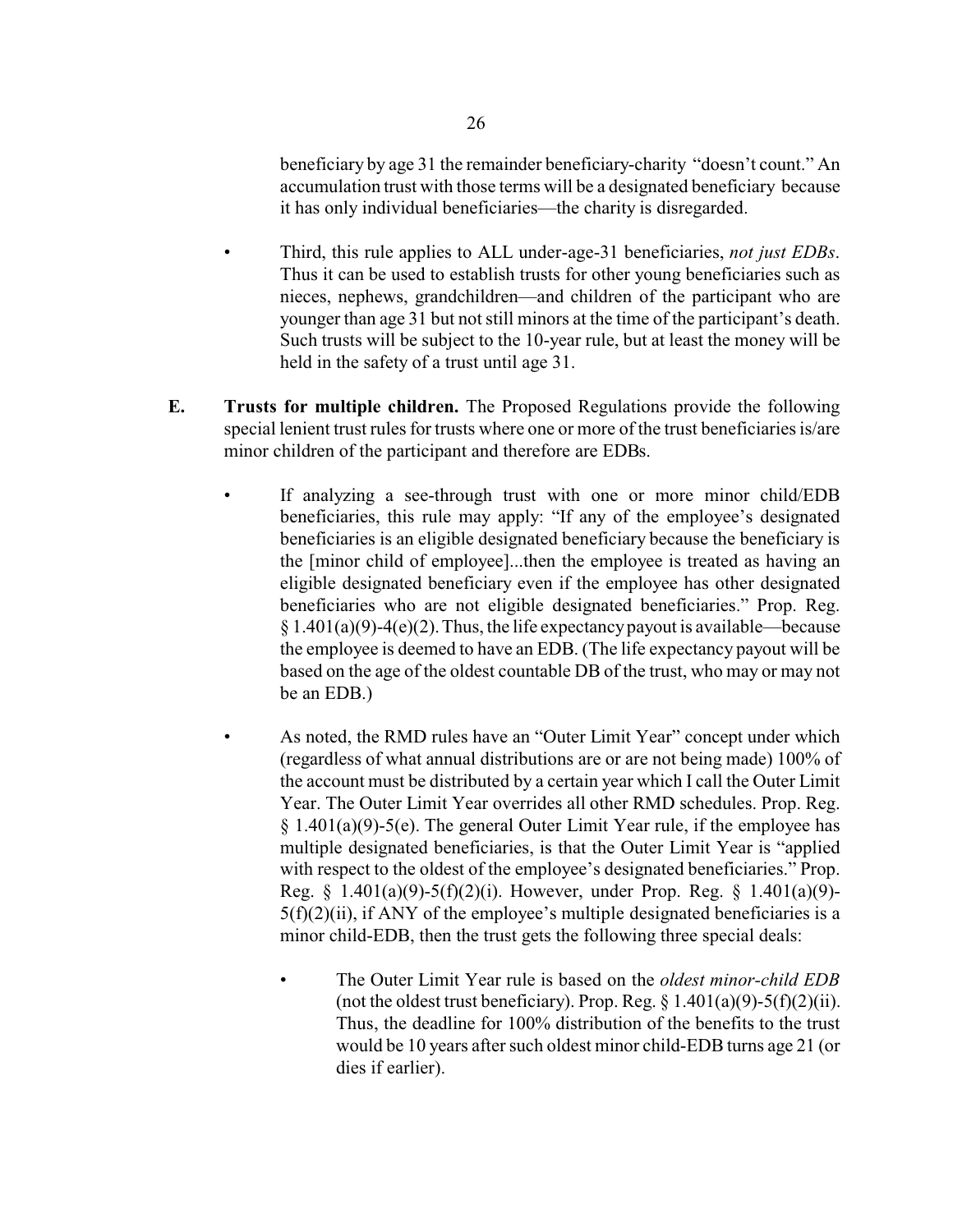beneficiary by age 31 the remainder beneficiary-charity "doesn't count." An accumulation trust with those terms will be a designated beneficiary because it has only individual beneficiaries—the charity is disregarded.

- Third, this rule applies to ALL under-age-31 beneficiaries, *not just EDBs*. Thus it can be used to establish trusts for other young beneficiaries such as nieces, nephews, grandchildren—and children of the participant who are younger than age 31 but not still minors at the time of the participant's death. Such trusts will be subject to the 10-year rule, but at least the money will be held in the safety of a trust until age 31.

**E. Trusts for multiple children.** The Proposed Regulations provide the following special lenient trust rules for trusts where one or more of the trust beneficiaries is/are minor children of the participant and therefore are EDBs.

- If analyzing a see-through trust with one or more minor child/EDB beneficiaries, this rule may apply: "If any of the employee's designated beneficiaries is an eligible designated beneficiary because the beneficiary is the [minor child of employee]...then the employee is treated as having an eligible designated beneficiary even if the employee has other designated beneficiaries who are not eligible designated beneficiaries." Prop. Reg. § 1.401(a)(9)-4(e)(2). Thus, the life expectancy payout is available—because the employee is deemed to have an EDB. (The life expectancy payout will be based on the age of the oldest countable DB of the trust, who may or may not be an EDB.)

- As noted, the RMD rules have an "Outer Limit Year" concept under which (regardless of what annual distributions are or are not being made) 100% of the account must be distributed by a certain year which I call the Outer Limit Year. The Outer Limit Year overrides all other RMD schedules. Prop. Reg. § 1.401(a)(9)-5(e). The general Outer Limit Year rule, if the employee has multiple designated beneficiaries, is that the Outer Limit Year is "applied with respect to the oldest of the employee's designated beneficiaries." Prop. Reg. § 1.401(a)(9)-5(f)(2)(i). However, under Prop. Reg. § 1.401(a)(9)-5(f)(2)(ii), if ANY of the employee's multiple designated beneficiaries is a minor child-EDB, then the trust gets the following three special deals:

    - The Outer Limit Year rule is based on the *oldest minor-child EDB* (not the oldest trust beneficiary). Prop. Reg. § 1.401(a)(9)-5(f)(2)(ii). Thus, the deadline for 100% distribution of the benefits to the trust would be 10 years after such oldest minor child-EDB turns age 21 (or dies if earlier).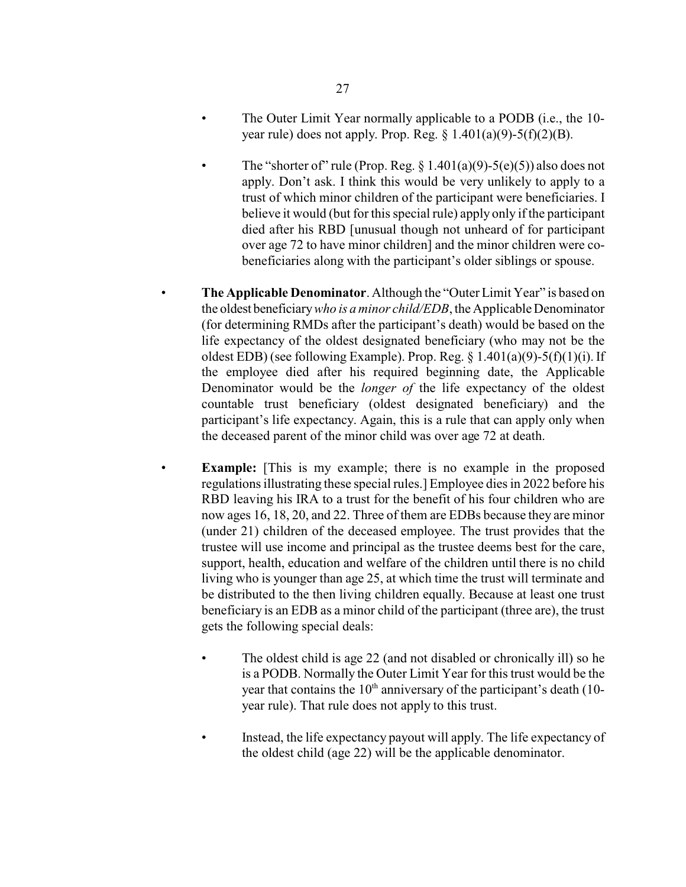- The Outer Limit Year normally applicable to a PODB (i.e., the 10-year rule) does not apply. Prop. Reg. § 1.401(a)(9)-5(f)(2)(B).

- The "shorter of" rule (Prop. Reg. § 1.401(a)(9)-5(e)(5)) also does not apply. Don't ask. I think this would be very unlikely to apply to a trust of which minor children of the participant were beneficiaries. I believe it would (but for this special rule) apply only if the participant died after his RBD [unusual though not unheard of for participant over age 72 to have minor children] and the minor children were co-beneficiaries along with the participant's older siblings or spouse.

- **The Applicable Denominator**. Although the "Outer Limit Year" is based on the oldest beneficiary *who is a minor child/EDB*, the Applicable Denominator (for determining RMDs after the participant's death) would be based on the life expectancy of the oldest designated beneficiary (who may not be the oldest EDB) (see following Example). Prop. Reg. § 1.401(a)(9)-5(f)(1)(i). If the employee died after his required beginning date, the Applicable Denominator would be the *longer of* the life expectancy of the oldest countable trust beneficiary (oldest designated beneficiary) and the participant's life expectancy. Again, this is a rule that can apply only when the deceased parent of the minor child was over age 72 at death.

- **Example:** [This is my example; there is no example in the proposed regulations illustrating these special rules.] Employee dies in 2022 before his RBD leaving his IRA to a trust for the benefit of his four children who are now ages 16, 18, 20, and 22. Three of them are EDBs because they are minor (under 21) children of the deceased employee. The trust provides that the trustee will use income and principal as the trustee deems best for the care, support, health, education and welfare of the children until there is no child living who is younger than age 25, at which time the trust will terminate and be distributed to the then living children equally. Because at least one trust beneficiary is an EDB as a minor child of the participant (three are), the trust gets the following special deals:

    - The oldest child is age 22 (and not disabled or chronically ill) so he is a PODB. Normally the Outer Limit Year for this trust would be the year that contains the 10th anniversary of the participant's death (10-year rule). That rule does not apply to this trust.

    - Instead, the life expectancy payout will apply. The life expectancy of the oldest child (age 22) will be the applicable denominator.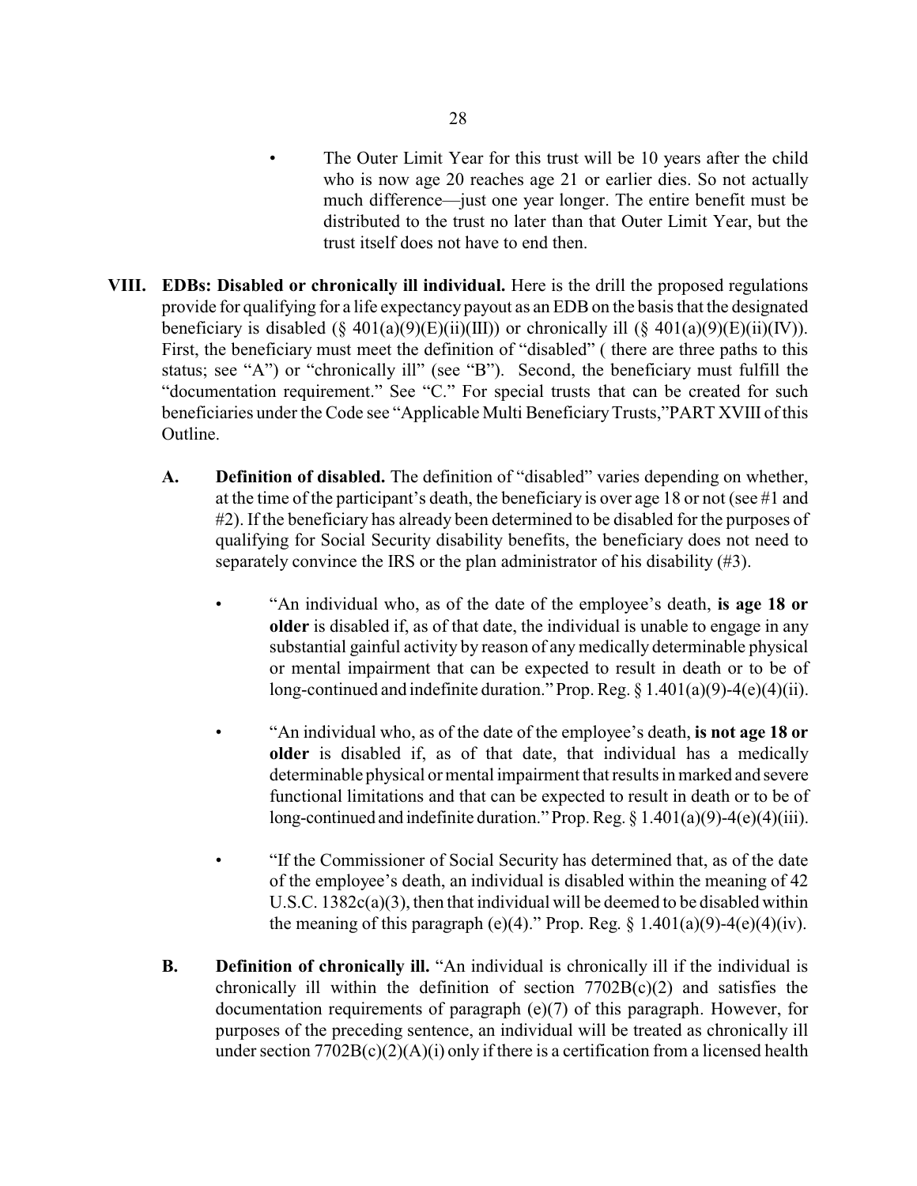- The Outer Limit Year for this trust will be 10 years after the child who is now age 20 reaches age 21 or earlier dies. So not actually much difference—just one year longer. The entire benefit must be distributed to the trust no later than that Outer Limit Year, but the trust itself does not have to end then.

## VIII. EDBs: Disabled or chronically ill individual.

**VIII. EDBs: Disabled or chronically ill individual.** Here is the drill the proposed regulations provide for qualifying for a life expectancy payout as an EDB on the basis that the designated beneficiary is disabled (§ 401(a)(9)(E)(ii)(III)) or chronically ill (§ 401(a)(9)(E)(ii)(IV)). First, the beneficiary must meet the definition of "disabled" ( there are three paths to this status; see "A") or "chronically ill" (see "B"). Second, the beneficiary must fulfill the "documentation requirement." See "C." For special trusts that can be created for such beneficiaries under the Code see "Applicable Multi Beneficiary Trusts,"PART XVIII of this Outline.

### A. Definition of disabled.

**A. Definition of disabled.** The definition of "disabled" varies depending on whether, at the time of the participant's death, the beneficiary is over age 18 or not (see #1 and #2). If the beneficiary has already been determined to be disabled for the purposes of qualifying for Social Security disability benefits, the beneficiary does not need to separately convince the IRS or the plan administrator of his disability (#3).

- "An individual who, as of the date of the employee's death, **is age 18 or older** is disabled if, as of that date, the individual is unable to engage in any substantial gainful activity by reason of any medically determinable physical or mental impairment that can be expected to result in death or to be of long-continued and indefinite duration." Prop. Reg. § 1.401(a)(9)-4(e)(4)(ii).

- "An individual who, as of the date of the employee's death, **is not age 18 or older** is disabled if, as of that date, that individual has a medically determinable physical or mental impairment that results in marked and severe functional limitations and that can be expected to result in death or to be of long-continued and indefinite duration." Prop. Reg. § 1.401(a)(9)-4(e)(4)(iii).

- "If the Commissioner of Social Security has determined that, as of the date of the employee's death, an individual is disabled within the meaning of 42 U.S.C. 1382c(a)(3), then that individual will be deemed to be disabled within the meaning of this paragraph (e)(4)." Prop. Reg. § 1.401(a)(9)-4(e)(4)(iv).

### B. Definition of chronically ill.

**B. Definition of chronically ill.** "An individual is chronically ill if the individual is chronically ill within the definition of section 7702B(c)(2) and satisfies the documentation requirements of paragraph (e)(7) of this paragraph. However, for purposes of the preceding sentence, an individual will be treated as chronically ill under section 7702B(c)(2)(A)(i) only if there is a certification from a licensed health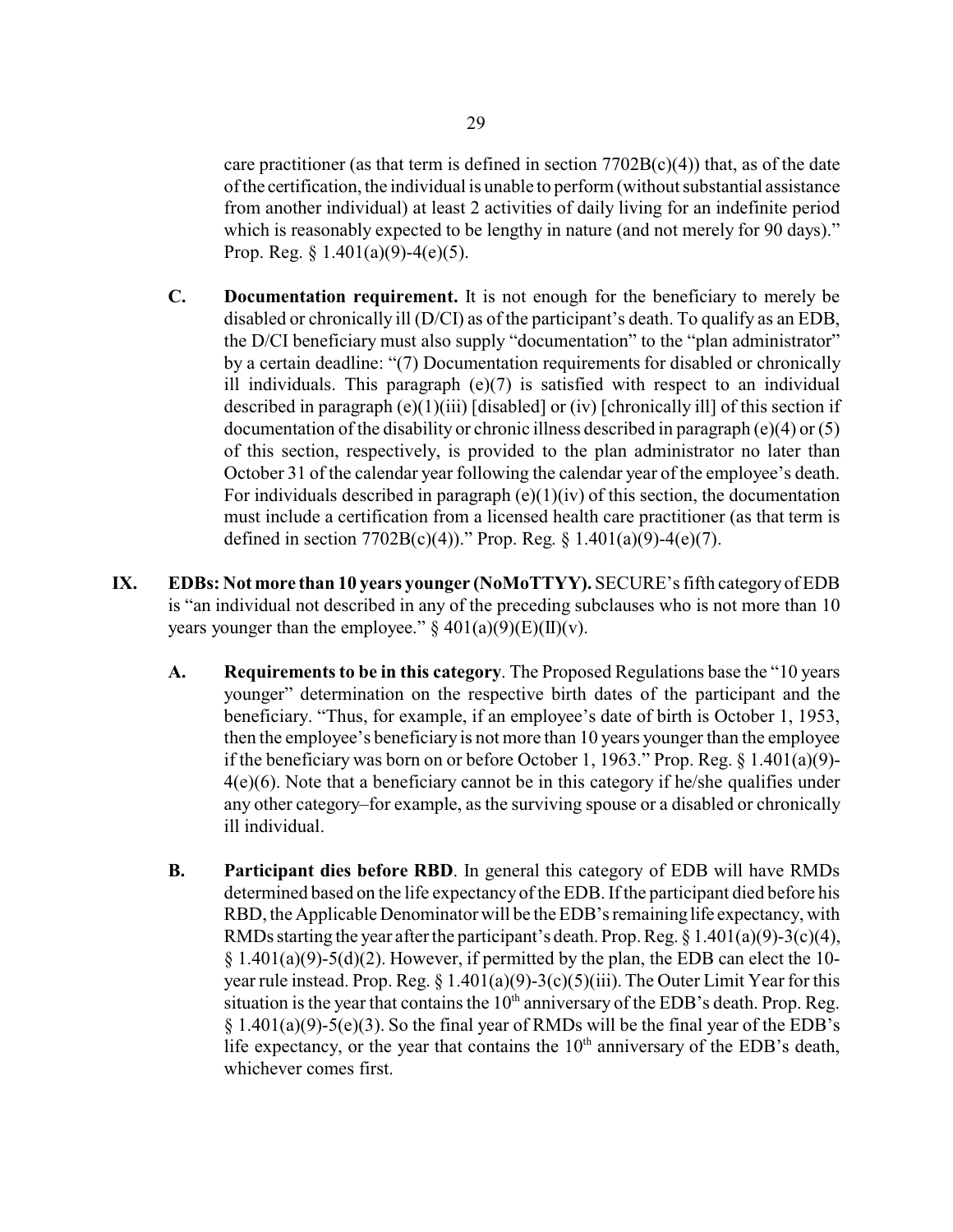care practitioner (as that term is defined in section 7702B(c)(4)) that, as of the date of the certification, the individual is unable to perform (without substantial assistance from another individual) at least 2 activities of daily living for an indefinite period which is reasonably expected to be lengthy in nature (and not merely for 90 days)." Prop. Reg. § 1.401(a)(9)-4(e)(5).

**C. Documentation requirement.** It is not enough for the beneficiary to merely be disabled or chronically ill (D/CI) as of the participant's death. To qualify as an EDB, the D/CI beneficiary must also supply "documentation" to the "plan administrator" by a certain deadline: "(7) Documentation requirements for disabled or chronically ill individuals. This paragraph (e)(7) is satisfied with respect to an individual described in paragraph (e)(1)(iii) [disabled] or (iv) [chronically ill] of this section if documentation of the disability or chronic illness described in paragraph (e)(4) or (5) of this section, respectively, is provided to the plan administrator no later than October 31 of the calendar year following the calendar year of the employee's death. For individuals described in paragraph (e)(1)(iv) of this section, the documentation must include a certification from a licensed health care practitioner (as that term is defined in section 7702B(c)(4))." Prop. Reg. § 1.401(a)(9)-4(e)(7).

## IX. EDBs: Not more than 10 years younger (NoMoTTYY).

SECURE's fifth category of EDB is "an individual not described in any of the preceding subclauses who is not more than 10 years younger than the employee." § 401(a)(9)(E)(II)(v).

**A. Requirements to be in this category**. The Proposed Regulations base the "10 years younger" determination on the respective birth dates of the participant and the beneficiary. "Thus, for example, if an employee's date of birth is October 1, 1953, then the employee's beneficiary is not more than 10 years younger than the employee if the beneficiary was born on or before October 1, 1963." Prop. Reg. § 1.401(a)(9)-4(e)(6). Note that a beneficiary cannot be in this category if he/she qualifies under any other category–for example, as the surviving spouse or a disabled or chronically ill individual.

**B. Participant dies before RBD**. In general this category of EDB will have RMDs determined based on the life expectancy of the EDB. If the participant died before his RBD, the Applicable Denominator will be the EDB's remaining life expectancy, with RMDs starting the year after the participant's death. Prop. Reg. § 1.401(a)(9)-3(c)(4), § 1.401(a)(9)-5(d)(2). However, if permitted by the plan, the EDB can elect the 10-year rule instead. Prop. Reg. § 1.401(a)(9)-3(c)(5)(iii). The Outer Limit Year for this situation is the year that contains the 10th anniversary of the EDB's death. Prop. Reg. § 1.401(a)(9)-5(e)(3). So the final year of RMDs will be the final year of the EDB's life expectancy, or the year that contains the 10th anniversary of the EDB's death, whichever comes first.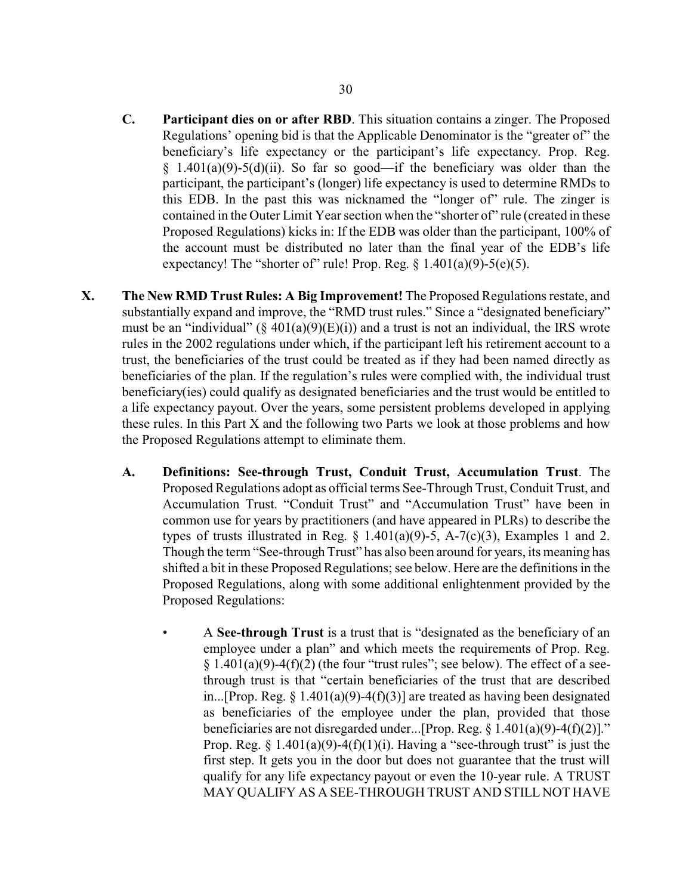**C. Participant dies on or after RBD**. This situation contains a zinger. The Proposed Regulations' opening bid is that the Applicable Denominator is the "greater of" the beneficiary's life expectancy or the participant's life expectancy. Prop. Reg. § 1.401(a)(9)-5(d)(ii). So far so good—if the beneficiary was older than the participant, the participant's (longer) life expectancy is used to determine RMDs to this EDB. In the past this was nicknamed the "longer of" rule. The zinger is contained in the Outer Limit Year section when the "shorter of" rule (created in these Proposed Regulations) kicks in: If the EDB was older than the participant, 100% of the account must be distributed no later than the final year of the EDB's life expectancy! The "shorter of" rule! Prop. Reg. § 1.401(a)(9)-5(e)(5).

## X. The New RMD Trust Rules: A Big Improvement!

The Proposed Regulations restate, and substantially expand and improve, the "RMD trust rules." Since a "designated beneficiary" must be an "individual" (§ 401(a)(9)(E)(i)) and a trust is not an individual, the IRS wrote rules in the 2002 regulations under which, if the participant left his retirement account to a trust, the beneficiaries of the trust could be treated as if they had been named directly as beneficiaries of the plan. If the regulation's rules were complied with, the individual trust beneficiary(ies) could qualify as designated beneficiaries and the trust would be entitled to a life expectancy payout. Over the years, some persistent problems developed in applying these rules. In this Part X and the following two Parts we look at those problems and how the Proposed Regulations attempt to eliminate them.

### A. Definitions: See-through Trust, Conduit Trust, Accumulation Trust.

The Proposed Regulations adopt as official terms See-Through Trust, Conduit Trust, and Accumulation Trust. "Conduit Trust" and "Accumulation Trust" have been in common use for years by practitioners (and have appeared in PLRs) to describe the types of trusts illustrated in Reg. § 1.401(a)(9)-5, A-7(c)(3), Examples 1 and 2. Though the term "See-through Trust" has also been around for years, its meaning has shifted a bit in these Proposed Regulations; see below. Here are the definitions in the Proposed Regulations, along with some additional enlightenment provided by the Proposed Regulations:

- A **See-through Trust** is a trust that is "designated as the beneficiary of an employee under a plan" and which meets the requirements of Prop. Reg. § 1.401(a)(9)-4(f)(2) (the four "trust rules"; see below). The effect of a see-through trust is that "certain beneficiaries of the trust that are described in...[Prop. Reg. § 1.401(a)(9)-4(f)(3)] are treated as having been designated as beneficiaries of the employee under the plan, provided that those beneficiaries are not disregarded under...[Prop. Reg. § 1.401(a)(9)-4(f)(2)]." Prop. Reg. § 1.401(a)(9)-4(f)(1)(i). Having a "see-through trust" is just the first step. It gets you in the door but does not guarantee that the trust will qualify for any life expectancy payout or even the 10-year rule. A TRUST MAY QUALIFY AS A SEE-THROUGH TRUST AND STILL NOT HAVE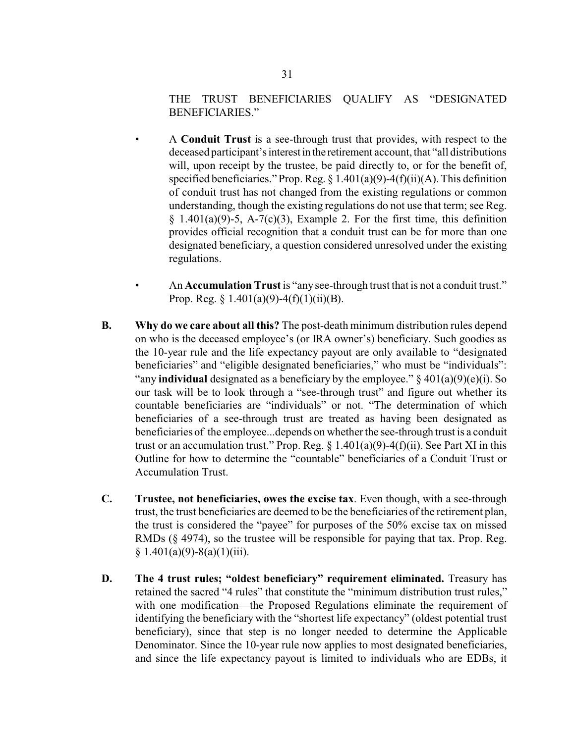THE TRUST BENEFICIARIES QUALIFY AS "DESIGNATED BENEFICIARIES."

- A **Conduit Trust** is a see-through trust that provides, with respect to the deceased participant's interest in the retirement account, that "all distributions will, upon receipt by the trustee, be paid directly to, or for the benefit of, specified beneficiaries." Prop. Reg. § 1.401(a)(9)-4(f)(ii)(A). This definition of conduit trust has not changed from the existing regulations or common understanding, though the existing regulations do not use that term; see Reg. § 1.401(a)(9)-5, A-7(c)(3), Example 2. For the first time, this definition provides official recognition that a conduit trust can be for more than one designated beneficiary, a question considered unresolved under the existing regulations.

- An **Accumulation Trust** is "any see-through trust that is not a conduit trust." Prop. Reg. § 1.401(a)(9)-4(f)(1)(ii)(B).

**B. Why do we care about all this?** The post-death minimum distribution rules depend on who is the deceased employee's (or IRA owner's) beneficiary. Such goodies as the 10-year rule and the life expectancy payout are only available to "designated beneficiaries" and "eligible designated beneficiaries," who must be "individuals": "any **individual** designated as a beneficiary by the employee." § 401(a)(9)(e)(i). So our task will be to look through a "see-through trust" and figure out whether its countable beneficiaries are "individuals" or not. "The determination of which beneficiaries of a see-through trust are treated as having been designated as beneficiaries of the employee...depends on whether the see-through trust is a conduit trust or an accumulation trust." Prop. Reg. § 1.401(a)(9)-4(f)(ii). See Part XI in this Outline for how to determine the "countable" beneficiaries of a Conduit Trust or Accumulation Trust.

**C. Trustee, not beneficiaries, owes the excise tax**. Even though, with a see-through trust, the trust beneficiaries are deemed to be the beneficiaries of the retirement plan, the trust is considered the "payee" for purposes of the 50% excise tax on missed RMDs (§ 4974), so the trustee will be responsible for paying that tax. Prop. Reg. § 1.401(a)(9)-8(a)(1)(iii).

**D. The 4 trust rules; "oldest beneficiary" requirement eliminated.** Treasury has retained the sacred "4 rules" that constitute the "minimum distribution trust rules," with one modification—the Proposed Regulations eliminate the requirement of identifying the beneficiary with the "shortest life expectancy" (oldest potential trust beneficiary), since that step is no longer needed to determine the Applicable Denominator. Since the 10-year rule now applies to most designated beneficiaries, and since the life expectancy payout is limited to individuals who are EDBs, it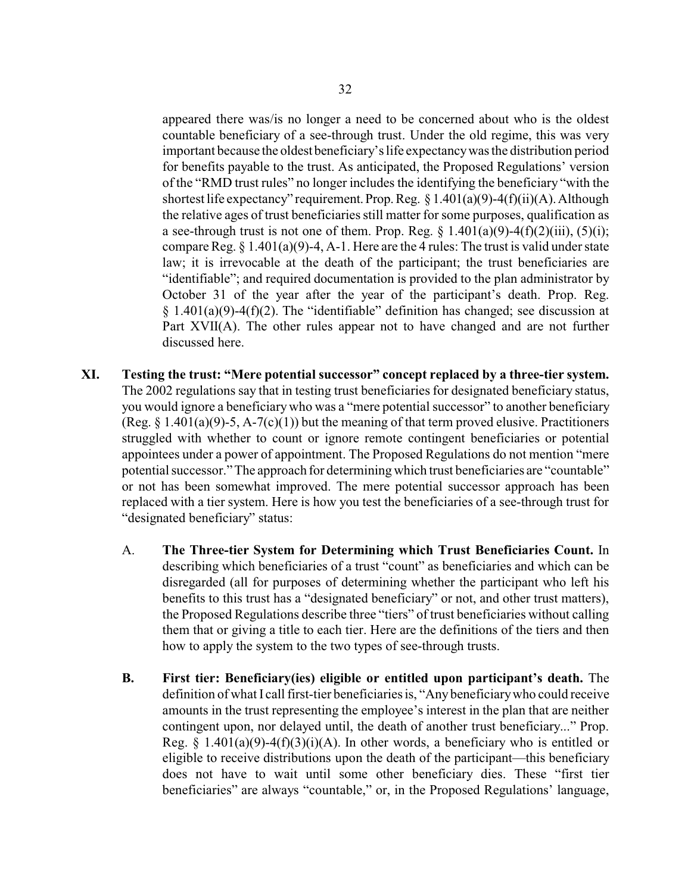appeared there was/is no longer a need to be concerned about who is the oldest countable beneficiary of a see-through trust. Under the old regime, this was very important because the oldest beneficiary's life expectancy was the distribution period for benefits payable to the trust. As anticipated, the Proposed Regulations' version of the "RMD trust rules" no longer includes the identifying the beneficiary "with the shortest life expectancy" requirement. Prop. Reg. § 1.401(a)(9)-4(f)(ii)(A). Although the relative ages of trust beneficiaries still matter for some purposes, qualification as a see-through trust is not one of them. Prop. Reg. § 1.401(a)(9)-4(f)(2)(iii), (5)(i); compare Reg. § 1.401(a)(9)-4, A-1. Here are the 4 rules: The trust is valid under state law; it is irrevocable at the death of the participant; the trust beneficiaries are "identifiable"; and required documentation is provided to the plan administrator by October 31 of the year after the year of the participant's death. Prop. Reg. § 1.401(a)(9)-4(f)(2). The "identifiable" definition has changed; see discussion at Part XVII(A). The other rules appear not to have changed and are not further discussed here.

## XI. Testing the trust: "Mere potential successor" concept replaced by a three-tier system.

The 2002 regulations say that in testing trust beneficiaries for designated beneficiary status, you would ignore a beneficiary who was a "mere potential successor" to another beneficiary (Reg. § 1.401(a)(9)-5, A-7(c)(1)) but the meaning of that term proved elusive. Practitioners struggled with whether to count or ignore remote contingent beneficiaries or potential appointees under a power of appointment. The Proposed Regulations do not mention "mere potential successor." The approach for determining which trust beneficiaries are "countable" or not has been somewhat improved. The mere potential successor approach has been replaced with a tier system. Here is how you test the beneficiaries of a see-through trust for "designated beneficiary" status:

A. **The Three-tier System for Determining which Trust Beneficiaries Count.** In describing which beneficiaries of a trust "count" as beneficiaries and which can be disregarded (all for purposes of determining whether the participant who left his benefits to this trust has a "designated beneficiary" or not, and other trust matters), the Proposed Regulations describe three "tiers" of trust beneficiaries without calling them that or giving a title to each tier. Here are the definitions of the tiers and then how to apply the system to the two types of see-through trusts.

**B. First tier: Beneficiary(ies) eligible or entitled upon participant's death.** The definition of what I call first-tier beneficiaries is, "Any beneficiary who could receive amounts in the trust representing the employee's interest in the plan that are neither contingent upon, nor delayed until, the death of another trust beneficiary..." Prop. Reg. § 1.401(a)(9)-4(f)(3)(i)(A). In other words, a beneficiary who is entitled or eligible to receive distributions upon the death of the participant—this beneficiary does not have to wait until some other beneficiary dies. These "first tier beneficiaries" are always "countable," or, in the Proposed Regulations' language,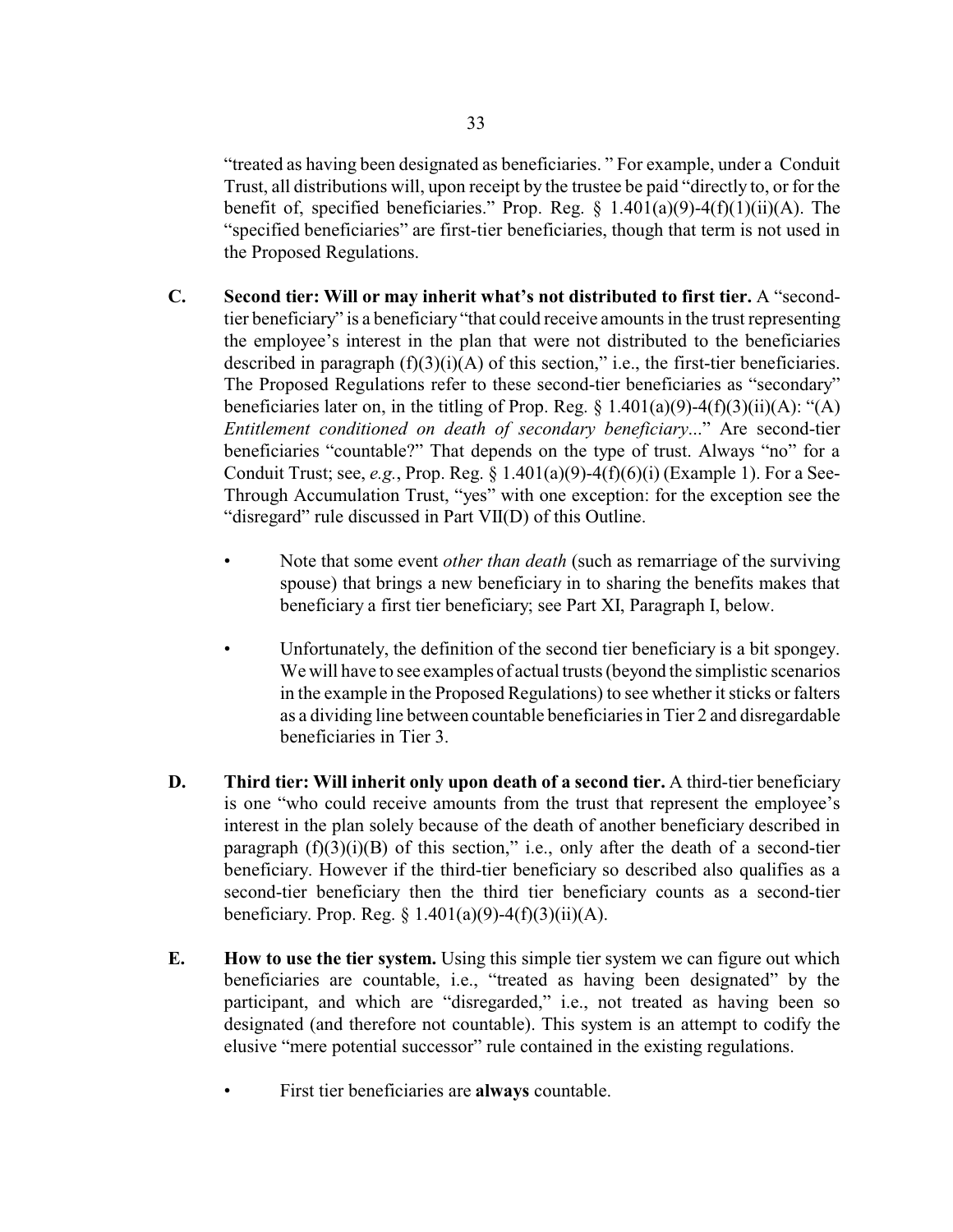"treated as having been designated as beneficiaries. " For example, under a Conduit Trust, all distributions will, upon receipt by the trustee be paid "directly to, or for the benefit of, specified beneficiaries." Prop. Reg. § 1.401(a)(9)-4(f)(1)(ii)(A). The "specified beneficiaries" are first-tier beneficiaries, though that term is not used in the Proposed Regulations.

**C. Second tier: Will or may inherit what's not distributed to first tier.** A "second-tier beneficiary" is a beneficiary "that could receive amounts in the trust representing the employee's interest in the plan that were not distributed to the beneficiaries described in paragraph (f)(3)(i)(A) of this section," i.e., the first-tier beneficiaries. The Proposed Regulations refer to these second-tier beneficiaries as "secondary" beneficiaries later on, in the titling of Prop. Reg. § 1.401(a)(9)-4(f)(3)(ii)(A): "(A) *Entitlement conditioned on death of secondary beneficiary*..." Are second-tier beneficiaries "countable?" That depends on the type of trust. Always "no" for a Conduit Trust; see, *e.g.*, Prop. Reg. § 1.401(a)(9)-4(f)(6)(i) (Example 1). For a See-Through Accumulation Trust, "yes" with one exception: for the exception see the "disregard" rule discussed in Part VII(D) of this Outline.

- Note that some event *other than death* (such as remarriage of the surviving spouse) that brings a new beneficiary in to sharing the benefits makes that beneficiary a first tier beneficiary; see Part XI, Paragraph I, below.

- Unfortunately, the definition of the second tier beneficiary is a bit spongey. We will have to see examples of actual trusts (beyond the simplistic scenarios in the example in the Proposed Regulations) to see whether it sticks or falters as a dividing line between countable beneficiaries in Tier 2 and disregardable beneficiaries in Tier 3.

**D. Third tier: Will inherit only upon death of a second tier.** A third-tier beneficiary is one "who could receive amounts from the trust that represent the employee's interest in the plan solely because of the death of another beneficiary described in paragraph (f)(3)(i)(B) of this section," i.e., only after the death of a second-tier beneficiary. However if the third-tier beneficiary so described also qualifies as a second-tier beneficiary then the third tier beneficiary counts as a second-tier beneficiary. Prop. Reg. § 1.401(a)(9)-4(f)(3)(ii)(A).

**E. How to use the tier system.** Using this simple tier system we can figure out which beneficiaries are countable, i.e., "treated as having been designated" by the participant, and which are "disregarded," i.e., not treated as having been so designated (and therefore not countable). This system is an attempt to codify the elusive "mere potential successor" rule contained in the existing regulations.

- First tier beneficiaries are **always** countable.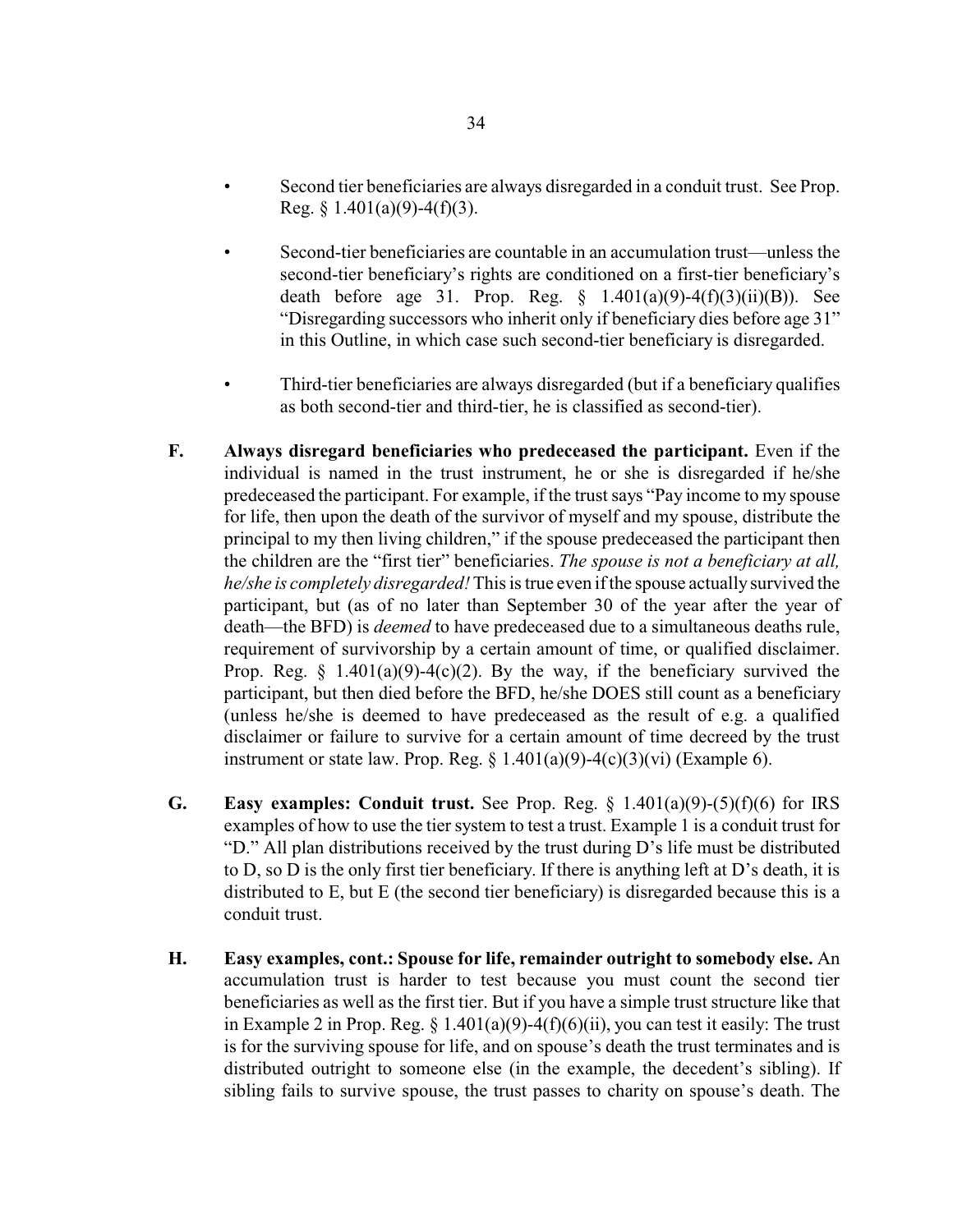- Second tier beneficiaries are always disregarded in a conduit trust. See Prop. Reg. § 1.401(a)(9)-4(f)(3).

- Second-tier beneficiaries are countable in an accumulation trust—unless the second-tier beneficiary's rights are conditioned on a first-tier beneficiary's death before age 31. Prop. Reg. § 1.401(a)(9)-4(f)(3)(ii)(B)). See "Disregarding successors who inherit only if beneficiary dies before age 31" in this Outline, in which case such second-tier beneficiary is disregarded.

- Third-tier beneficiaries are always disregarded (but if a beneficiary qualifies as both second-tier and third-tier, he is classified as second-tier).

**F. Always disregard beneficiaries who predeceased the participant.** Even if the individual is named in the trust instrument, he or she is disregarded if he/she predeceased the participant. For example, if the trust says "Pay income to my spouse for life, then upon the death of the survivor of myself and my spouse, distribute the principal to my then living children," if the spouse predeceased the participant then the children are the "first tier" beneficiaries. *The spouse is not a beneficiary at all, he/she is completely disregarded!* This is true even if the spouse actually survived the participant, but (as of no later than September 30 of the year after the year of death—the BFD) is *deemed* to have predeceased due to a simultaneous deaths rule, requirement of survivorship by a certain amount of time, or qualified disclaimer. Prop. Reg. § 1.401(a)(9)-4(c)(2). By the way, if the beneficiary survived the participant, but then died before the BFD, he/she DOES still count as a beneficiary (unless he/she is deemed to have predeceased as the result of e.g. a qualified disclaimer or failure to survive for a certain amount of time decreed by the trust instrument or state law. Prop. Reg. § 1.401(a)(9)-4(c)(3)(vi) (Example 6).

**G. Easy examples: Conduit trust.** See Prop. Reg. § 1.401(a)(9)-(5)(f)(6) for IRS examples of how to use the tier system to test a trust. Example 1 is a conduit trust for "D." All plan distributions received by the trust during D's life must be distributed to D, so D is the only first tier beneficiary. If there is anything left at D's death, it is distributed to E, but E (the second tier beneficiary) is disregarded because this is a conduit trust.

**H. Easy examples, cont.: Spouse for life, remainder outright to somebody else.** An accumulation trust is harder to test because you must count the second tier beneficiaries as well as the first tier. But if you have a simple trust structure like that in Example 2 in Prop. Reg. § 1.401(a)(9)-4(f)(6)(ii), you can test it easily: The trust is for the surviving spouse for life, and on spouse's death the trust terminates and is distributed outright to someone else (in the example, the decedent's sibling). If sibling fails to survive spouse, the trust passes to charity on spouse's death. The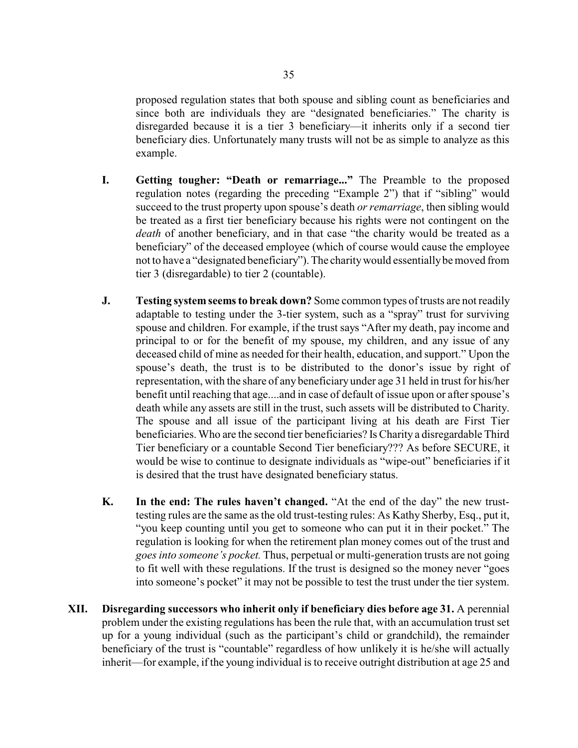proposed regulation states that both spouse and sibling count as beneficiaries and since both are individuals they are "designated beneficiaries." The charity is disregarded because it is a tier 3 beneficiary—it inherits only if a second tier beneficiary dies. Unfortunately many trusts will not be as simple to analyze as this example.

**I. Getting tougher: "Death or remarriage..."** The Preamble to the proposed regulation notes (regarding the preceding "Example 2") that if "sibling" would succeed to the trust property upon spouse's death *or remarriage*, then sibling would be treated as a first tier beneficiary because his rights were not contingent on the *death* of another beneficiary, and in that case "the charity would be treated as a beneficiary" of the deceased employee (which of course would cause the employee not to have a "designated beneficiary"). The charity would essentially be moved from tier 3 (disregardable) to tier 2 (countable).

**J. Testing system seems to break down?** Some common types of trusts are not readily adaptable to testing under the 3-tier system, such as a "spray" trust for surviving spouse and children. For example, if the trust says "After my death, pay income and principal to or for the benefit of my spouse, my children, and any issue of any deceased child of mine as needed for their health, education, and support." Upon the spouse's death, the trust is to be distributed to the donor's issue by right of representation, with the share of any beneficiary under age 31 held in trust for his/her benefit until reaching that age....and in case of default of issue upon or after spouse's death while any assets are still in the trust, such assets will be distributed to Charity. The spouse and all issue of the participant living at his death are First Tier beneficiaries. Who are the second tier beneficiaries? Is Charity a disregardable Third Tier beneficiary or a countable Second Tier beneficiary??? As before SECURE, it would be wise to continue to designate individuals as "wipe-out" beneficiaries if it is desired that the trust have designated beneficiary status.

**K. In the end: The rules haven't changed.** "At the end of the day" the new trust-testing rules are the same as the old trust-testing rules: As Kathy Sherby, Esq., put it, "you keep counting until you get to someone who can put it in their pocket." The regulation is looking for when the retirement plan money comes out of the trust and *goes into someone's pocket.* Thus, perpetual or multi-generation trusts are not going to fit well with these regulations. If the trust is designed so the money never "goes into someone's pocket" it may not be possible to test the trust under the tier system.

**XII. Disregarding successors who inherit only if beneficiary dies before age 31.** A perennial problem under the existing regulations has been the rule that, with an accumulation trust set up for a young individual (such as the participant's child or grandchild), the remainder beneficiary of the trust is "countable" regardless of how unlikely it is he/she will actually inherit—for example, if the young individual is to receive outright distribution at age 25 and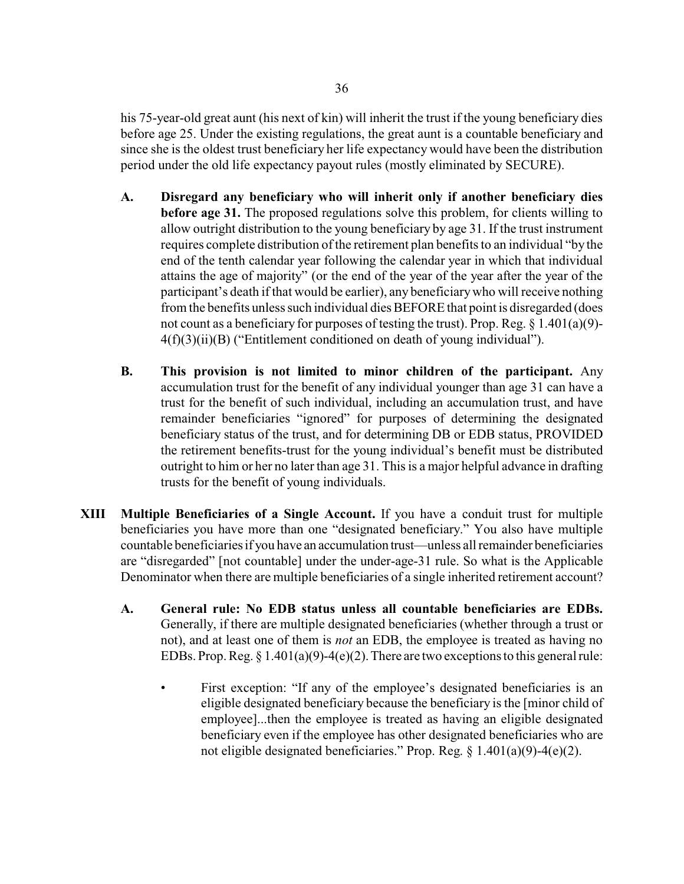his 75-year-old great aunt (his next of kin) will inherit the trust if the young beneficiary dies before age 25. Under the existing regulations, the great aunt is a countable beneficiary and since she is the oldest trust beneficiary her life expectancy would have been the distribution period under the old life expectancy payout rules (mostly eliminated by SECURE).

**A. Disregard any beneficiary who will inherit only if another beneficiary dies before age 31.** The proposed regulations solve this problem, for clients willing to allow outright distribution to the young beneficiary by age 31. If the trust instrument requires complete distribution of the retirement plan benefits to an individual "by the end of the tenth calendar year following the calendar year in which that individual attains the age of majority" (or the end of the year of the year after the year of the participant's death if that would be earlier), any beneficiary who will receive nothing from the benefits unless such individual dies BEFORE that point is disregarded (does not count as a beneficiary for purposes of testing the trust). Prop. Reg. § 1.401(a)(9)-4(f)(3)(ii)(B) ("Entitlement conditioned on death of young individual").

**B. This provision is not limited to minor children of the participant.** Any accumulation trust for the benefit of any individual younger than age 31 can have a trust for the benefit of such individual, including an accumulation trust, and have remainder beneficiaries "ignored" for purposes of determining the designated beneficiary status of the trust, and for determining DB or EDB status, PROVIDED the retirement benefits-trust for the young individual's benefit must be distributed outright to him or her no later than age 31. This is a major helpful advance in drafting trusts for the benefit of young individuals.

**XIII Multiple Beneficiaries of a Single Account.** If you have a conduit trust for multiple beneficiaries you have more than one "designated beneficiary." You also have multiple countable beneficiaries if you have an accumulation trust—unless all remainder beneficiaries are "disregarded" [not countable] under the under-age-31 rule. So what is the Applicable Denominator when there are multiple beneficiaries of a single inherited retirement account?

**A. General rule: No EDB status unless all countable beneficiaries are EDBs.** Generally, if there are multiple designated beneficiaries (whether through a trust or not), and at least one of them is *not* an EDB, the employee is treated as having no EDBs. Prop. Reg. § 1.401(a)(9)-4(e)(2). There are two exceptions to this general rule:

- First exception: "If any of the employee's designated beneficiaries is an eligible designated beneficiary because the beneficiary is the [minor child of employee]...then the employee is treated as having an eligible designated beneficiary even if the employee has other designated beneficiaries who are not eligible designated beneficiaries." Prop. Reg. § 1.401(a)(9)-4(e)(2).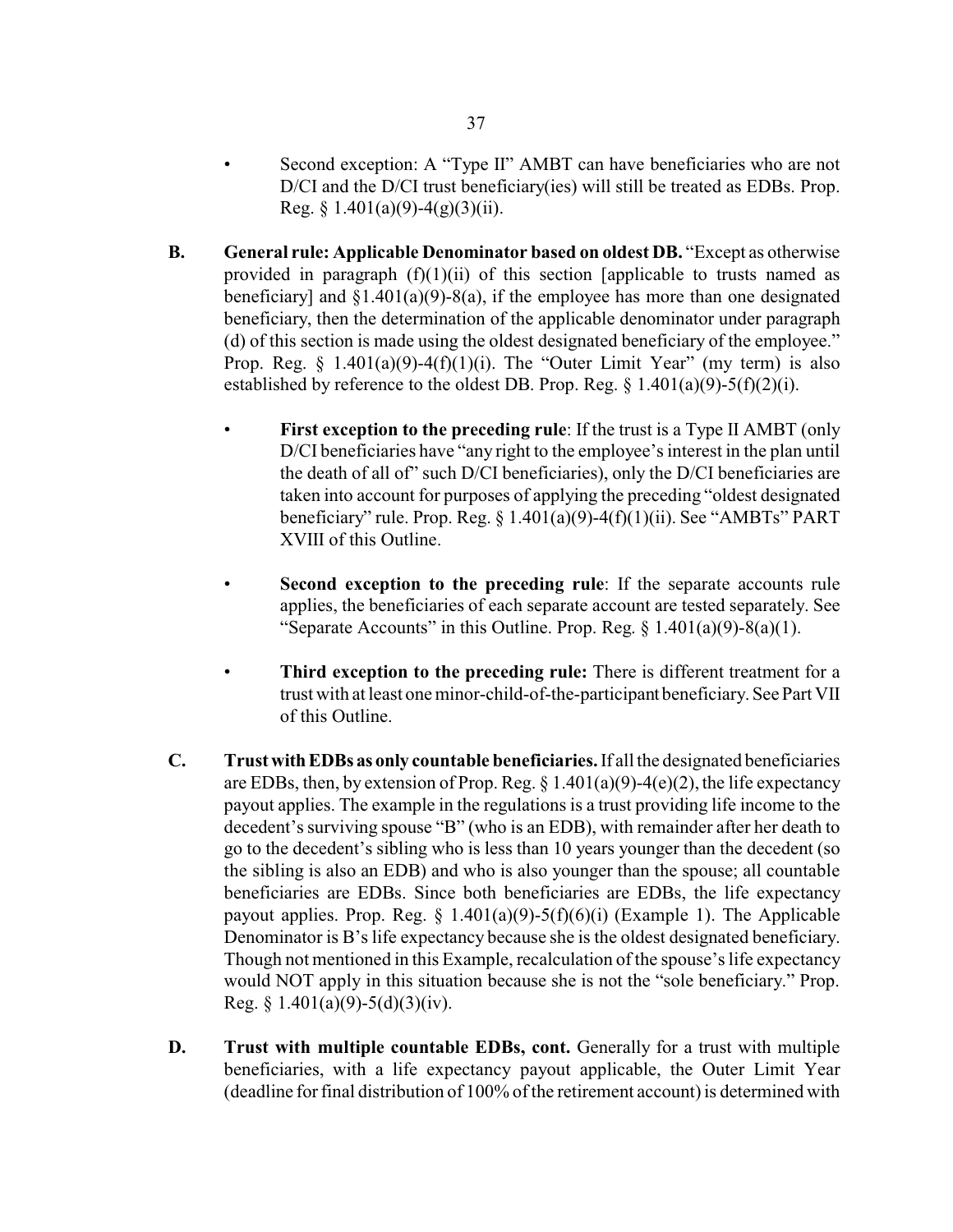- Second exception: A "Type II" AMBT can have beneficiaries who are not D/CI and the D/CI trust beneficiary(ies) will still be treated as EDBs. Prop. Reg. § 1.401(a)(9)-4(g)(3)(ii).

**B. General rule: Applicable Denominator based on oldest DB.** "Except as otherwise provided in paragraph (f)(1)(ii) of this section [applicable to trusts named as beneficiary] and §1.401(a)(9)-8(a), if the employee has more than one designated beneficiary, then the determination of the applicable denominator under paragraph (d) of this section is made using the oldest designated beneficiary of the employee." Prop. Reg. § 1.401(a)(9)-4(f)(1)(i). The "Outer Limit Year" (my term) is also established by reference to the oldest DB. Prop. Reg. § 1.401(a)(9)-5(f)(2)(i).

- **First exception to the preceding rule**: If the trust is a Type II AMBT (only D/CI beneficiaries have "any right to the employee's interest in the plan until the death of all of" such D/CI beneficiaries), only the D/CI beneficiaries are taken into account for purposes of applying the preceding "oldest designated beneficiary" rule. Prop. Reg. § 1.401(a)(9)-4(f)(1)(ii). See "AMBTs" PART XVIII of this Outline.

- **Second exception to the preceding rule**: If the separate accounts rule applies, the beneficiaries of each separate account are tested separately. See "Separate Accounts" in this Outline. Prop. Reg. § 1.401(a)(9)-8(a)(1).

- **Third exception to the preceding rule:** There is different treatment for a trust with at least one minor-child-of-the-participant beneficiary. See Part VII of this Outline.

**C. Trust with EDBs as only countable beneficiaries.** If all the designated beneficiaries are EDBs, then, by extension of Prop. Reg. § 1.401(a)(9)-4(e)(2), the life expectancy payout applies. The example in the regulations is a trust providing life income to the decedent's surviving spouse "B" (who is an EDB), with remainder after her death to go to the decedent's sibling who is less than 10 years younger than the decedent (so the sibling is also an EDB) and who is also younger than the spouse; all countable beneficiaries are EDBs. Since both beneficiaries are EDBs, the life expectancy payout applies. Prop. Reg. § 1.401(a)(9)-5(f)(6)(i) (Example 1). The Applicable Denominator is B's life expectancy because she is the oldest designated beneficiary. Though not mentioned in this Example, recalculation of the spouse's life expectancy would NOT apply in this situation because she is not the "sole beneficiary." Prop. Reg. § 1.401(a)(9)-5(d)(3)(iv).

**D. Trust with multiple countable EDBs, cont.** Generally for a trust with multiple beneficiaries, with a life expectancy payout applicable, the Outer Limit Year (deadline for final distribution of 100% of the retirement account) is determined with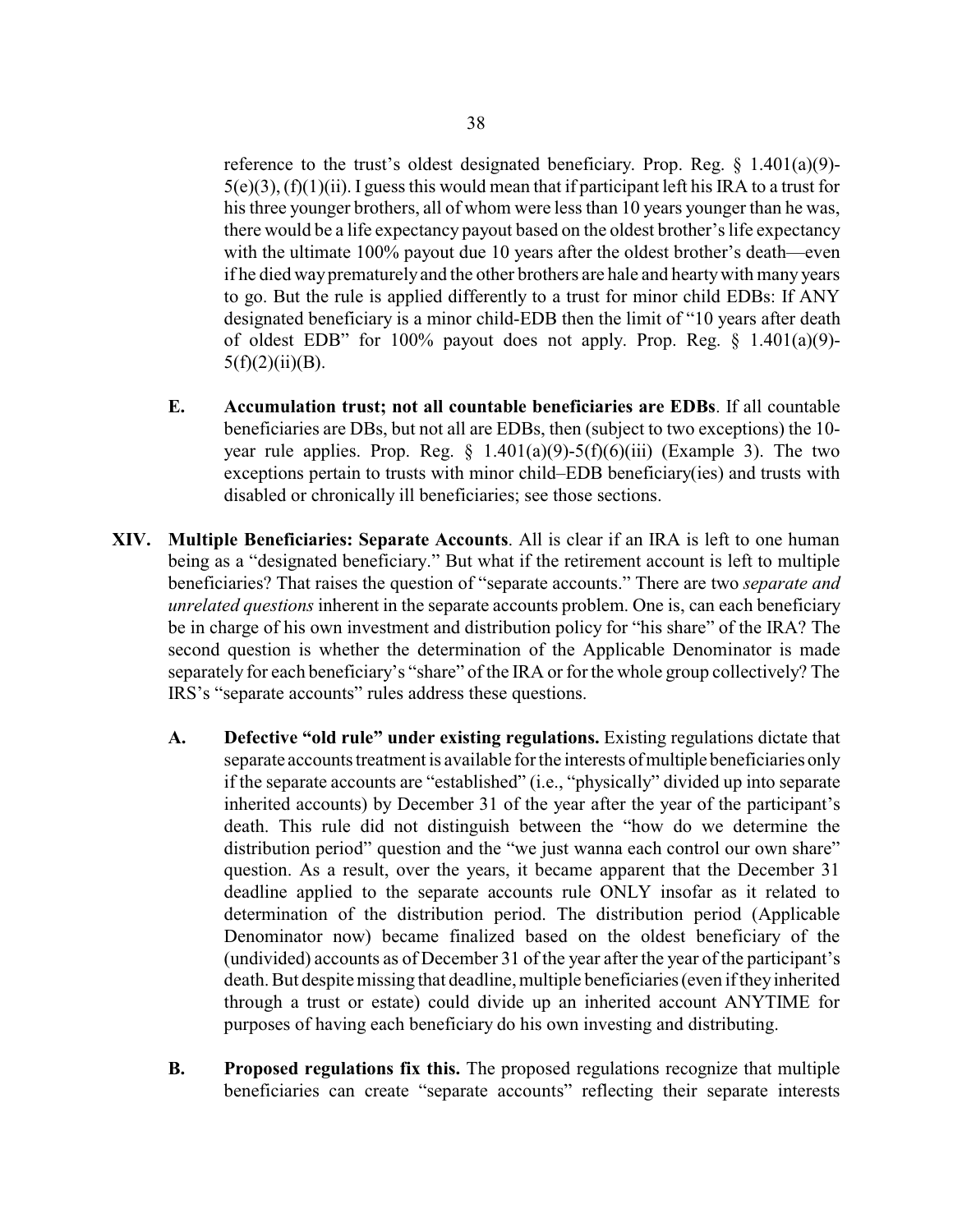reference to the trust's oldest designated beneficiary. Prop. Reg. § 1.401(a)(9)-5(e)(3), (f)(1)(ii). I guess this would mean that if participant left his IRA to a trust for his three younger brothers, all of whom were less than 10 years younger than he was, there would be a life expectancy payout based on the oldest brother's life expectancy with the ultimate 100% payout due 10 years after the oldest brother's death—even if he died way prematurely and the other brothers are hale and hearty with many years to go. But the rule is applied differently to a trust for minor child EDBs: If ANY designated beneficiary is a minor child-EDB then the limit of "10 years after death of oldest EDB" for 100% payout does not apply. Prop. Reg. § 1.401(a)(9)-5(f)(2)(ii)(B).

**E. Accumulation trust; not all countable beneficiaries are EDBs**. If all countable beneficiaries are DBs, but not all are EDBs, then (subject to two exceptions) the 10-year rule applies. Prop. Reg. § 1.401(a)(9)-5(f)(6)(iii) (Example 3). The two exceptions pertain to trusts with minor child–EDB beneficiary(ies) and trusts with disabled or chronically ill beneficiaries; see those sections.

## XIV. Multiple Beneficiaries: Separate Accounts

**Multiple Beneficiaries: Separate Accounts**. All is clear if an IRA is left to one human being as a "designated beneficiary." But what if the retirement account is left to multiple beneficiaries? That raises the question of "separate accounts." There are two *separate and unrelated questions* inherent in the separate accounts problem. One is, can each beneficiary be in charge of his own investment and distribution policy for "his share" of the IRA? The second question is whether the determination of the Applicable Denominator is made separately for each beneficiary's "share" of the IRA or for the whole group collectively? The IRS's "separate accounts" rules address these questions.

**A. Defective "old rule" under existing regulations.** Existing regulations dictate that separate accounts treatment is available for the interests of multiple beneficiaries only if the separate accounts are "established" (i.e., "physically" divided up into separate inherited accounts) by December 31 of the year after the year of the participant's death. This rule did not distinguish between the "how do we determine the distribution period" question and the "we just wanna each control our own share" question. As a result, over the years, it became apparent that the December 31 deadline applied to the separate accounts rule ONLY insofar as it related to determination of the distribution period. The distribution period (Applicable Denominator now) became finalized based on the oldest beneficiary of the (undivided) accounts as of December 31 of the year after the year of the participant's death. But despite missing that deadline, multiple beneficiaries (even if they inherited through a trust or estate) could divide up an inherited account ANYTIME for purposes of having each beneficiary do his own investing and distributing.

**B. Proposed regulations fix this.** The proposed regulations recognize that multiple beneficiaries can create "separate accounts" reflecting their separate interests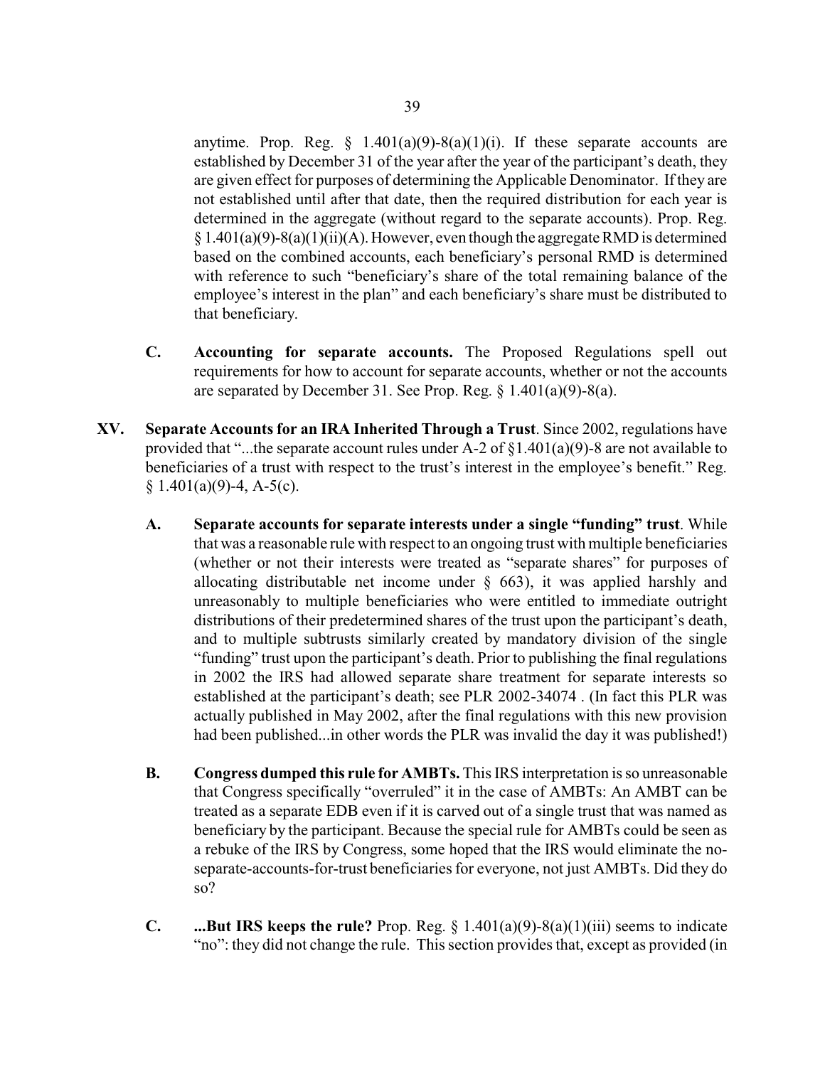anytime. Prop. Reg. § 1.401(a)(9)-8(a)(1)(i). If these separate accounts are established by December 31 of the year after the year of the participant's death, they are given effect for purposes of determining the Applicable Denominator. If they are not established until after that date, then the required distribution for each year is determined in the aggregate (without regard to the separate accounts). Prop. Reg. § 1.401(a)(9)-8(a)(1)(ii)(A). However, even though the aggregate RMD is determined based on the combined accounts, each beneficiary's personal RMD is determined with reference to such "beneficiary's share of the total remaining balance of the employee's interest in the plan" and each beneficiary's share must be distributed to that beneficiary.

**C. Accounting for separate accounts.** The Proposed Regulations spell out requirements for how to account for separate accounts, whether or not the accounts are separated by December 31. See Prop. Reg. § 1.401(a)(9)-8(a).

## XV. Separate Accounts for an IRA Inherited Through a Trust

Since 2002, regulations have provided that "...the separate account rules under A-2 of §1.401(a)(9)-8 are not available to beneficiaries of a trust with respect to the trust's interest in the employee's benefit." Reg. § 1.401(a)(9)-4, A-5(c).

**A. Separate accounts for separate interests under a single "funding" trust**. While that was a reasonable rule with respect to an ongoing trust with multiple beneficiaries (whether or not their interests were treated as "separate shares" for purposes of allocating distributable net income under § 663), it was applied harshly and unreasonably to multiple beneficiaries who were entitled to immediate outright distributions of their predetermined shares of the trust upon the participant's death, and to multiple subtrusts similarly created by mandatory division of the single "funding" trust upon the participant's death. Prior to publishing the final regulations in 2002 the IRS had allowed separate share treatment for separate interests so established at the participant's death; see PLR 2002-34074 . (In fact this PLR was actually published in May 2002, after the final regulations with this new provision had been published...in other words the PLR was invalid the day it was published!)

**B. Congress dumped this rule for AMBTs.** This IRS interpretation is so unreasonable that Congress specifically "overruled" it in the case of AMBTs: An AMBT can be treated as a separate EDB even if it is carved out of a single trust that was named as beneficiary by the participant. Because the special rule for AMBTs could be seen as a rebuke of the IRS by Congress, some hoped that the IRS would eliminate the no-separate-accounts-for-trust beneficiaries for everyone, not just AMBTs. Did they do so?

**C. ...But IRS keeps the rule?** Prop. Reg. § 1.401(a)(9)-8(a)(1)(iii) seems to indicate "no": they did not change the rule. This section provides that, except as provided (in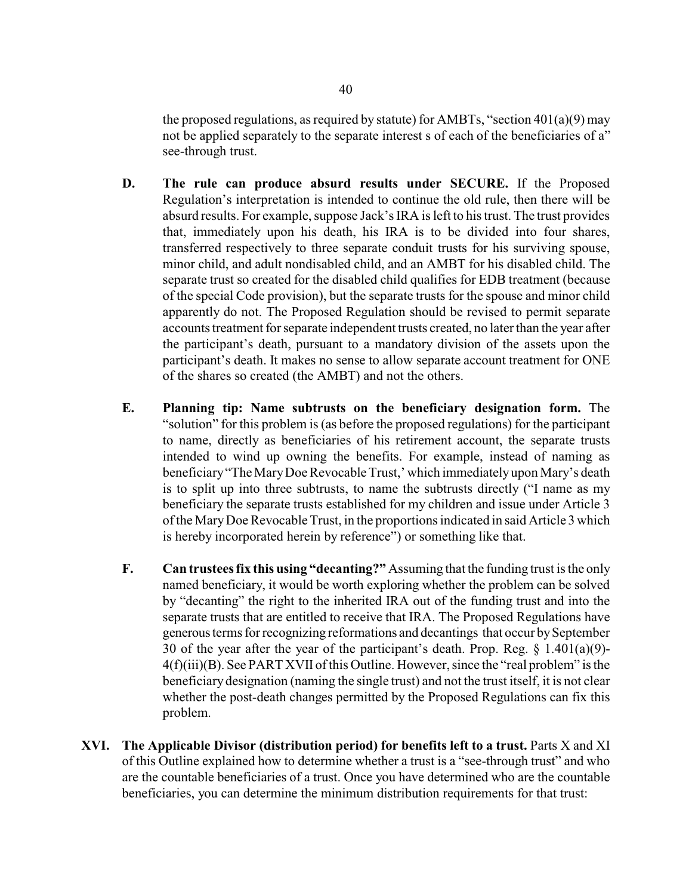the proposed regulations, as required by statute) for AMBTs, "section 401(a)(9) may not be applied separately to the separate interest s of each of the beneficiaries of a" see-through trust.

**D. The rule can produce absurd results under SECURE.** If the Proposed Regulation's interpretation is intended to continue the old rule, then there will be absurd results. For example, suppose Jack's IRA is left to his trust. The trust provides that, immediately upon his death, his IRA is to be divided into four shares, transferred respectively to three separate conduit trusts for his surviving spouse, minor child, and adult nondisabled child, and an AMBT for his disabled child. The separate trust so created for the disabled child qualifies for EDB treatment (because of the special Code provision), but the separate trusts for the spouse and minor child apparently do not. The Proposed Regulation should be revised to permit separate accounts treatment for separate independent trusts created, no later than the year after the participant's death, pursuant to a mandatory division of the assets upon the participant's death. It makes no sense to allow separate account treatment for ONE of the shares so created (the AMBT) and not the others.

**E. Planning tip: Name subtrusts on the beneficiary designation form.** The "solution" for this problem is (as before the proposed regulations) for the participant to name, directly as beneficiaries of his retirement account, the separate trusts intended to wind up owning the benefits. For example, instead of naming as beneficiary "The Mary Doe Revocable Trust,' which immediately upon Mary's death is to split up into three subtrusts, to name the subtrusts directly ("I name as my beneficiary the separate trusts established for my children and issue under Article 3 of the Mary Doe Revocable Trust, in the proportions indicated in said Article 3 which is hereby incorporated herein by reference") or something like that.

**F. Can trustees fix this using "decanting?"** Assuming that the funding trust is the only named beneficiary, it would be worth exploring whether the problem can be solved by "decanting" the right to the inherited IRA out of the funding trust and into the separate trusts that are entitled to receive that IRA. The Proposed Regulations have generous terms for recognizing reformations and decantings that occur by September 30 of the year after the year of the participant's death. Prop. Reg. § 1.401(a)(9)-4(f)(iii)(B). See PART XVII of this Outline. However, since the "real problem" is the beneficiary designation (naming the single trust) and not the trust itself, it is not clear whether the post-death changes permitted by the Proposed Regulations can fix this problem.

**XVI. The Applicable Divisor (distribution period) for benefits left to a trust.** Parts X and XI of this Outline explained how to determine whether a trust is a "see-through trust" and who are the countable beneficiaries of a trust. Once you have determined who are the countable beneficiaries, you can determine the minimum distribution requirements for that trust: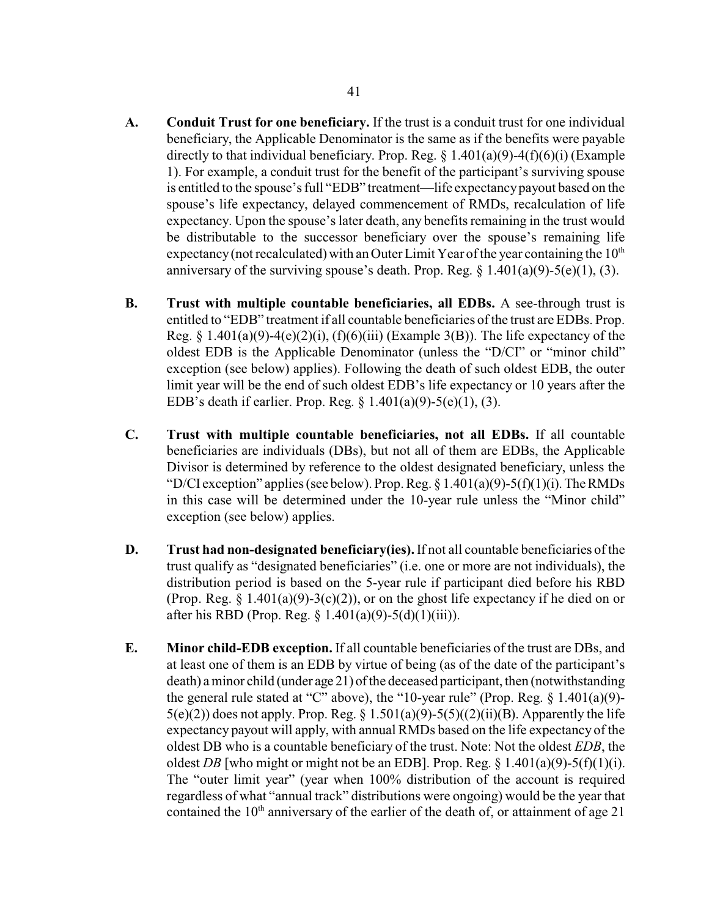**A. Conduit Trust for one beneficiary.** If the trust is a conduit trust for one individual beneficiary, the Applicable Denominator is the same as if the benefits were payable directly to that individual beneficiary. Prop. Reg. § 1.401(a)(9)-4(f)(6)(i) (Example 1). For example, a conduit trust for the benefit of the participant's surviving spouse is entitled to the spouse's full "EDB" treatment—life expectancy payout based on the spouse's life expectancy, delayed commencement of RMDs, recalculation of life expectancy. Upon the spouse's later death, any benefits remaining in the trust would be distributable to the successor beneficiary over the spouse's remaining life expectancy (not recalculated) with an Outer Limit Year of the year containing the 10th anniversary of the surviving spouse's death. Prop. Reg. § 1.401(a)(9)-5(e)(1), (3).

**B. Trust with multiple countable beneficiaries, all EDBs.** A see-through trust is entitled to "EDB" treatment if all countable beneficiaries of the trust are EDBs. Prop. Reg. § 1.401(a)(9)-4(e)(2)(i), (f)(6)(iii) (Example 3(B)). The life expectancy of the oldest EDB is the Applicable Denominator (unless the "D/CI" or "minor child" exception (see below) applies). Following the death of such oldest EDB, the outer limit year will be the end of such oldest EDB's life expectancy or 10 years after the EDB's death if earlier. Prop. Reg. § 1.401(a)(9)-5(e)(1), (3).

**C. Trust with multiple countable beneficiaries, not all EDBs.** If all countable beneficiaries are individuals (DBs), but not all of them are EDBs, the Applicable Divisor is determined by reference to the oldest designated beneficiary, unless the "D/CI exception" applies (see below). Prop. Reg. § 1.401(a)(9)-5(f)(1)(i). The RMDs in this case will be determined under the 10-year rule unless the "Minor child" exception (see below) applies.

**D. Trust had non-designated beneficiary(ies).** If not all countable beneficiaries of the trust qualify as "designated beneficiaries" (i.e. one or more are not individuals), the distribution period is based on the 5-year rule if participant died before his RBD (Prop. Reg. § 1.401(a)(9)-3(c)(2)), or on the ghost life expectancy if he died on or after his RBD (Prop. Reg. § 1.401(a)(9)-5(d)(1)(iii)).

**E. Minor child-EDB exception.** If all countable beneficiaries of the trust are DBs, and at least one of them is an EDB by virtue of being (as of the date of the participant's death) a minor child (under age 21) of the deceased participant, then (notwithstanding the general rule stated at "C" above), the "10-year rule" (Prop. Reg. § 1.401(a)(9)-5(e)(2)) does not apply. Prop. Reg. § 1.501(a)(9)-5(5)((2)(ii)(B). Apparently the life expectancy payout will apply, with annual RMDs based on the life expectancy of the oldest DB who is a countable beneficiary of the trust. Note: Not the oldest *EDB*, the oldest *DB* [who might or might not be an EDB]. Prop. Reg. § 1.401(a)(9)-5(f)(1)(i). The "outer limit year" (year when 100% distribution of the account is required regardless of what "annual track" distributions were ongoing) would be the year that contained the 10th anniversary of the earlier of the death of, or attainment of age 21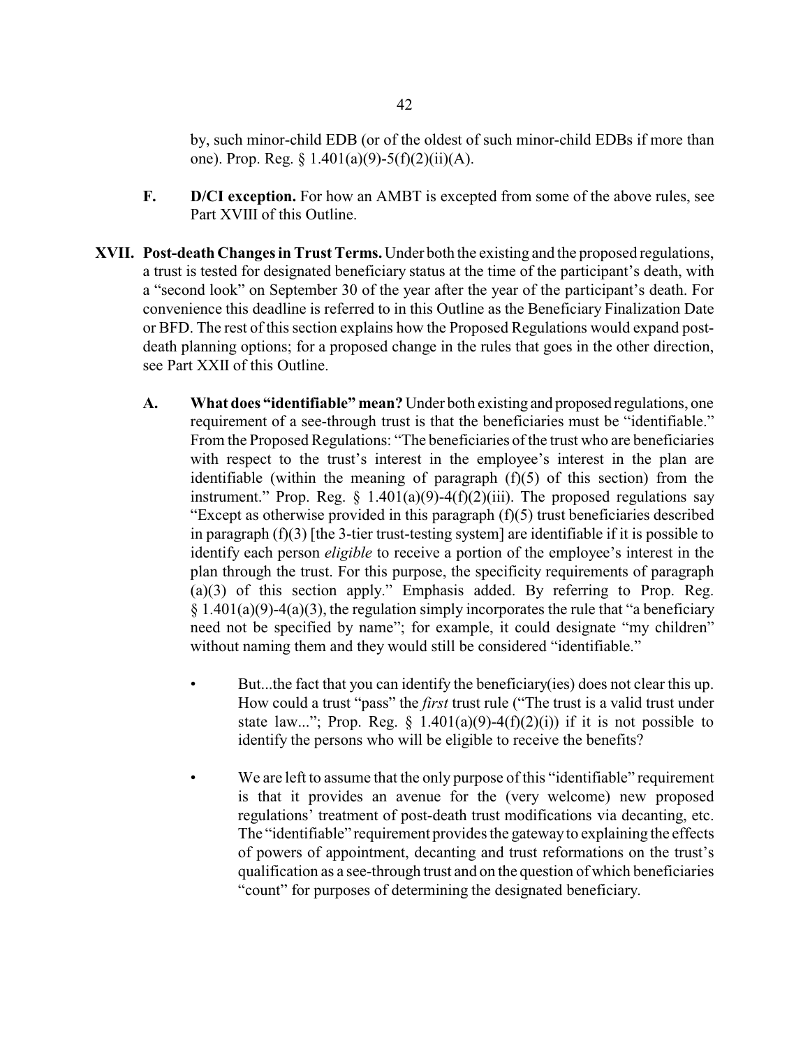by, such minor-child EDB (or of the oldest of such minor-child EDBs if more than one). Prop. Reg. § 1.401(a)(9)-5(f)(2)(ii)(A).

**F. D/CI exception.** For how an AMBT is excepted from some of the above rules, see Part XVIII of this Outline.

## XVII. Post-death Changes in Trust Terms.

Under both the existing and the proposed regulations, a trust is tested for designated beneficiary status at the time of the participant's death, with a "second look" on September 30 of the year after the year of the participant's death. For convenience this deadline is referred to in this Outline as the Beneficiary Finalization Date or BFD. The rest of this section explains how the Proposed Regulations would expand post-death planning options; for a proposed change in the rules that goes in the other direction, see Part XXII of this Outline.

**A. What does "identifiable" mean?** Under both existing and proposed regulations, one requirement of a see-through trust is that the beneficiaries must be "identifiable." From the Proposed Regulations: "The beneficiaries of the trust who are beneficiaries with respect to the trust's interest in the employee's interest in the plan are identifiable (within the meaning of paragraph (f)(5) of this section) from the instrument." Prop. Reg. § 1.401(a)(9)-4(f)(2)(iii). The proposed regulations say "Except as otherwise provided in this paragraph (f)(5) trust beneficiaries described in paragraph (f)(3) [the 3-tier trust-testing system] are identifiable if it is possible to identify each person *eligible* to receive a portion of the employee's interest in the plan through the trust. For this purpose, the specificity requirements of paragraph (a)(3) of this section apply." Emphasis added. By referring to Prop. Reg. § 1.401(a)(9)-4(a)(3), the regulation simply incorporates the rule that "a beneficiary need not be specified by name"; for example, it could designate "my children" without naming them and they would still be considered "identifiable."

- But...the fact that you can identify the beneficiary(ies) does not clear this up. How could a trust "pass" the *first* trust rule ("The trust is a valid trust under state law..."; Prop. Reg. § 1.401(a)(9)-4(f)(2)(i)) if it is not possible to identify the persons who will be eligible to receive the benefits?

- We are left to assume that the only purpose of this "identifiable" requirement is that it provides an avenue for the (very welcome) new proposed regulations' treatment of post-death trust modifications via decanting, etc. The "identifiable" requirement provides the gateway to explaining the effects of powers of appointment, decanting and trust reformations on the trust's qualification as a see-through trust and on the question of which beneficiaries "count" for purposes of determining the designated beneficiary.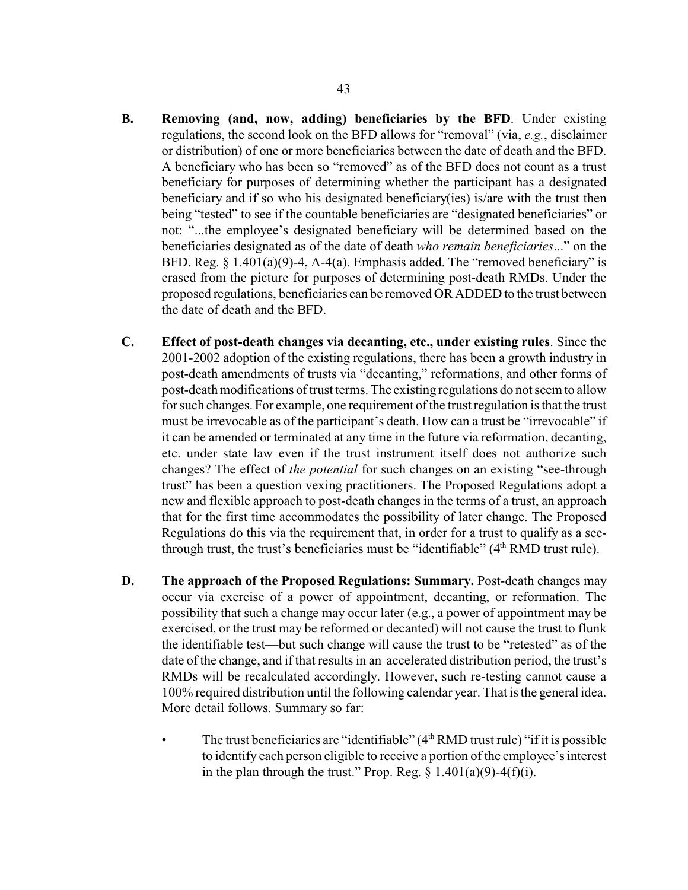**B. Removing (and, now, adding) beneficiaries by the BFD**. Under existing regulations, the second look on the BFD allows for "removal" (via, *e.g.*, disclaimer or distribution) of one or more beneficiaries between the date of death and the BFD. A beneficiary who has been so "removed" as of the BFD does not count as a trust beneficiary for purposes of determining whether the participant has a designated beneficiary and if so who his designated beneficiary(ies) is/are with the trust then being "tested" to see if the countable beneficiaries are "designated beneficiaries" or not: "...the employee's designated beneficiary will be determined based on the beneficiaries designated as of the date of death *who remain beneficiaries*..." on the BFD. Reg. § 1.401(a)(9)-4, A-4(a). Emphasis added. The "removed beneficiary" is erased from the picture for purposes of determining post-death RMDs. Under the proposed regulations, beneficiaries can be removed OR ADDED to the trust between the date of death and the BFD.

**C. Effect of post-death changes via decanting, etc., under existing rules**. Since the 2001-2002 adoption of the existing regulations, there has been a growth industry in post-death amendments of trusts via "decanting," reformations, and other forms of post-death modifications of trust terms. The existing regulations do not seem to allow for such changes. For example, one requirement of the trust regulation is that the trust must be irrevocable as of the participant's death. How can a trust be "irrevocable" if it can be amended or terminated at any time in the future via reformation, decanting, etc. under state law even if the trust instrument itself does not authorize such changes? The effect of *the potential* for such changes on an existing "see-through trust" has been a question vexing practitioners. The Proposed Regulations adopt a new and flexible approach to post-death changes in the terms of a trust, an approach that for the first time accommodates the possibility of later change. The Proposed Regulations do this via the requirement that, in order for a trust to qualify as a see-through trust, the trust's beneficiaries must be "identifiable" (4th RMD trust rule).

**D. The approach of the Proposed Regulations: Summary.** Post-death changes may occur via exercise of a power of appointment, decanting, or reformation. The possibility that such a change may occur later (e.g., a power of appointment may be exercised, or the trust may be reformed or decanted) will not cause the trust to flunk the identifiable test—but such change will cause the trust to be "retested" as of the date of the change, and if that results in an accelerated distribution period, the trust's RMDs will be recalculated accordingly. However, such re-testing cannot cause a 100% required distribution until the following calendar year. That is the general idea. More detail follows. Summary so far:

- The trust beneficiaries are "identifiable" (4th RMD trust rule) "if it is possible to identify each person eligible to receive a portion of the employee's interest in the plan through the trust." Prop. Reg. § 1.401(a)(9)-4(f)(i).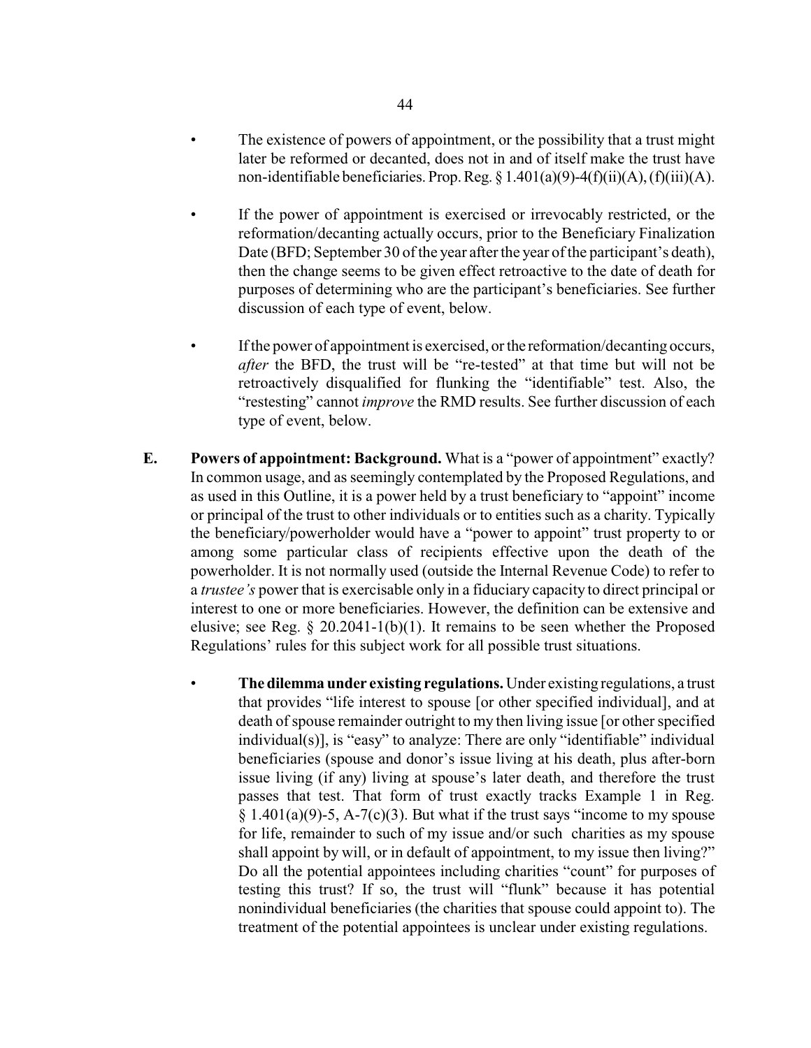- The existence of powers of appointment, or the possibility that a trust might later be reformed or decanted, does not in and of itself make the trust have non-identifiable beneficiaries. Prop. Reg. § 1.401(a)(9)-4(f)(ii)(A), (f)(iii)(A).

- If the power of appointment is exercised or irrevocably restricted, or the reformation/decanting actually occurs, prior to the Beneficiary Finalization Date (BFD; September 30 of the year after the year of the participant's death), then the change seems to be given effect retroactive to the date of death for purposes of determining who are the participant's beneficiaries. See further discussion of each type of event, below.

- If the power of appointment is exercised, or the reformation/decanting occurs, *after* the BFD, the trust will be "re-tested" at that time but will not be retroactively disqualified for flunking the "identifiable" test. Also, the "restesting" cannot *improve* the RMD results. See further discussion of each type of event, below.

**E. Powers of appointment: Background.** What is a "power of appointment" exactly? In common usage, and as seemingly contemplated by the Proposed Regulations, and as used in this Outline, it is a power held by a trust beneficiary to "appoint" income or principal of the trust to other individuals or to entities such as a charity. Typically the beneficiary/powerholder would have a "power to appoint" trust property to or among some particular class of recipients effective upon the death of the powerholder. It is not normally used (outside the Internal Revenue Code) to refer to a *trustee's* power that is exercisable only in a fiduciary capacity to direct principal or interest to one or more beneficiaries. However, the definition can be extensive and elusive; see Reg. § 20.2041-1(b)(1). It remains to be seen whether the Proposed Regulations' rules for this subject work for all possible trust situations.

- **The dilemma under existing regulations.** Under existing regulations, a trust that provides "life interest to spouse [or other specified individual], and at death of spouse remainder outright to my then living issue [or other specified individual(s)], is "easy" to analyze: There are only "identifiable" individual beneficiaries (spouse and donor's issue living at his death, plus after-born issue living (if any) living at spouse's later death, and therefore the trust passes that test. That form of trust exactly tracks Example 1 in Reg. § 1.401(a)(9)-5, A-7(c)(3). But what if the trust says "income to my spouse for life, remainder to such of my issue and/or such charities as my spouse shall appoint by will, or in default of appointment, to my issue then living?" Do all the potential appointees including charities "count" for purposes of testing this trust? If so, the trust will "flunk" because it has potential nonindividual beneficiaries (the charities that spouse could appoint to). The treatment of the potential appointees is unclear under existing regulations.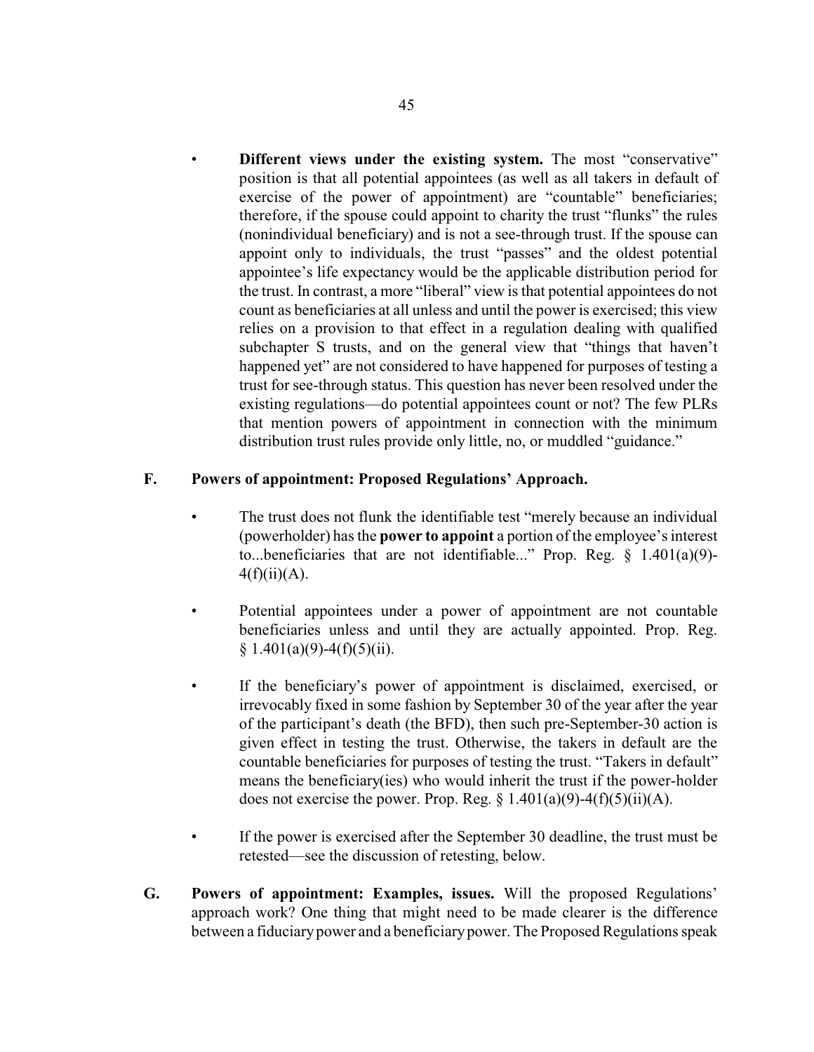- **Different views under the existing system.** The most "conservative" position is that all potential appointees (as well as all takers in default of exercise of the power of appointment) are "countable" beneficiaries; therefore, if the spouse could appoint to charity the trust "flunks" the rules (nonindividual beneficiary) and is not a see-through trust. If the spouse can appoint only to individuals, the trust "passes" and the oldest potential appointee's life expectancy would be the applicable distribution period for the trust. In contrast, a more "liberal" view is that potential appointees do not count as beneficiaries at all unless and until the power is exercised; this view relies on a provision to that effect in a regulation dealing with qualified subchapter S trusts, and on the general view that "things that haven't happened yet" are not considered to have happened for purposes of testing a trust for see-through status. This question has never been resolved under the existing regulations—do potential appointees count or not? The few PLRs that mention powers of appointment in connection with the minimum distribution trust rules provide only little, no, or muddled "guidance."

## F. Powers of appointment: Proposed Regulations' Approach.

- The trust does not flunk the identifiable test "merely because an individual (powerholder) has the **power to appoint** a portion of the employee's interest to...beneficiaries that are not identifiable..." Prop. Reg. § 1.401(a)(9)-4(f)(ii)(A).
- Potential appointees under a power of appointment are not countable beneficiaries unless and until they are actually appointed. Prop. Reg. § 1.401(a)(9)-4(f)(5)(ii).
- If the beneficiary's power of appointment is disclaimed, exercised, or irrevocably fixed in some fashion by September 30 of the year after the year of the participant's death (the BFD), then such pre-September-30 action is given effect in testing the trust. Otherwise, the takers in default are the countable beneficiaries for purposes of testing the trust. "Takers in default" means the beneficiary(ies) who would inherit the trust if the power-holder does not exercise the power. Prop. Reg. § 1.401(a)(9)-4(f)(5)(ii)(A).
- If the power is exercised after the September 30 deadline, the trust must be retested—see the discussion of retesting, below.

## G. Powers of appointment: Examples, issues.

Will the proposed Regulations' approach work? One thing that might need to be made clearer is the difference between a fiduciary power and a beneficiary power. The Proposed Regulations speak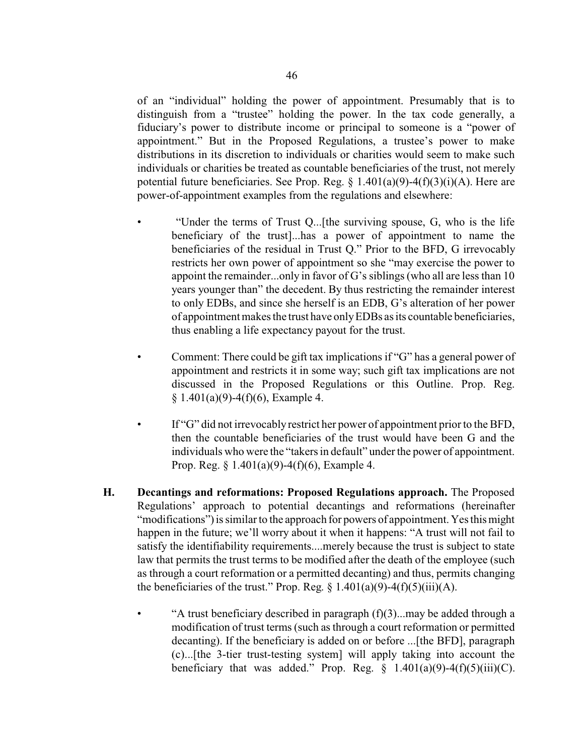of an "individual" holding the power of appointment. Presumably that is to distinguish from a "trustee" holding the power. In the tax code generally, a fiduciary's power to distribute income or principal to someone is a "power of appointment." But in the Proposed Regulations, a trustee's power to make distributions in its discretion to individuals or charities would seem to make such individuals or charities be treated as countable beneficiaries of the trust, not merely potential future beneficiaries. See Prop. Reg. § 1.401(a)(9)-4(f)(3)(i)(A). Here are power-of-appointment examples from the regulations and elsewhere:

- "Under the terms of Trust Q...[the surviving spouse, G, who is the life beneficiary of the trust]...has a power of appointment to name the beneficiaries of the residual in Trust Q." Prior to the BFD, G irrevocably restricts her own power of appointment so she "may exercise the power to appoint the remainder...only in favor of G's siblings (who all are less than 10 years younger than" the decedent. By thus restricting the remainder interest to only EDBs, and since she herself is an EDB, G's alteration of her power of appointment makes the trust have only EDBs as its countable beneficiaries, thus enabling a life expectancy payout for the trust.

- Comment: There could be gift tax implications if "G" has a general power of appointment and restricts it in some way; such gift tax implications are not discussed in the Proposed Regulations or this Outline. Prop. Reg. § 1.401(a)(9)-4(f)(6), Example 4.

- If "G" did not irrevocably restrict her power of appointment prior to the BFD, then the countable beneficiaries of the trust would have been G and the individuals who were the "takers in default" under the power of appointment. Prop. Reg. § 1.401(a)(9)-4(f)(6), Example 4.

**H. Decantings and reformations: Proposed Regulations approach.** The Proposed Regulations' approach to potential decantings and reformations (hereinafter "modifications") is similar to the approach for powers of appointment. Yes this might happen in the future; we'll worry about it when it happens: "A trust will not fail to satisfy the identifiability requirements....merely because the trust is subject to state law that permits the trust terms to be modified after the death of the employee (such as through a court reformation or a permitted decanting) and thus, permits changing the beneficiaries of the trust." Prop. Reg. § 1.401(a)(9)-4(f)(5)(iii)(A).

- "A trust beneficiary described in paragraph (f)(3)...may be added through a modification of trust terms (such as through a court reformation or permitted decanting). If the beneficiary is added on or before ...[the BFD], paragraph (c)...[the 3-tier trust-testing system] will apply taking into account the beneficiary that was added." Prop. Reg. § 1.401(a)(9)-4(f)(5)(iii)(C).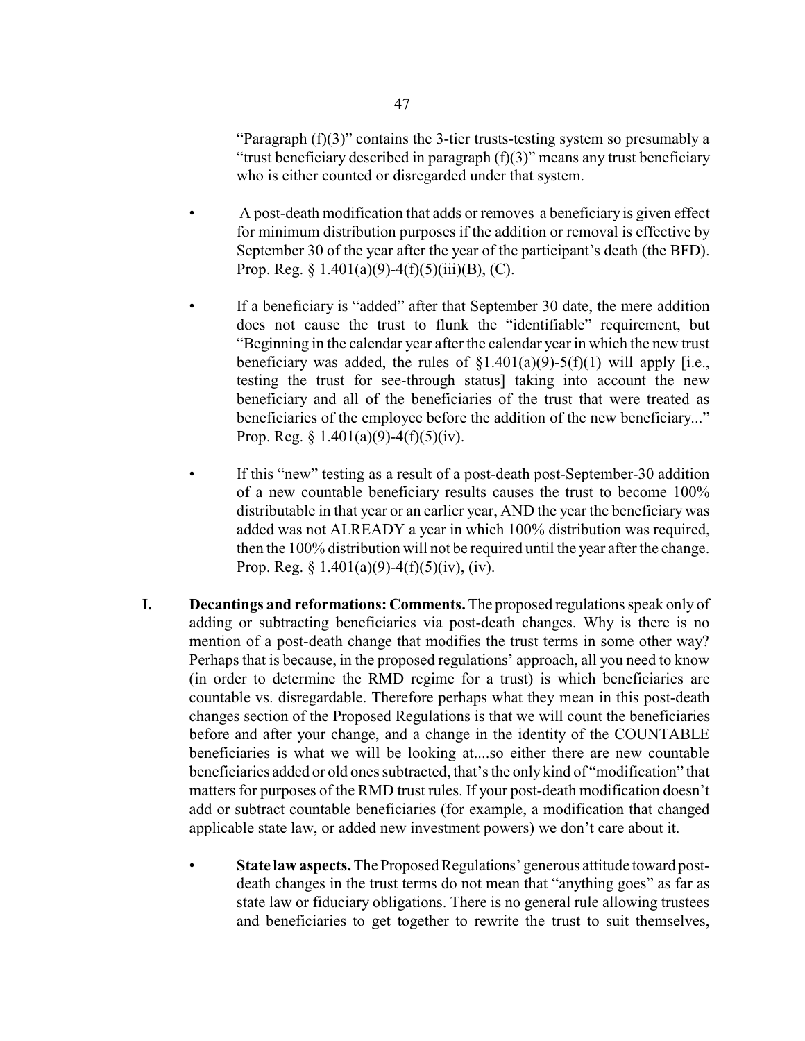"Paragraph (f)(3)" contains the 3-tier trusts-testing system so presumably a "trust beneficiary described in paragraph (f)(3)" means any trust beneficiary who is either counted or disregarded under that system.

- A post-death modification that adds or removes a beneficiary is given effect for minimum distribution purposes if the addition or removal is effective by September 30 of the year after the year of the participant's death (the BFD). Prop. Reg. § 1.401(a)(9)-4(f)(5)(iii)(B), (C).

- If a beneficiary is "added" after that September 30 date, the mere addition does not cause the trust to flunk the "identifiable" requirement, but "Beginning in the calendar year after the calendar year in which the new trust beneficiary was added, the rules of §1.401(a)(9)-5(f)(1) will apply [i.e., testing the trust for see-through status] taking into account the new beneficiary and all of the beneficiaries of the trust that were treated as beneficiaries of the employee before the addition of the new beneficiary..." Prop. Reg. § 1.401(a)(9)-4(f)(5)(iv).

- If this "new" testing as a result of a post-death post-September-30 addition of a new countable beneficiary results causes the trust to become 100% distributable in that year or an earlier year, AND the year the beneficiary was added was not ALREADY a year in which 100% distribution was required, then the 100% distribution will not be required until the year after the change. Prop. Reg. § 1.401(a)(9)-4(f)(5)(iv), (iv).

**I. Decantings and reformations: Comments.** The proposed regulations speak only of adding or subtracting beneficiaries via post-death changes. Why is there is no mention of a post-death change that modifies the trust terms in some other way? Perhaps that is because, in the proposed regulations' approach, all you need to know (in order to determine the RMD regime for a trust) is which beneficiaries are countable vs. disregardable. Therefore perhaps what they mean in this post-death changes section of the Proposed Regulations is that we will count the beneficiaries before and after your change, and a change in the identity of the COUNTABLE beneficiaries is what we will be looking at....so either there are new countable beneficiaries added or old ones subtracted, that's the only kind of "modification" that matters for purposes of the RMD trust rules. If your post-death modification doesn't add or subtract countable beneficiaries (for example, a modification that changed applicable state law, or added new investment powers) we don't care about it.

- **State law aspects.** The Proposed Regulations' generous attitude toward post-death changes in the trust terms do not mean that "anything goes" as far as state law or fiduciary obligations. There is no general rule allowing trustees and beneficiaries to get together to rewrite the trust to suit themselves,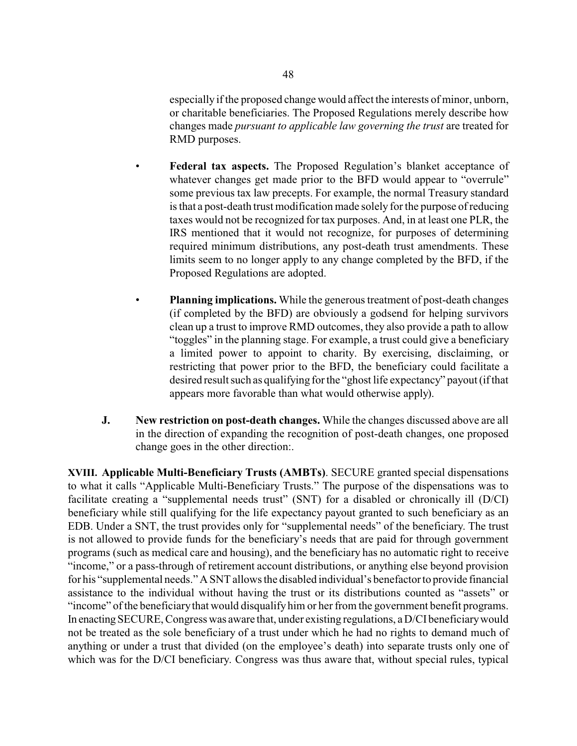especially if the proposed change would affect the interests of minor, unborn, or charitable beneficiaries. The Proposed Regulations merely describe how changes made *pursuant to applicable law governing the trust* are treated for RMD purposes.

- **Federal tax aspects.** The Proposed Regulation's blanket acceptance of whatever changes get made prior to the BFD would appear to "overrule" some previous tax law precepts. For example, the normal Treasury standard is that a post-death trust modification made solely for the purpose of reducing taxes would not be recognized for tax purposes. And, in at least one PLR, the IRS mentioned that it would not recognize, for purposes of determining required minimum distributions, any post-death trust amendments. These limits seem to no longer apply to any change completed by the BFD, if the Proposed Regulations are adopted.

- **Planning implications.** While the generous treatment of post-death changes (if completed by the BFD) are obviously a godsend for helping survivors clean up a trust to improve RMD outcomes, they also provide a path to allow "toggles" in the planning stage. For example, a trust could give a beneficiary a limited power to appoint to charity. By exercising, disclaiming, or restricting that power prior to the BFD, the beneficiary could facilitate a desired result such as qualifying for the "ghost life expectancy" payout (if that appears more favorable than what would otherwise apply).

**J. New restriction on post-death changes.** While the changes discussed above are all in the direction of expanding the recognition of post-death changes, one proposed change goes in the other direction:.

**XVIII. Applicable Multi-Beneficiary Trusts (AMBTs)**. SECURE granted special dispensations to what it calls "Applicable Multi-Beneficiary Trusts." The purpose of the dispensations was to facilitate creating a "supplemental needs trust" (SNT) for a disabled or chronically ill (D/CI) beneficiary while still qualifying for the life expectancy payout granted to such beneficiary as an EDB. Under a SNT, the trust provides only for "supplemental needs" of the beneficiary. The trust is not allowed to provide funds for the beneficiary's needs that are paid for through government programs (such as medical care and housing), and the beneficiary has no automatic right to receive "income," or a pass-through of retirement account distributions, or anything else beyond provision for his "supplemental needs." A SNT allows the disabled individual's benefactor to provide financial assistance to the individual without having the trust or its distributions counted as "assets" or "income" of the beneficiary that would disqualify him or her from the government benefit programs. In enacting SECURE, Congress was aware that, under existing regulations, a D/CI beneficiary would not be treated as the sole beneficiary of a trust under which he had no rights to demand much of anything or under a trust that divided (on the employee's death) into separate trusts only one of which was for the D/CI beneficiary. Congress was thus aware that, without special rules, typical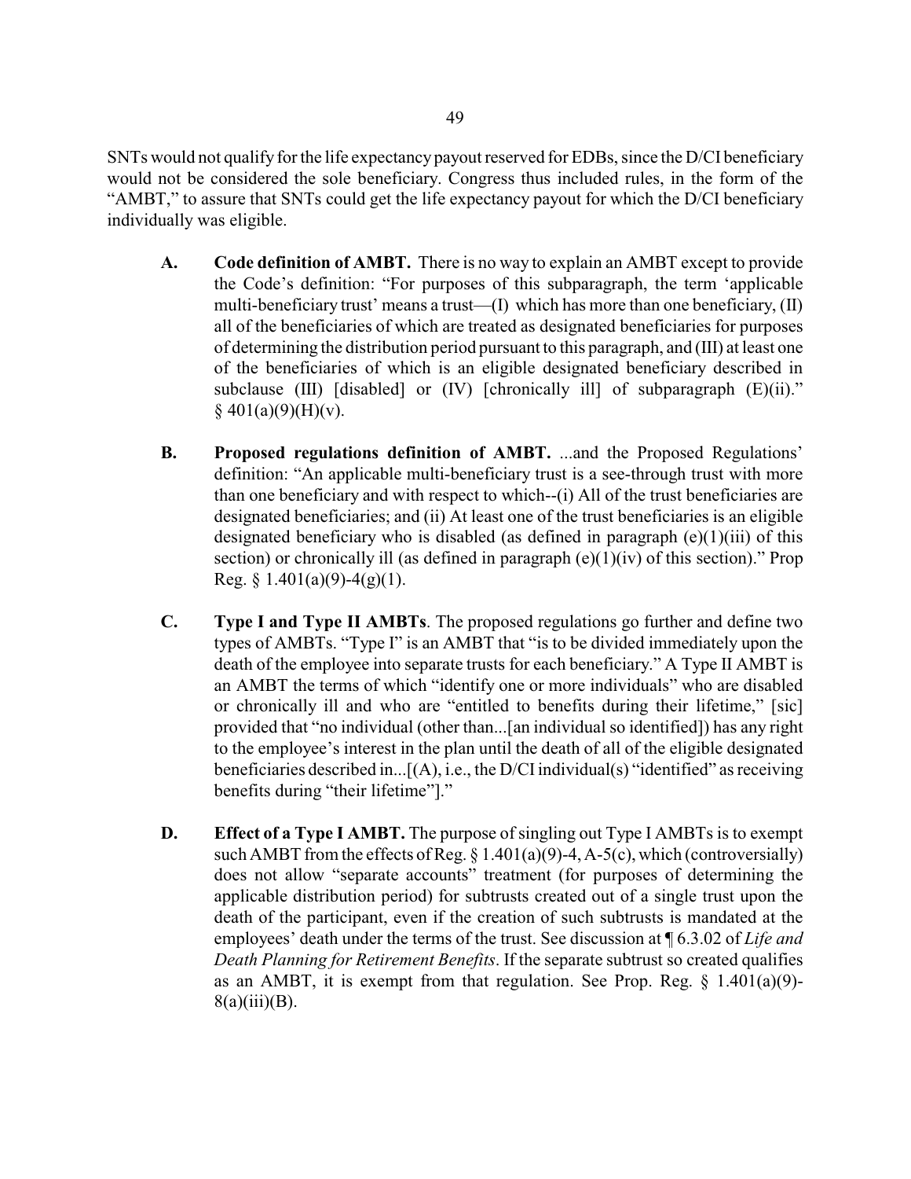SNTs would not qualify for the life expectancy payout reserved for EDBs, since the D/CI beneficiary would not be considered the sole beneficiary. Congress thus included rules, in the form of the "AMBT," to assure that SNTs could get the life expectancy payout for which the D/CI beneficiary individually was eligible.

**A. Code definition of AMBT.** There is no way to explain an AMBT except to provide the Code's definition: "For purposes of this subparagraph, the term 'applicable multi-beneficiary trust' means a trust—(I) which has more than one beneficiary, (II) all of the beneficiaries of which are treated as designated beneficiaries for purposes of determining the distribution period pursuant to this paragraph, and (III) at least one of the beneficiaries of which is an eligible designated beneficiary described in subclause (III) [disabled] or (IV) [chronically ill] of subparagraph (E)(ii)." § 401(a)(9)(H)(v).

**B. Proposed regulations definition of AMBT.** ...and the Proposed Regulations' definition: "An applicable multi-beneficiary trust is a see-through trust with more than one beneficiary and with respect to which--(i) All of the trust beneficiaries are designated beneficiaries; and (ii) At least one of the trust beneficiaries is an eligible designated beneficiary who is disabled (as defined in paragraph (e)(1)(iii) of this section) or chronically ill (as defined in paragraph (e)(1)(iv) of this section)." Prop Reg. § 1.401(a)(9)-4(g)(1).

**C. Type I and Type II AMBTs**. The proposed regulations go further and define two types of AMBTs. "Type I" is an AMBT that "is to be divided immediately upon the death of the employee into separate trusts for each beneficiary." A Type II AMBT is an AMBT the terms of which "identify one or more individuals" who are disabled or chronically ill and who are "entitled to benefits during their lifetime," [sic] provided that "no individual (other than...[an individual so identified]) has any right to the employee's interest in the plan until the death of all of the eligible designated beneficiaries described in...[(A), i.e., the D/CI individual(s) "identified" as receiving benefits during "their lifetime"]."

**D. Effect of a Type I AMBT.** The purpose of singling out Type I AMBTs is to exempt such AMBT from the effects of Reg. § 1.401(a)(9)-4, A-5(c), which (controversially) does not allow "separate accounts" treatment (for purposes of determining the applicable distribution period) for subtrusts created out of a single trust upon the death of the participant, even if the creation of such subtrusts is mandated at the employees' death under the terms of the trust. See discussion at ¶ 6.3.02 of *Life and Death Planning for Retirement Benefits*. If the separate subtrust so created qualifies as an AMBT, it is exempt from that regulation. See Prop. Reg. § 1.401(a)(9)-8(a)(iii)(B).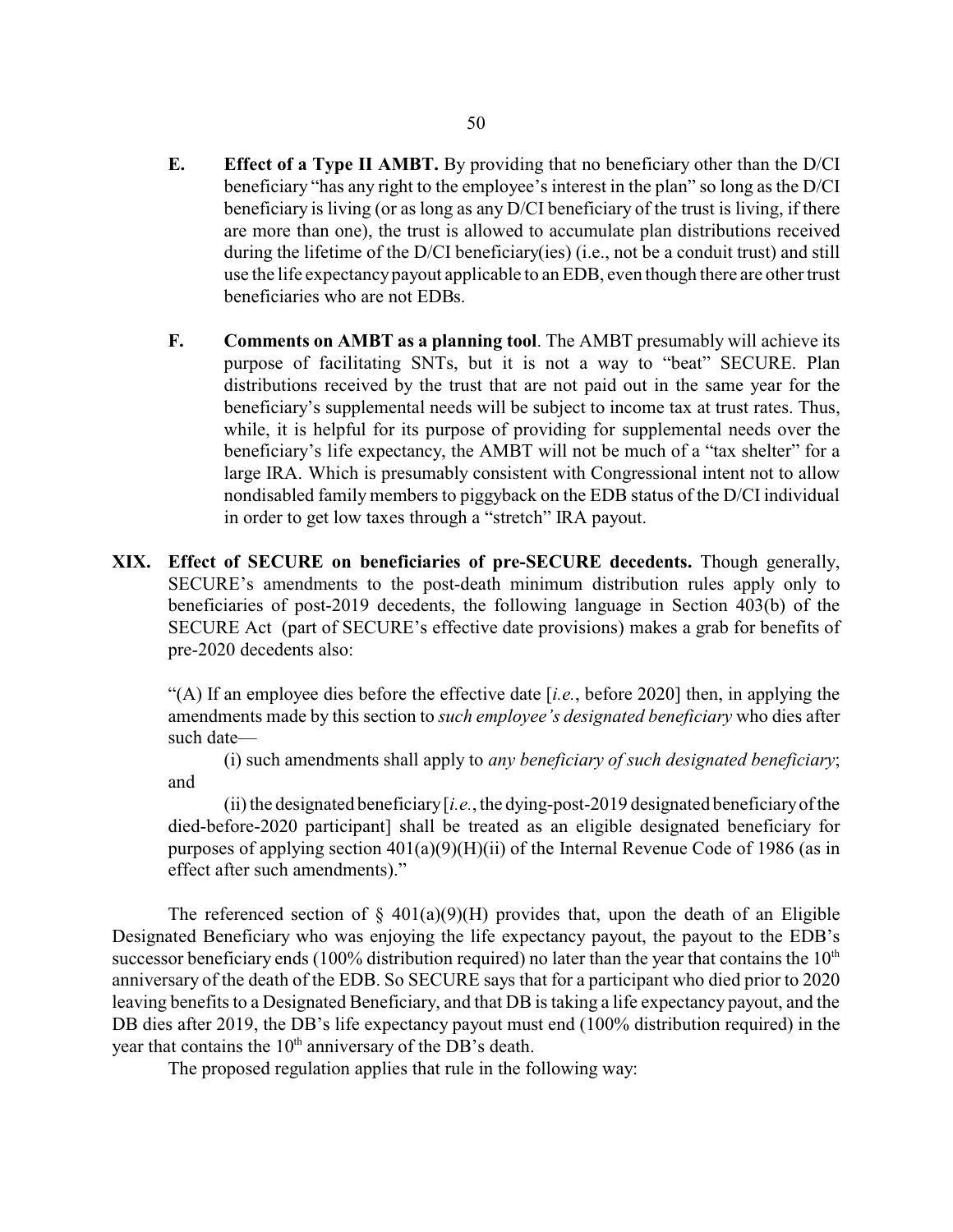**E. Effect of a Type II AMBT.** By providing that no beneficiary other than the D/CI beneficiary "has any right to the employee's interest in the plan" so long as the D/CI beneficiary is living (or as long as any D/CI beneficiary of the trust is living, if there are more than one), the trust is allowed to accumulate plan distributions received during the lifetime of the D/CI beneficiary(ies) (i.e., not be a conduit trust) and still use the life expectancy payout applicable to an EDB, even though there are other trust beneficiaries who are not EDBs.

**F. Comments on AMBT as a planning tool**. The AMBT presumably will achieve its purpose of facilitating SNTs, but it is not a way to "beat" SECURE. Plan distributions received by the trust that are not paid out in the same year for the beneficiary's supplemental needs will be subject to income tax at trust rates. Thus, while, it is helpful for its purpose of providing for supplemental needs over the beneficiary's life expectancy, the AMBT will not be much of a "tax shelter" for a large IRA. Which is presumably consistent with Congressional intent not to allow nondisabled family members to piggyback on the EDB status of the D/CI individual in order to get low taxes through a "stretch" IRA payout.

**XIX. Effect of SECURE on beneficiaries of pre-SECURE decedents.** Though generally, SECURE's amendments to the post-death minimum distribution rules apply only to beneficiaries of post-2019 decedents, the following language in Section 403(b) of the SECURE Act (part of SECURE's effective date provisions) makes a grab for benefits of pre-2020 decedents also:

> "(A) If an employee dies before the effective date [*i.e.*, before 2020] then, in applying the amendments made by this section to *such employee's designated beneficiary* who dies after such date—
>
> (i) such amendments shall apply to *any beneficiary of such designated beneficiary*; and
>
> (ii) the designated beneficiary [*i.e.*, the dying-post-2019 designated beneficiary of the died-before-2020 participant] shall be treated as an eligible designated beneficiary for purposes of applying section 401(a)(9)(H)(ii) of the Internal Revenue Code of 1986 (as in effect after such amendments)."

The referenced section of § 401(a)(9)(H) provides that, upon the death of an Eligible Designated Beneficiary who was enjoying the life expectancy payout, the payout to the EDB's successor beneficiary ends (100% distribution required) no later than the year that contains the 10th anniversary of the death of the EDB. So SECURE says that for a participant who died prior to 2020 leaving benefits to a Designated Beneficiary, and that DB is taking a life expectancy payout, and the DB dies after 2019, the DB's life expectancy payout must end (100% distribution required) in the year that contains the 10th anniversary of the DB's death.

The proposed regulation applies that rule in the following way: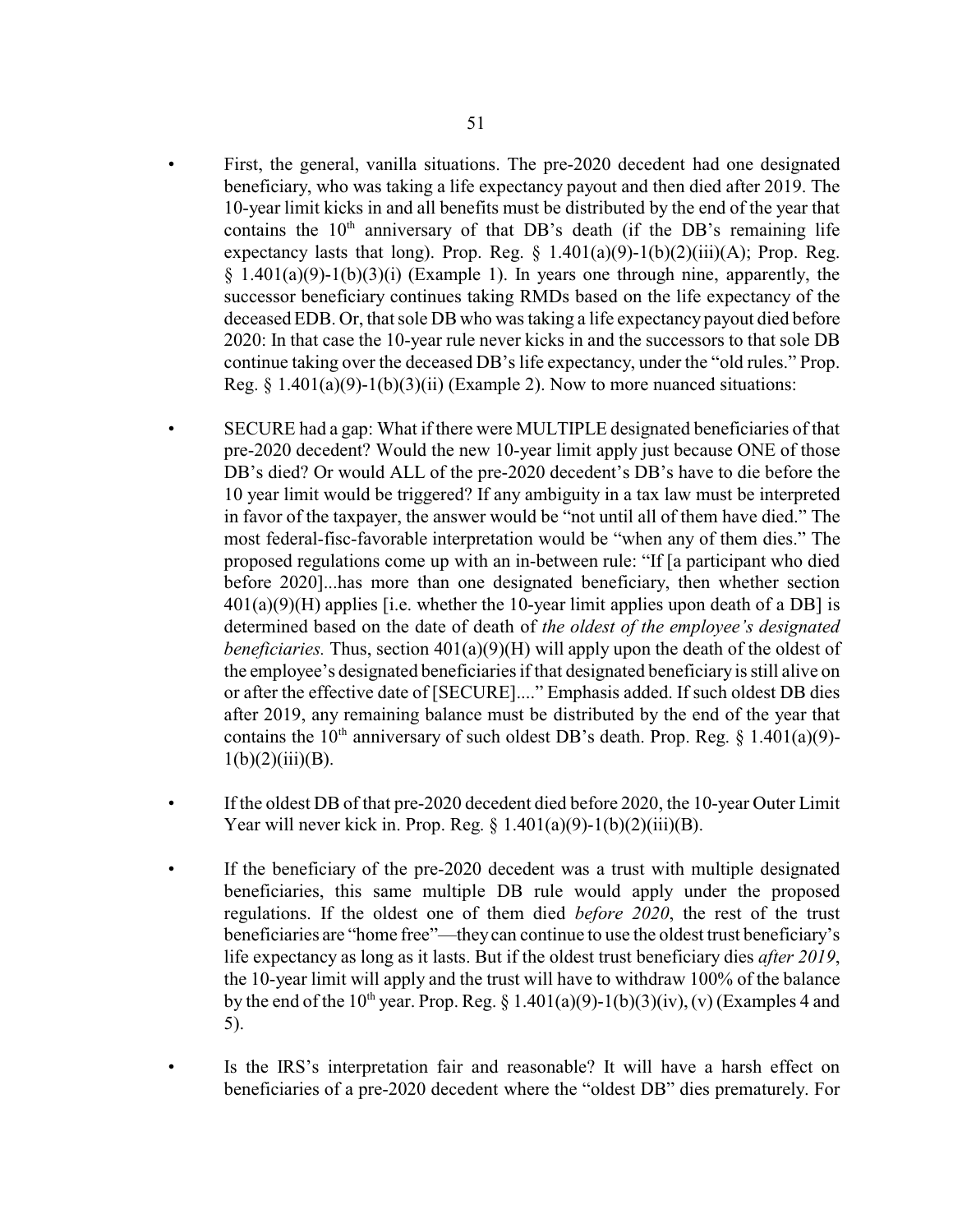- First, the general, vanilla situations. The pre-2020 decedent had one designated beneficiary, who was taking a life expectancy payout and then died after 2019. The 10-year limit kicks in and all benefits must be distributed by the end of the year that contains the 10th anniversary of that DB's death (if the DB's remaining life expectancy lasts that long). Prop. Reg. § 1.401(a)(9)-1(b)(2)(iii)(A); Prop. Reg. § 1.401(a)(9)-1(b)(3)(i) (Example 1). In years one through nine, apparently, the successor beneficiary continues taking RMDs based on the life expectancy of the deceased EDB. Or, that sole DB who was taking a life expectancy payout died before 2020: In that case the 10-year rule never kicks in and the successors to that sole DB continue taking over the deceased DB's life expectancy, under the "old rules." Prop. Reg. § 1.401(a)(9)-1(b)(3)(ii) (Example 2). Now to more nuanced situations:

- SECURE had a gap: What if there were MULTIPLE designated beneficiaries of that pre-2020 decedent? Would the new 10-year limit apply just because ONE of those DB's died? Or would ALL of the pre-2020 decedent's DB's have to die before the 10 year limit would be triggered? If any ambiguity in a tax law must be interpreted in favor of the taxpayer, the answer would be "not until all of them have died." The most federal-fisc-favorable interpretation would be "when any of them dies." The proposed regulations come up with an in-between rule: "If [a participant who died before 2020]...has more than one designated beneficiary, then whether section 401(a)(9)(H) applies [i.e. whether the 10-year limit applies upon death of a DB] is determined based on the date of death of *the oldest of the employee's designated beneficiaries.* Thus, section 401(a)(9)(H) will apply upon the death of the oldest of the employee's designated beneficiaries if that designated beneficiary is still alive on or after the effective date of [SECURE]...." Emphasis added. If such oldest DB dies after 2019, any remaining balance must be distributed by the end of the year that contains the 10th anniversary of such oldest DB's death. Prop. Reg. § 1.401(a)(9)-1(b)(2)(iii)(B).

- If the oldest DB of that pre-2020 decedent died before 2020, the 10-year Outer Limit Year will never kick in. Prop. Reg. § 1.401(a)(9)-1(b)(2)(iii)(B).

- If the beneficiary of the pre-2020 decedent was a trust with multiple designated beneficiaries, this same multiple DB rule would apply under the proposed regulations. If the oldest one of them died *before 2020*, the rest of the trust beneficiaries are "home free"—they can continue to use the oldest trust beneficiary's life expectancy as long as it lasts. But if the oldest trust beneficiary dies *after 2019*, the 10-year limit will apply and the trust will have to withdraw 100% of the balance by the end of the 10th year. Prop. Reg. § 1.401(a)(9)-1(b)(3)(iv), (v) (Examples 4 and 5).

- Is the IRS's interpretation fair and reasonable? It will have a harsh effect on beneficiaries of a pre-2020 decedent where the "oldest DB" dies prematurely. For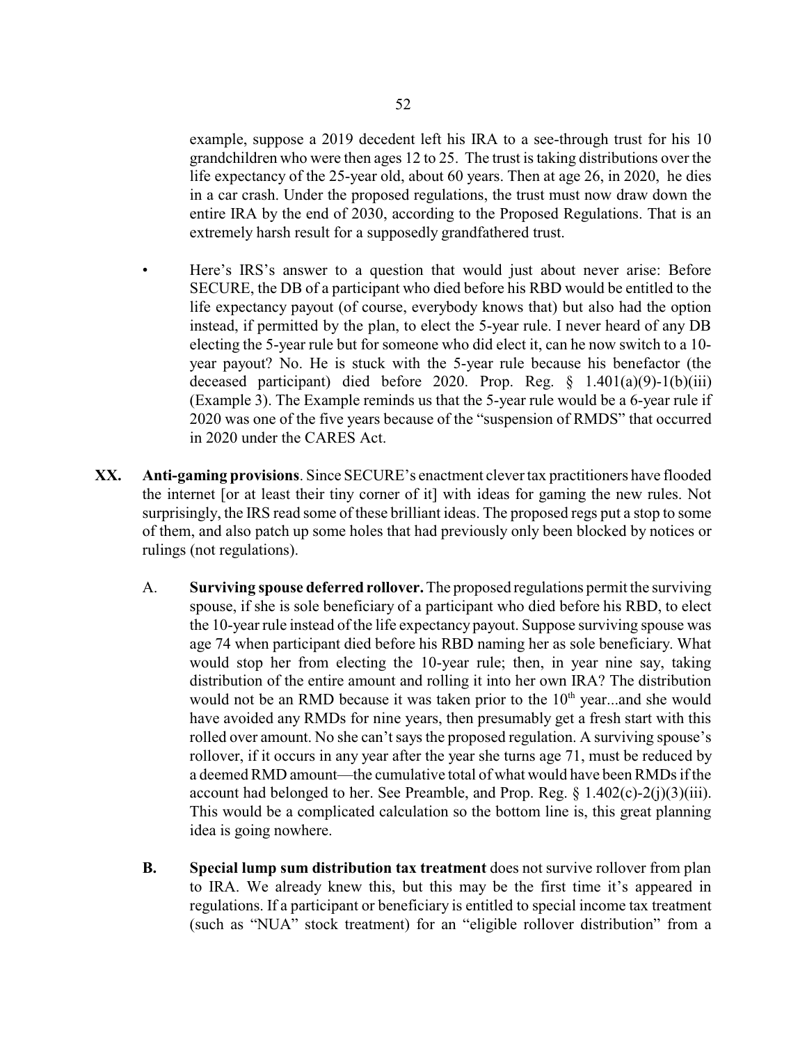example, suppose a 2019 decedent left his IRA to a see-through trust for his 10 grandchildren who were then ages 12 to 25. The trust is taking distributions over the life expectancy of the 25-year old, about 60 years. Then at age 26, in 2020, he dies in a car crash. Under the proposed regulations, the trust must now draw down the entire IRA by the end of 2030, according to the Proposed Regulations. That is an extremely harsh result for a supposedly grandfathered trust.

- Here's IRS's answer to a question that would just about never arise: Before SECURE, the DB of a participant who died before his RBD would be entitled to the life expectancy payout (of course, everybody knows that) but also had the option instead, if permitted by the plan, to elect the 5-year rule. I never heard of any DB electing the 5-year rule but for someone who did elect it, can he now switch to a 10-year payout? No. He is stuck with the 5-year rule because his benefactor (the deceased participant) died before 2020. Prop. Reg. § 1.401(a)(9)-1(b)(iii) (Example 3). The Example reminds us that the 5-year rule would be a 6-year rule if 2020 was one of the five years because of the "suspension of RMDS" that occurred in 2020 under the CARES Act.

**XX. Anti-gaming provisions**. Since SECURE's enactment clever tax practitioners have flooded the internet [or at least their tiny corner of it] with ideas for gaming the new rules. Not surprisingly, the IRS read some of these brilliant ideas. The proposed regs put a stop to some of them, and also patch up some holes that had previously only been blocked by notices or rulings (not regulations).

A. **Surviving spouse deferred rollover.** The proposed regulations permit the surviving spouse, if she is sole beneficiary of a participant who died before his RBD, to elect the 10-year rule instead of the life expectancy payout. Suppose surviving spouse was age 74 when participant died before his RBD naming her as sole beneficiary. What would stop her from electing the 10-year rule; then, in year nine say, taking distribution of the entire amount and rolling it into her own IRA? The distribution would not be an RMD because it was taken prior to the 10th year...and she would have avoided any RMDs for nine years, then presumably get a fresh start with this rolled over amount. No she can't says the proposed regulation. A surviving spouse's rollover, if it occurs in any year after the year she turns age 71, must be reduced by a deemed RMD amount—the cumulative total of what would have been RMDs if the account had belonged to her. See Preamble, and Prop. Reg. § 1.402(c)-2(j)(3)(iii). This would be a complicated calculation so the bottom line is, this great planning idea is going nowhere.

**B. Special lump sum distribution tax treatment** does not survive rollover from plan to IRA. We already knew this, but this may be the first time it's appeared in regulations. If a participant or beneficiary is entitled to special income tax treatment (such as "NUA" stock treatment) for an "eligible rollover distribution" from a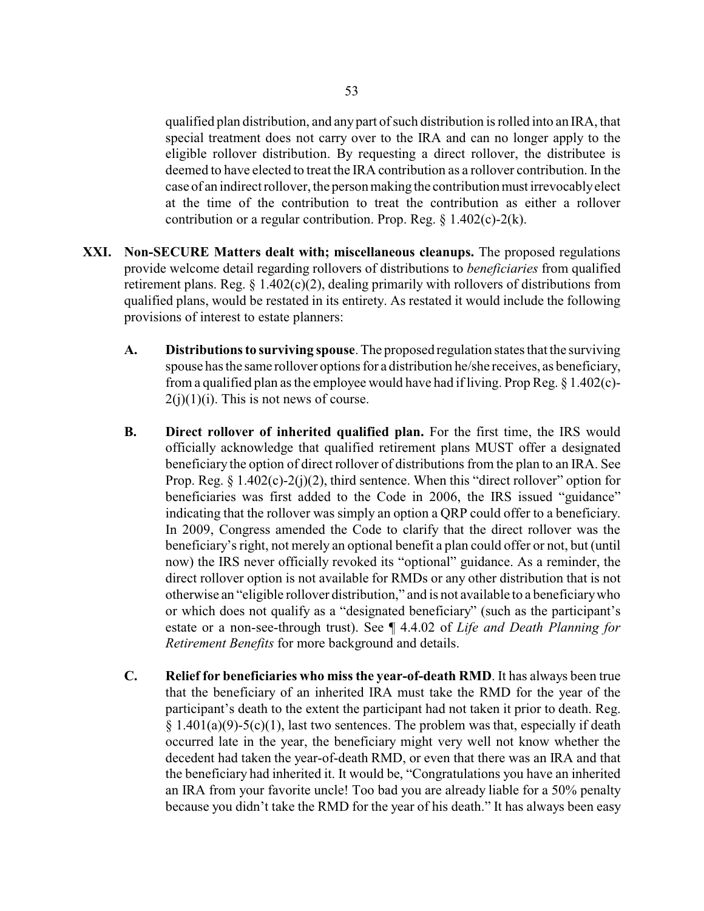qualified plan distribution, and any part of such distribution is rolled into an IRA, that special treatment does not carry over to the IRA and can no longer apply to the eligible rollover distribution. By requesting a direct rollover, the distributee is deemed to have elected to treat the IRA contribution as a rollover contribution. In the case of an indirect rollover, the person making the contribution must irrevocably elect at the time of the contribution to treat the contribution as either a rollover contribution or a regular contribution. Prop. Reg. § 1.402(c)-2(k).

**XXI. Non-SECURE Matters dealt with; miscellaneous cleanups.** The proposed regulations provide welcome detail regarding rollovers of distributions to *beneficiaries* from qualified retirement plans. Reg. § 1.402(c)(2), dealing primarily with rollovers of distributions from qualified plans, would be restated in its entirety. As restated it would include the following provisions of interest to estate planners:

**A. Distributions to surviving spouse**. The proposed regulation states that the surviving spouse has the same rollover options for a distribution he/she receives, as beneficiary, from a qualified plan as the employee would have had if living. Prop Reg. § 1.402(c)-2(j)(1)(i). This is not news of course.

**B. Direct rollover of inherited qualified plan.** For the first time, the IRS would officially acknowledge that qualified retirement plans MUST offer a designated beneficiary the option of direct rollover of distributions from the plan to an IRA. See Prop. Reg. § 1.402(c)-2(j)(2), third sentence. When this "direct rollover" option for beneficiaries was first added to the Code in 2006, the IRS issued "guidance" indicating that the rollover was simply an option a QRP could offer to a beneficiary. In 2009, Congress amended the Code to clarify that the direct rollover was the beneficiary's right, not merely an optional benefit a plan could offer or not, but (until now) the IRS never officially revoked its "optional" guidance. As a reminder, the direct rollover option is not available for RMDs or any other distribution that is not otherwise an "eligible rollover distribution," and is not available to a beneficiary who or which does not qualify as a "designated beneficiary" (such as the participant's estate or a non-see-through trust). See ¶ 4.4.02 of *Life and Death Planning for Retirement Benefits* for more background and details.

**C. Relief for beneficiaries who miss the year-of-death RMD**. It has always been true that the beneficiary of an inherited IRA must take the RMD for the year of the participant's death to the extent the participant had not taken it prior to death. Reg. § 1.401(a)(9)-5(c)(1), last two sentences. The problem was that, especially if death occurred late in the year, the beneficiary might very well not know whether the decedent had taken the year-of-death RMD, or even that there was an IRA and that the beneficiary had inherited it. It would be, "Congratulations you have an inherited an IRA from your favorite uncle! Too bad you are already liable for a 50% penalty because you didn't take the RMD for the year of his death." It has always been easy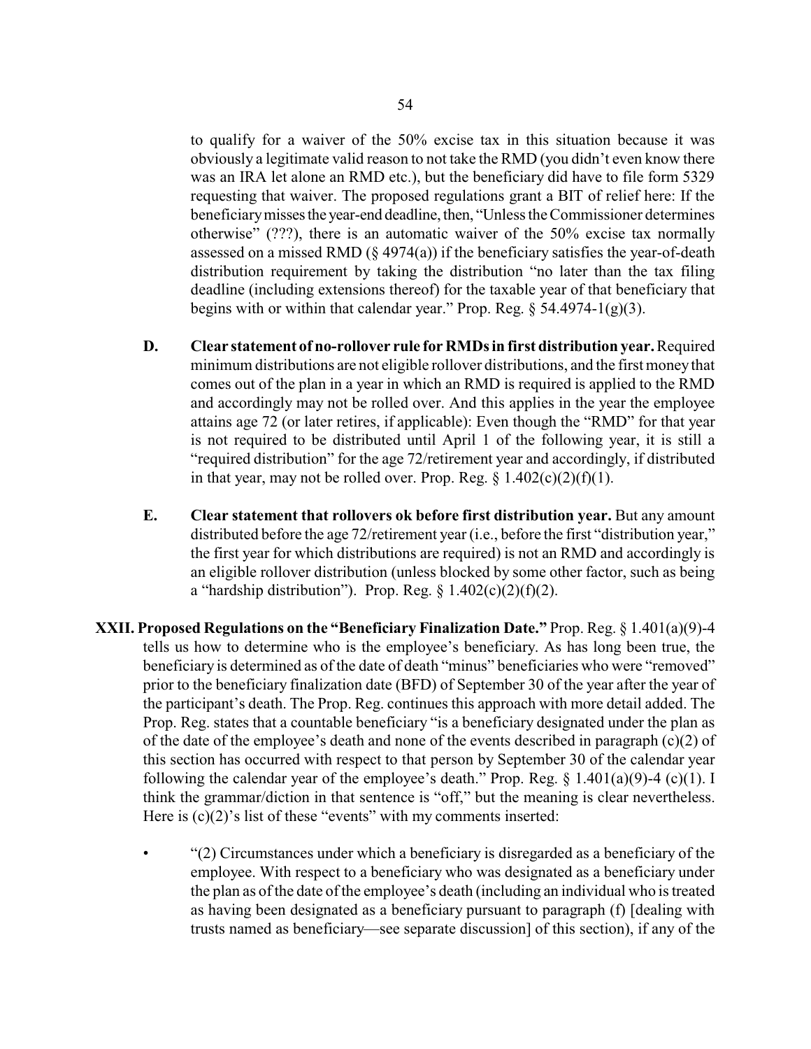to qualify for a waiver of the 50% excise tax in this situation because it was obviously a legitimate valid reason to not take the RMD (you didn't even know there was an IRA let alone an RMD etc.), but the beneficiary did have to file form 5329 requesting that waiver. The proposed regulations grant a BIT of relief here: If the beneficiary misses the year-end deadline, then, "Unless the Commissioner determines otherwise" (???), there is an automatic waiver of the 50% excise tax normally assessed on a missed RMD (§ 4974(a)) if the beneficiary satisfies the year-of-death distribution requirement by taking the distribution "no later than the tax filing deadline (including extensions thereof) for the taxable year of that beneficiary that begins with or within that calendar year." Prop. Reg. § 54.4974-1(g)(3).

**D. Clear statement of no-rollover rule for RMDs in first distribution year.** Required minimum distributions are not eligible rollover distributions, and the first money that comes out of the plan in a year in which an RMD is required is applied to the RMD and accordingly may not be rolled over. And this applies in the year the employee attains age 72 (or later retires, if applicable): Even though the "RMD" for that year is not required to be distributed until April 1 of the following year, it is still a "required distribution" for the age 72/retirement year and accordingly, if distributed in that year, may not be rolled over. Prop. Reg. § 1.402(c)(2)(f)(1).

**E. Clear statement that rollovers ok before first distribution year.** But any amount distributed before the age 72/retirement year (i.e., before the first "distribution year," the first year for which distributions are required) is not an RMD and accordingly is an eligible rollover distribution (unless blocked by some other factor, such as being a "hardship distribution"). Prop. Reg. § 1.402(c)(2)(f)(2).

## XXII. Proposed Regulations on the "Beneficiary Finalization Date."

Prop. Reg. § 1.401(a)(9)-4 tells us how to determine who is the employee's beneficiary. As has long been true, the beneficiary is determined as of the date of death "minus" beneficiaries who were "removed" prior to the beneficiary finalization date (BFD) of September 30 of the year after the year of the participant's death. The Prop. Reg. continues this approach with more detail added. The Prop. Reg. states that a countable beneficiary "is a beneficiary designated under the plan as of the date of the employee's death and none of the events described in paragraph (c)(2) of this section has occurred with respect to that person by September 30 of the calendar year following the calendar year of the employee's death." Prop. Reg. § 1.401(a)(9)-4 (c)(1). I think the grammar/diction in that sentence is "off," but the meaning is clear nevertheless. Here is (c)(2)'s list of these "events" with my comments inserted:

- "(2) Circumstances under which a beneficiary is disregarded as a beneficiary of the employee. With respect to a beneficiary who was designated as a beneficiary under the plan as of the date of the employee's death (including an individual who is treated as having been designated as a beneficiary pursuant to paragraph (f) [dealing with trusts named as beneficiary—see separate discussion] of this section), if any of the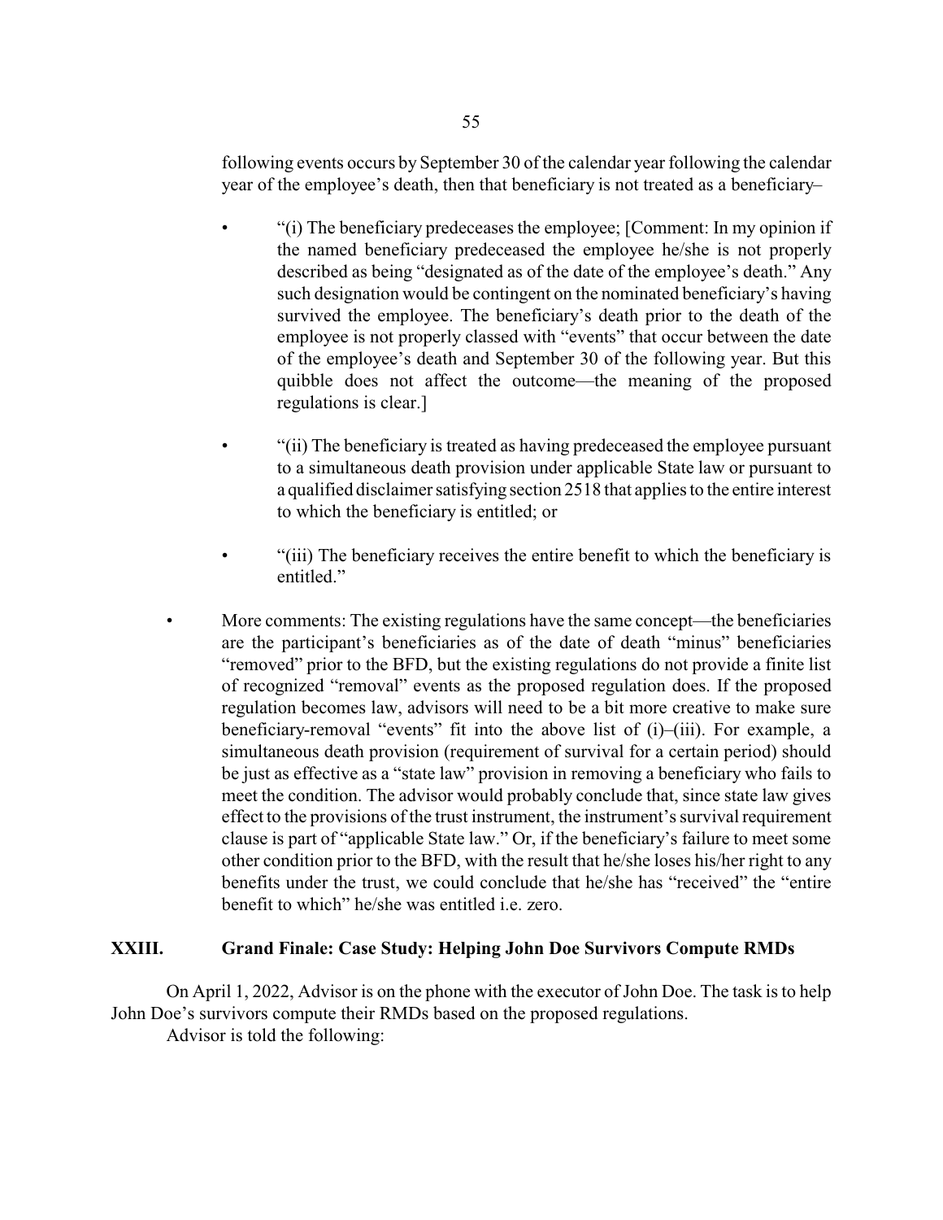following events occurs by September 30 of the calendar year following the calendar year of the employee's death, then that beneficiary is not treated as a beneficiary–

- "(i) The beneficiary predeceases the employee; [Comment: In my opinion if the named beneficiary predeceased the employee he/she is not properly described as being "designated as of the date of the employee's death." Any such designation would be contingent on the nominated beneficiary's having survived the employee. The beneficiary's death prior to the death of the employee is not properly classed with "events" that occur between the date of the employee's death and September 30 of the following year. But this quibble does not affect the outcome—the meaning of the proposed regulations is clear.]

- "(ii) The beneficiary is treated as having predeceased the employee pursuant to a simultaneous death provision under applicable State law or pursuant to a qualified disclaimer satisfying section 2518 that applies to the entire interest to which the beneficiary is entitled; or

- "(iii) The beneficiary receives the entire benefit to which the beneficiary is entitled."

- More comments: The existing regulations have the same concept—the beneficiaries are the participant's beneficiaries as of the date of death "minus" beneficiaries "removed" prior to the BFD, but the existing regulations do not provide a finite list of recognized "removal" events as the proposed regulation does. If the proposed regulation becomes law, advisors will need to be a bit more creative to make sure beneficiary-removal "events" fit into the above list of (i)–(iii). For example, a simultaneous death provision (requirement of survival for a certain period) should be just as effective as a "state law" provision in removing a beneficiary who fails to meet the condition. The advisor would probably conclude that, since state law gives effect to the provisions of the trust instrument, the instrument's survival requirement clause is part of "applicable State law." Or, if the beneficiary's failure to meet some other condition prior to the BFD, with the result that he/she loses his/her right to any benefits under the trust, we could conclude that he/she has "received" the "entire benefit to which" he/she was entitled i.e. zero.

## XXIII. Grand Finale: Case Study: Helping John Doe Survivors Compute RMDs

On April 1, 2022, Advisor is on the phone with the executor of John Doe. The task is to help John Doe's survivors compute their RMDs based on the proposed regulations.

Advisor is told the following: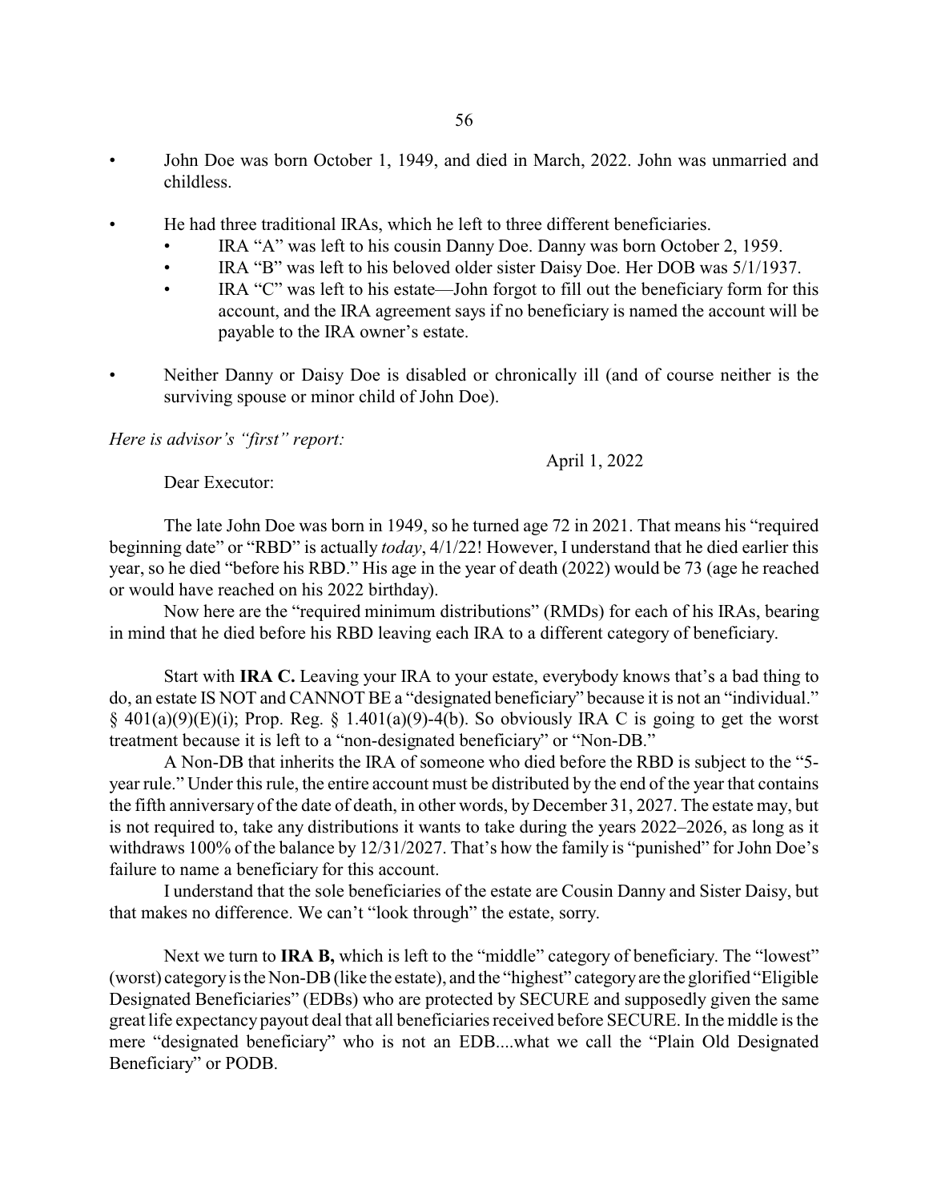- John Doe was born October 1, 1949, and died in March, 2022. John was unmarried and childless.
- He had three traditional IRAs, which he left to three different beneficiaries.
  - IRA "A" was left to his cousin Danny Doe. Danny was born October 2, 1959.
  - IRA "B" was left to his beloved older sister Daisy Doe. Her DOB was 5/1/1937.
  - IRA "C" was left to his estate—John forgot to fill out the beneficiary form for this account, and the IRA agreement says if no beneficiary is named the account will be payable to the IRA owner's estate.
- Neither Danny or Daisy Doe is disabled or chronically ill (and of course neither is the surviving spouse or minor child of John Doe).

*Here is advisor's "first" report:*

April 1, 2022

Dear Executor:

The late John Doe was born in 1949, so he turned age 72 in 2021. That means his "required beginning date" or "RBD" is actually *today*, 4/1/22! However, I understand that he died earlier this year, so he died "before his RBD." His age in the year of death (2022) would be 73 (age he reached or would have reached on his 2022 birthday).

Now here are the "required minimum distributions" (RMDs) for each of his IRAs, bearing in mind that he died before his RBD leaving each IRA to a different category of beneficiary.

Start with **IRA C.** Leaving your IRA to your estate, everybody knows that's a bad thing to do, an estate IS NOT and CANNOT BE a "designated beneficiary" because it is not an "individual." § 401(a)(9)(E)(i); Prop. Reg. § 1.401(a)(9)-4(b). So obviously IRA C is going to get the worst treatment because it is left to a "non-designated beneficiary" or "Non-DB."

A Non-DB that inherits the IRA of someone who died before the RBD is subject to the "5-year rule." Under this rule, the entire account must be distributed by the end of the year that contains the fifth anniversary of the date of death, in other words, by December 31, 2027. The estate may, but is not required to, take any distributions it wants to take during the years 2022–2026, as long as it withdraws 100% of the balance by 12/31/2027. That's how the family is "punished" for John Doe's failure to name a beneficiary for this account.

I understand that the sole beneficiaries of the estate are Cousin Danny and Sister Daisy, but that makes no difference. We can't "look through" the estate, sorry.

Next we turn to **IRA B,** which is left to the "middle" category of beneficiary. The "lowest" (worst) category is the Non-DB (like the estate), and the "highest" category are the glorified "Eligible Designated Beneficiaries" (EDBs) who are protected by SECURE and supposedly given the same great life expectancy payout deal that all beneficiaries received before SECURE. In the middle is the mere "designated beneficiary" who is not an EDB....what we call the "Plain Old Designated Beneficiary" or PODB.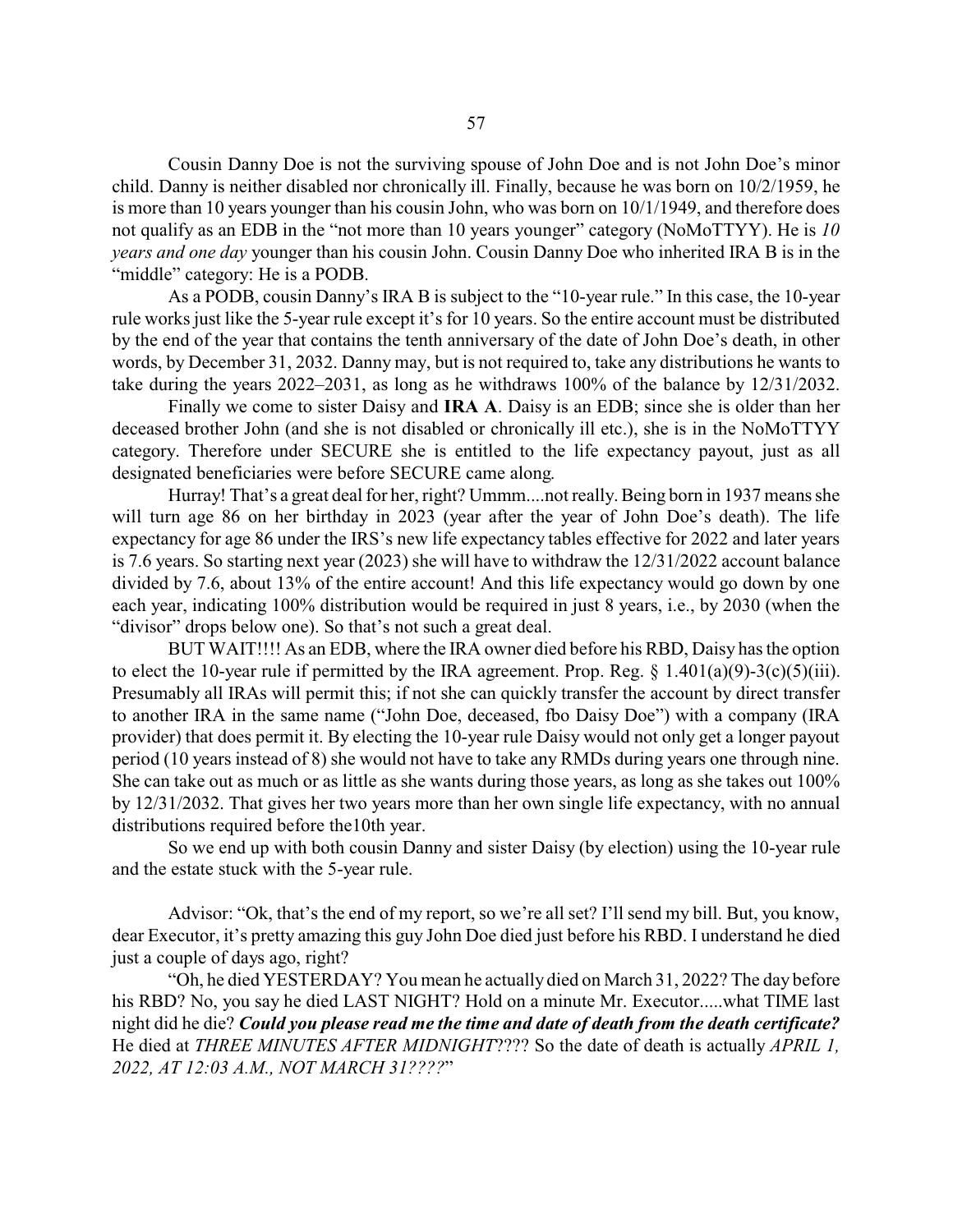Cousin Danny Doe is not the surviving spouse of John Doe and is not John Doe's minor child. Danny is neither disabled nor chronically ill. Finally, because he was born on 10/2/1959, he is more than 10 years younger than his cousin John, who was born on 10/1/1949, and therefore does not qualify as an EDB in the "not more than 10 years younger" category (NoMoTTYY). He is *10 years and one day* younger than his cousin John. Cousin Danny Doe who inherited IRA B is in the "middle" category: He is a PODB.

As a PODB, cousin Danny's IRA B is subject to the "10-year rule." In this case, the 10-year rule works just like the 5-year rule except it's for 10 years. So the entire account must be distributed by the end of the year that contains the tenth anniversary of the date of John Doe's death, in other words, by December 31, 2032. Danny may, but is not required to, take any distributions he wants to take during the years 2022–2031, as long as he withdraws 100% of the balance by 12/31/2032.

Finally we come to sister Daisy and **IRA A**. Daisy is an EDB; since she is older than her deceased brother John (and she is not disabled or chronically ill etc.), she is in the NoMoTTYY category. Therefore under SECURE she is entitled to the life expectancy payout, just as all designated beneficiaries were before SECURE came along.

Hurray! That's a great deal for her, right? Ummm....not really. Being born in 1937 means she will turn age 86 on her birthday in 2023 (year after the year of John Doe's death). The life expectancy for age 86 under the IRS's new life expectancy tables effective for 2022 and later years is 7.6 years. So starting next year (2023) she will have to withdraw the 12/31/2022 account balance divided by 7.6, about 13% of the entire account! And this life expectancy would go down by one each year, indicating 100% distribution would be required in just 8 years, i.e., by 2030 (when the "divisor" drops below one). So that's not such a great deal.

BUT WAIT!!!! As an EDB, where the IRA owner died before his RBD, Daisy has the option to elect the 10-year rule if permitted by the IRA agreement. Prop. Reg. § 1.401(a)(9)-3(c)(5)(iii). Presumably all IRAs will permit this; if not she can quickly transfer the account by direct transfer to another IRA in the same name ("John Doe, deceased, fbo Daisy Doe") with a company (IRA provider) that does permit it. By electing the 10-year rule Daisy would not only get a longer payout period (10 years instead of 8) she would not have to take any RMDs during years one through nine. She can take out as much or as little as she wants during those years, as long as she takes out 100% by 12/31/2032. That gives her two years more than her own single life expectancy, with no annual distributions required before the10th year.

So we end up with both cousin Danny and sister Daisy (by election) using the 10-year rule and the estate stuck with the 5-year rule.

Advisor: "Ok, that's the end of my report, so we're all set? I'll send my bill. But, you know, dear Executor, it's pretty amazing this guy John Doe died just before his RBD. I understand he died just a couple of days ago, right?

"Oh, he died YESTERDAY? You mean he actually died on March 31, 2022? The day before his RBD? No, you say he died LAST NIGHT? Hold on a minute Mr. Executor.....what TIME last night did he die? ***Could you please read me the time and date of death from the death certificate?*** He died at *THREE MINUTES AFTER MIDNIGHT*???? So the date of death is actually *APRIL 1, 2022, AT 12:03 A.M., NOT MARCH 31????*"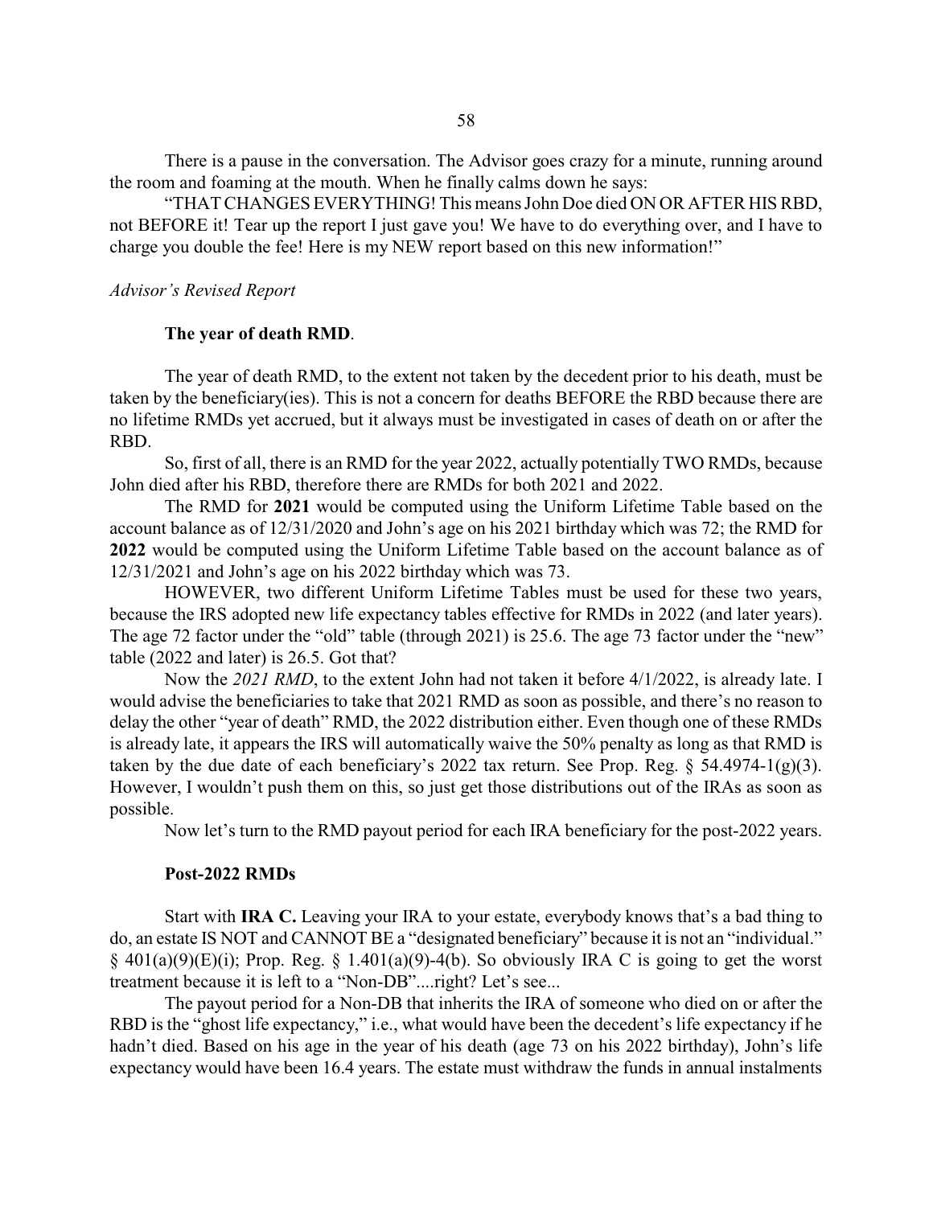There is a pause in the conversation. The Advisor goes crazy for a minute, running around the room and foaming at the mouth. When he finally calms down he says:

"THAT CHANGES EVERYTHING! This means John Doe died ON OR AFTER HIS RBD, not BEFORE it! Tear up the report I just gave you! We have to do everything over, and I have to charge you double the fee! Here is my NEW report based on this new information!"

*Advisor's Revised Report*

**The year of death RMD**.

The year of death RMD, to the extent not taken by the decedent prior to his death, must be taken by the beneficiary(ies). This is not a concern for deaths BEFORE the RBD because there are no lifetime RMDs yet accrued, but it always must be investigated in cases of death on or after the RBD.

So, first of all, there is an RMD for the year 2022, actually potentially TWO RMDs, because John died after his RBD, therefore there are RMDs for both 2021 and 2022.

The RMD for **2021** would be computed using the Uniform Lifetime Table based on the account balance as of 12/31/2020 and John's age on his 2021 birthday which was 72; the RMD for **2022** would be computed using the Uniform Lifetime Table based on the account balance as of 12/31/2021 and John's age on his 2022 birthday which was 73.

HOWEVER, two different Uniform Lifetime Tables must be used for these two years, because the IRS adopted new life expectancy tables effective for RMDs in 2022 (and later years). The age 72 factor under the "old" table (through 2021) is 25.6. The age 73 factor under the "new" table (2022 and later) is 26.5. Got that?

Now the *2021 RMD*, to the extent John had not taken it before 4/1/2022, is already late. I would advise the beneficiaries to take that 2021 RMD as soon as possible, and there's no reason to delay the other "year of death" RMD, the 2022 distribution either. Even though one of these RMDs is already late, it appears the IRS will automatically waive the 50% penalty as long as that RMD is taken by the due date of each beneficiary's 2022 tax return. See Prop. Reg. § 54.4974-1(g)(3). However, I wouldn't push them on this, so just get those distributions out of the IRAs as soon as possible.

Now let's turn to the RMD payout period for each IRA beneficiary for the post-2022 years.

**Post-2022 RMDs**

Start with **IRA C.** Leaving your IRA to your estate, everybody knows that's a bad thing to do, an estate IS NOT and CANNOT BE a "designated beneficiary" because it is not an "individual." § 401(a)(9)(E)(i); Prop. Reg. § 1.401(a)(9)-4(b). So obviously IRA C is going to get the worst treatment because it is left to a "Non-DB"....right? Let's see...

The payout period for a Non-DB that inherits the IRA of someone who died on or after the RBD is the "ghost life expectancy," i.e., what would have been the decedent's life expectancy if he hadn't died. Based on his age in the year of his death (age 73 on his 2022 birthday), John's life expectancy would have been 16.4 years. The estate must withdraw the funds in annual instalments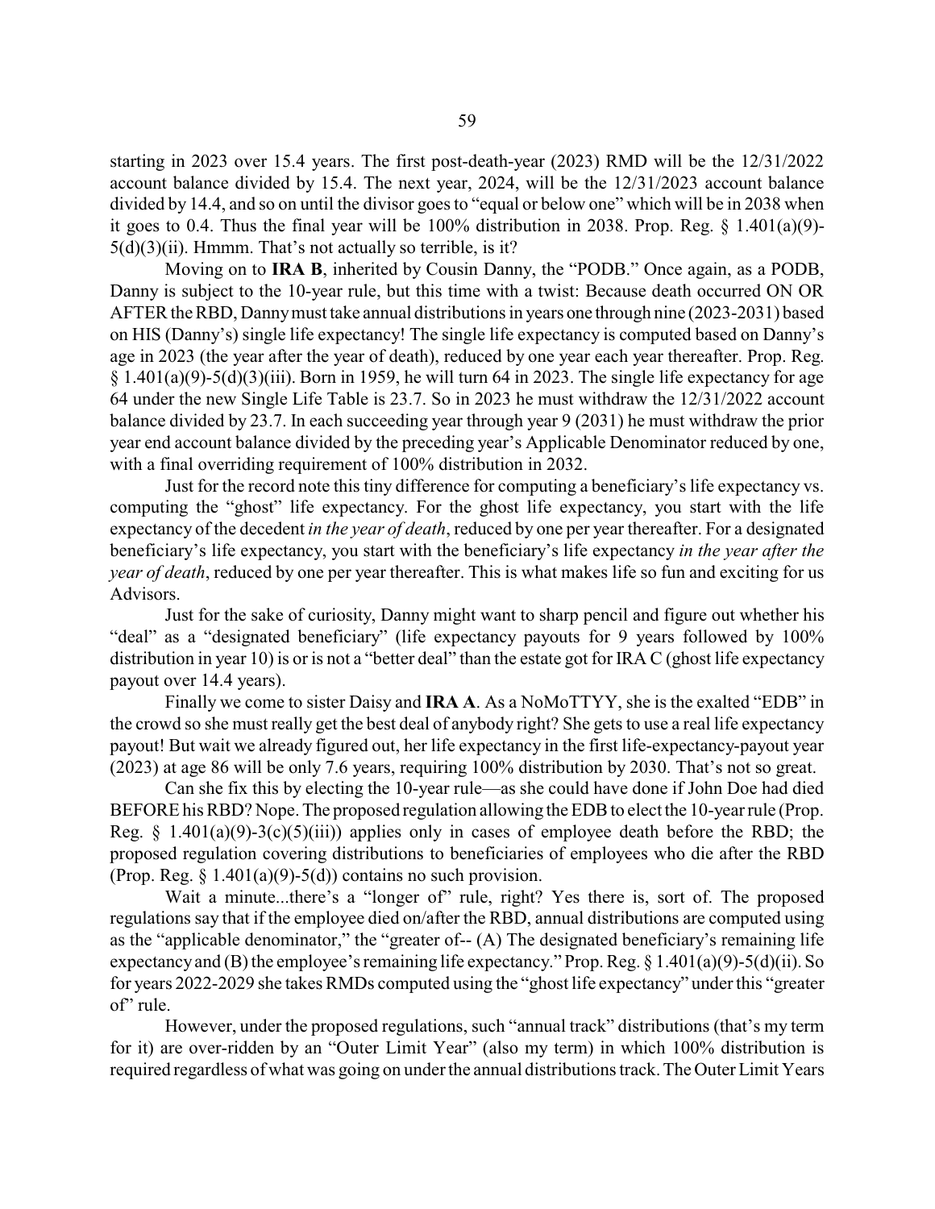starting in 2023 over 15.4 years. The first post-death-year (2023) RMD will be the 12/31/2022 account balance divided by 15.4. The next year, 2024, will be the 12/31/2023 account balance divided by 14.4, and so on until the divisor goes to "equal or below one" which will be in 2038 when it goes to 0.4. Thus the final year will be 100% distribution in 2038. Prop. Reg. § 1.401(a)(9)-5(d)(3)(ii). Hmmm. That's not actually so terrible, is it?

Moving on to **IRA B**, inherited by Cousin Danny, the "PODB." Once again, as a PODB, Danny is subject to the 10-year rule, but this time with a twist: Because death occurred ON OR AFTER the RBD, Danny must take annual distributions in years one through nine (2023-2031) based on HIS (Danny's) single life expectancy! The single life expectancy is computed based on Danny's age in 2023 (the year after the year of death), reduced by one year each year thereafter. Prop. Reg. § 1.401(a)(9)-5(d)(3)(iii). Born in 1959, he will turn 64 in 2023. The single life expectancy for age 64 under the new Single Life Table is 23.7. So in 2023 he must withdraw the 12/31/2022 account balance divided by 23.7. In each succeeding year through year 9 (2031) he must withdraw the prior year end account balance divided by the preceding year's Applicable Denominator reduced by one, with a final overriding requirement of 100% distribution in 2032.

Just for the record note this tiny difference for computing a beneficiary's life expectancy vs. computing the "ghost" life expectancy. For the ghost life expectancy, you start with the life expectancy of the decedent *in the year of death*, reduced by one per year thereafter. For a designated beneficiary's life expectancy, you start with the beneficiary's life expectancy *in the year after the year of death*, reduced by one per year thereafter. This is what makes life so fun and exciting for us Advisors.

Just for the sake of curiosity, Danny might want to sharp pencil and figure out whether his "deal" as a "designated beneficiary" (life expectancy payouts for 9 years followed by 100% distribution in year 10) is or is not a "better deal" than the estate got for IRA C (ghost life expectancy payout over 14.4 years).

Finally we come to sister Daisy and **IRA A**. As a NoMoTTYY, she is the exalted "EDB" in the crowd so she must really get the best deal of anybody right? She gets to use a real life expectancy payout! But wait we already figured out, her life expectancy in the first life-expectancy-payout year (2023) at age 86 will be only 7.6 years, requiring 100% distribution by 2030. That's not so great.

Can she fix this by electing the 10-year rule—as she could have done if John Doe had died BEFORE his RBD? Nope. The proposed regulation allowing the EDB to elect the 10-year rule (Prop. Reg. § 1.401(a)(9)-3(c)(5)(iii)) applies only in cases of employee death before the RBD; the proposed regulation covering distributions to beneficiaries of employees who die after the RBD (Prop. Reg. § 1.401(a)(9)-5(d)) contains no such provision.

Wait a minute...there's a "longer of" rule, right? Yes there is, sort of. The proposed regulations say that if the employee died on/after the RBD, annual distributions are computed using as the "applicable denominator," the "greater of-- (A) The designated beneficiary's remaining life expectancy and (B) the employee's remaining life expectancy." Prop. Reg. § 1.401(a)(9)-5(d)(ii). So for years 2022-2029 she takes RMDs computed using the "ghost life expectancy" under this "greater of" rule.

However, under the proposed regulations, such "annual track" distributions (that's my term for it) are over-ridden by an "Outer Limit Year" (also my term) in which 100% distribution is required regardless of what was going on under the annual distributions track. The Outer Limit Years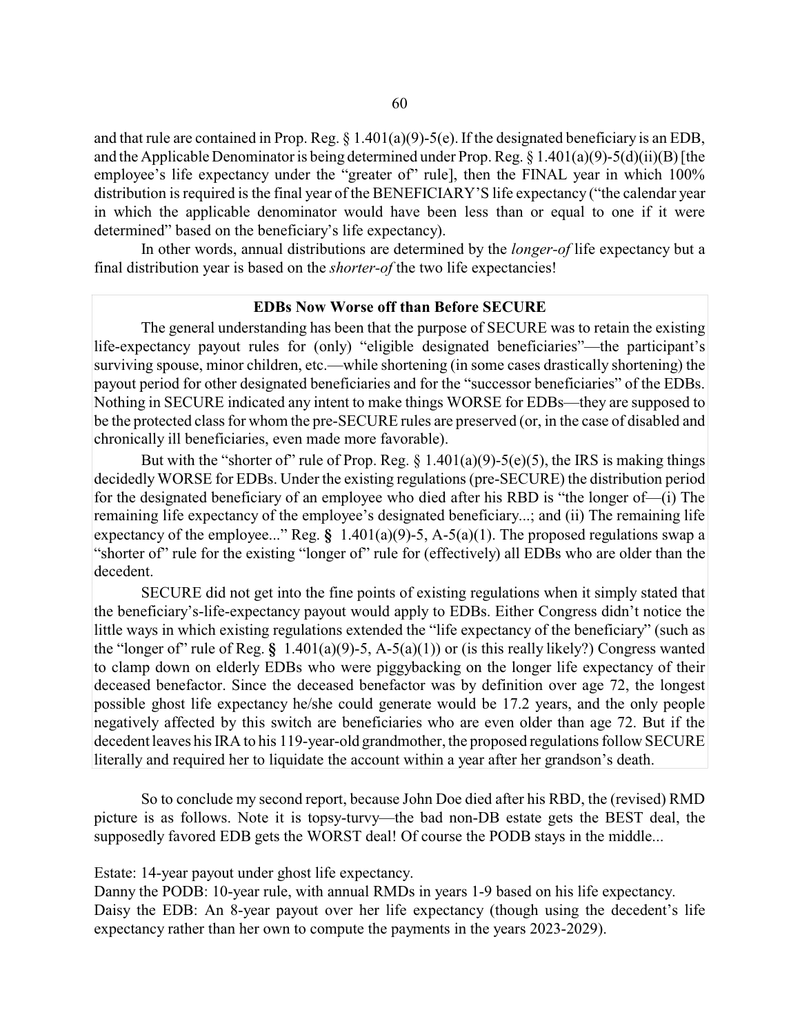and that rule are contained in Prop. Reg. § 1.401(a)(9)-5(e). If the designated beneficiary is an EDB, and the Applicable Denominator is being determined under Prop. Reg. § 1.401(a)(9)-5(d)(ii)(B) [the employee's life expectancy under the "greater of" rule], then the FINAL year in which 100% distribution is required is the final year of the BENEFICIARY'S life expectancy ("the calendar year in which the applicable denominator would have been less than or equal to one if it were determined" based on the beneficiary's life expectancy).

In other words, annual distributions are determined by the *longer-of* life expectancy but a final distribution year is based on the *shorter-of* the two life expectancies!

**EDBs Now Worse off than Before SECURE**

The general understanding has been that the purpose of SECURE was to retain the existing life-expectancy payout rules for (only) "eligible designated beneficiaries"—the participant's surviving spouse, minor children, etc.—while shortening (in some cases drastically shortening) the payout period for other designated beneficiaries and for the "successor beneficiaries" of the EDBs. Nothing in SECURE indicated any intent to make things WORSE for EDBs—they are supposed to be the protected class for whom the pre-SECURE rules are preserved (or, in the case of disabled and chronically ill beneficiaries, even made more favorable).

But with the "shorter of" rule of Prop. Reg. § 1.401(a)(9)-5(e)(5), the IRS is making things decidedly WORSE for EDBs. Under the existing regulations (pre-SECURE) the distribution period for the designated beneficiary of an employee who died after his RBD is "the longer of—(i) The remaining life expectancy of the employee's designated beneficiary...; and (ii) The remaining life expectancy of the employee..." Reg. **§** 1.401(a)(9)-5, A-5(a)(1). The proposed regulations swap a "shorter of" rule for the existing "longer of" rule for (effectively) all EDBs who are older than the decedent.

SECURE did not get into the fine points of existing regulations when it simply stated that the beneficiary's-life-expectancy payout would apply to EDBs. Either Congress didn't notice the little ways in which existing regulations extended the "life expectancy of the beneficiary" (such as the "longer of" rule of Reg. **§** 1.401(a)(9)-5, A-5(a)(1)) or (is this really likely?) Congress wanted to clamp down on elderly EDBs who were piggybacking on the longer life expectancy of their deceased benefactor. Since the deceased benefactor was by definition over age 72, the longest possible ghost life expectancy he/she could generate would be 17.2 years, and the only people negatively affected by this switch are beneficiaries who are even older than age 72. But if the decedent leaves his IRA to his 119-year-old grandmother, the proposed regulations follow SECURE literally and required her to liquidate the account within a year after her grandson's death.

So to conclude my second report, because John Doe died after his RBD, the (revised) RMD picture is as follows. Note it is topsy-turvy—the bad non-DB estate gets the BEST deal, the supposedly favored EDB gets the WORST deal! Of course the PODB stays in the middle...

Estate: 14-year payout under ghost life expectancy.
Danny the PODB: 10-year rule, with annual RMDs in years 1-9 based on his life expectancy.
Daisy the EDB: An 8-year payout over her life expectancy (though using the decedent's life expectancy rather than her own to compute the payments in the years 2023-2029).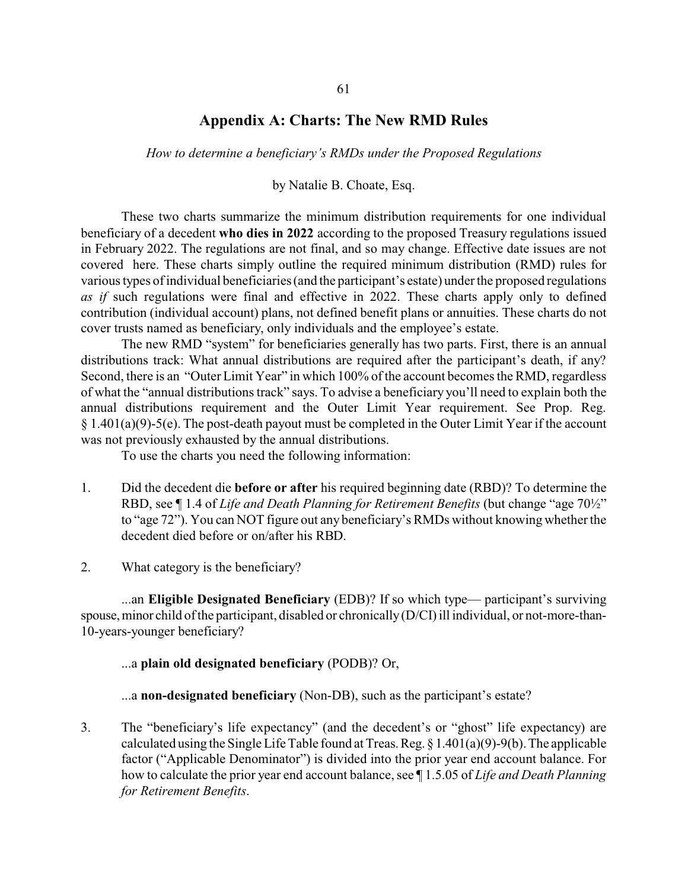# Appendix A: Charts: The New RMD Rules

*How to determine a beneficiary's RMDs under the Proposed Regulations*

by Natalie B. Choate, Esq.

These two charts summarize the minimum distribution requirements for one individual beneficiary of a decedent **who dies in 2022** according to the proposed Treasury regulations issued in February 2022. The regulations are not final, and so may change. Effective date issues are not covered here. These charts simply outline the required minimum distribution (RMD) rules for various types of individual beneficiaries (and the participant's estate) under the proposed regulations *as if* such regulations were final and effective in 2022. These charts apply only to defined contribution (individual account) plans, not defined benefit plans or annuities. These charts do not cover trusts named as beneficiary, only individuals and the employee's estate.

The new RMD "system" for beneficiaries generally has two parts. First, there is an annual distributions track: What annual distributions are required after the participant's death, if any? Second, there is an "Outer Limit Year" in which 100% of the account becomes the RMD, regardless of what the "annual distributions track" says. To advise a beneficiary you'll need to explain both the annual distributions requirement and the Outer Limit Year requirement. See Prop. Reg. § 1.401(a)(9)-5(e). The post-death payout must be completed in the Outer Limit Year if the account was not previously exhausted by the annual distributions.

To use the charts you need the following information:

1. Did the decedent die **before or after** his required beginning date (RBD)? To determine the RBD, see ¶ 1.4 of *Life and Death Planning for Retirement Benefits* (but change "age 70½" to "age 72"). You can NOT figure out any beneficiary's RMDs without knowing whether the decedent died before or on/after his RBD.

2. What category is the beneficiary?

   ...an **Eligible Designated Beneficiary** (EDB)? If so which type— participant's surviving spouse, minor child of the participant, disabled or chronically (D/CI) ill individual, or not-more-than-10-years-younger beneficiary?

   ...a **plain old designated beneficiary** (PODB)? Or,

   ...a **non-designated beneficiary** (Non-DB), such as the participant's estate?

3. The "beneficiary's life expectancy" (and the decedent's or "ghost" life expectancy) are calculated using the Single Life Table found at Treas. Reg. § 1.401(a)(9)-9(b). The applicable factor ("Applicable Denominator") is divided into the prior year end account balance. For how to calculate the prior year end account balance, see ¶ 1.5.05 of *Life and Death Planning for Retirement Benefits*.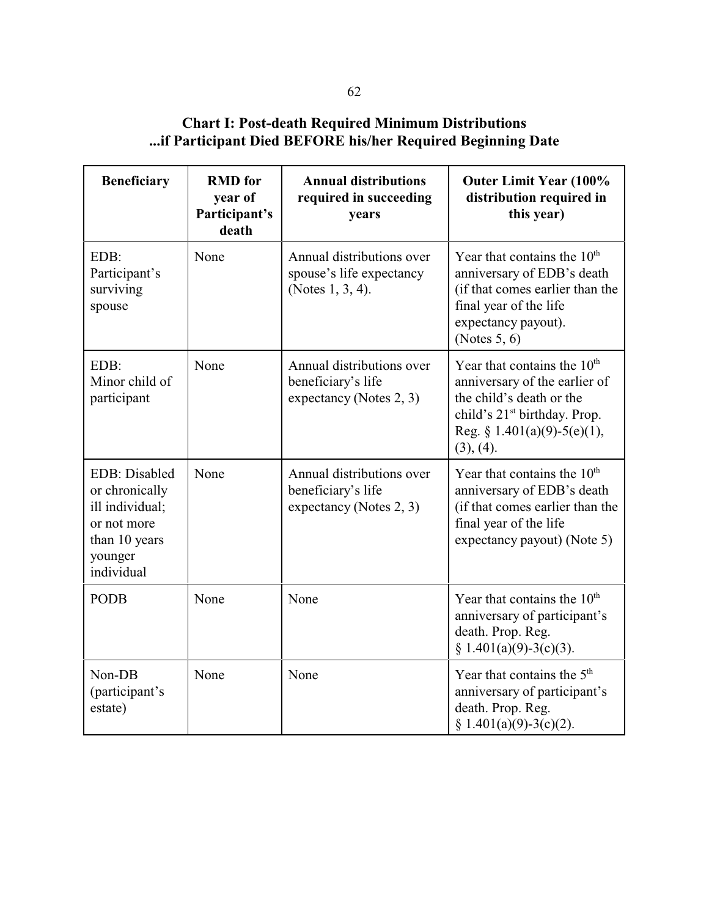**Chart I: Post-death Required Minimum Distributions ...if Participant Died BEFORE his/her Required Beginning Date**

| Beneficiary | RMD for year of Participant's death | Annual distributions required in succeeding years | Outer Limit Year (100% distribution required in this year) |
|---|---|---|---|
| EDB: Participant's surviving spouse | None | Annual distributions over spouse's life expectancy (Notes 1, 3, 4). | Year that contains the 10th anniversary of EDB's death (if that comes earlier than the final year of the life expectancy payout). (Notes 5, 6) |
| EDB: Minor child of participant | None | Annual distributions over beneficiary's life expectancy (Notes 2, 3) | Year that contains the 10th anniversary of the earlier of the child's death or the child's 21st birthday. Prop. Reg. § 1.401(a)(9)-5(e)(1), (3), (4). |
| EDB: Disabled or chronically ill individual; or not more than 10 years younger individual | None | Annual distributions over beneficiary's life expectancy (Notes 2, 3) | Year that contains the 10th anniversary of EDB's death (if that comes earlier than the final year of the life expectancy payout) (Note 5) |
| PODB | None | None | Year that contains the 10th anniversary of participant's death. Prop. Reg. § 1.401(a)(9)-3(c)(3). |
| Non-DB (participant's estate) | None | None | Year that contains the 5th anniversary of participant's death. Prop. Reg. § 1.401(a)(9)-3(c)(2). |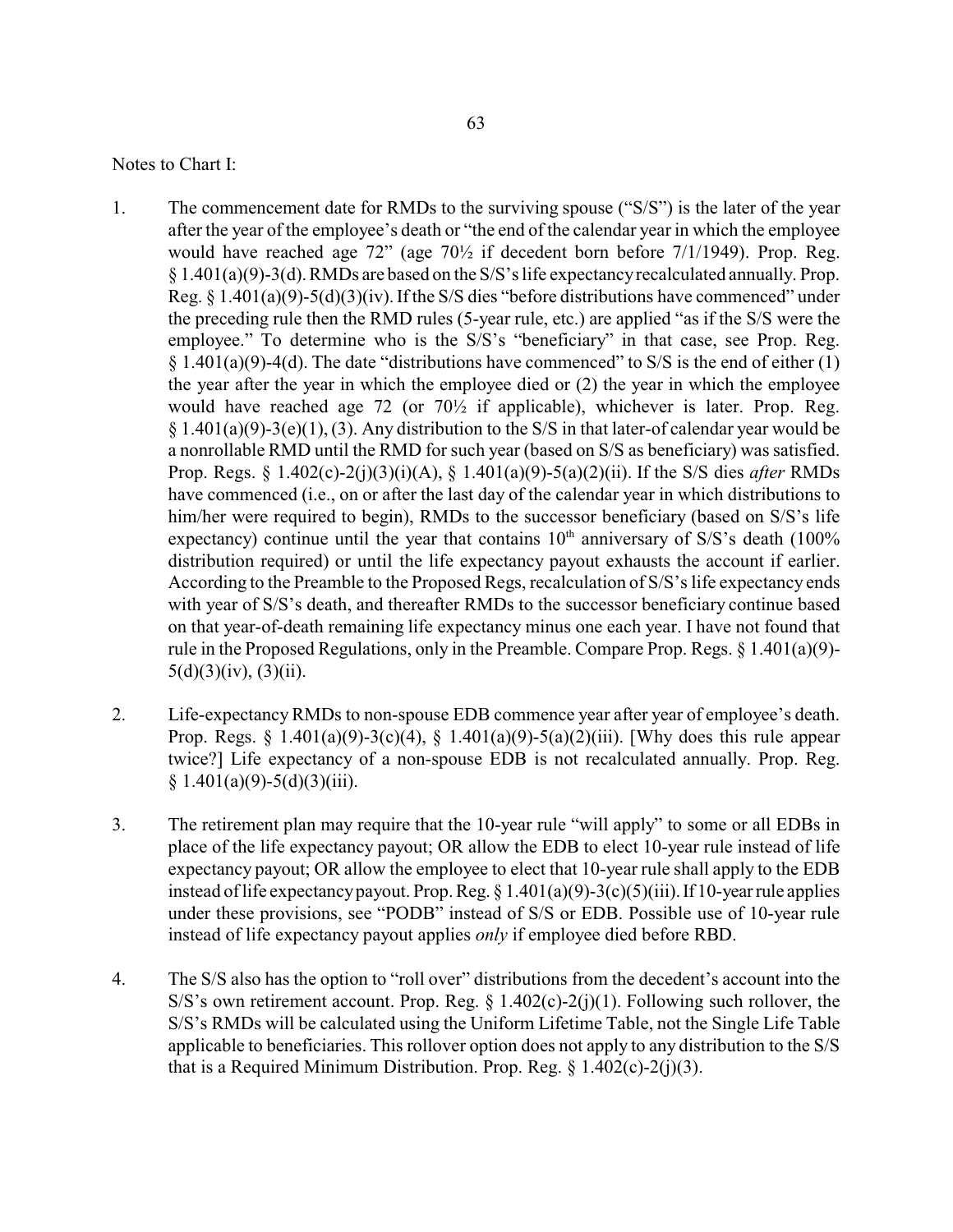Notes to Chart I:

1. The commencement date for RMDs to the surviving spouse ("S/S") is the later of the year after the year of the employee's death or "the end of the calendar year in which the employee would have reached age 72" (age 70½ if decedent born before 7/1/1949). Prop. Reg. § 1.401(a)(9)-3(d). RMDs are based on the S/S's life expectancy recalculated annually. Prop. Reg. § 1.401(a)(9)-5(d)(3)(iv). If the S/S dies "before distributions have commenced" under the preceding rule then the RMD rules (5-year rule, etc.) are applied "as if the S/S were the employee." To determine who is the S/S's "beneficiary" in that case, see Prop. Reg. § 1.401(a)(9)-4(d). The date "distributions have commenced" to S/S is the end of either (1) the year after the year in which the employee died or (2) the year in which the employee would have reached age 72 (or 70½ if applicable), whichever is later. Prop. Reg. § 1.401(a)(9)-3(e)(1), (3). Any distribution to the S/S in that later-of calendar year would be a nonrollable RMD until the RMD for such year (based on S/S as beneficiary) was satisfied. Prop. Regs. § 1.402(c)-2(j)(3)(i)(A), § 1.401(a)(9)-5(a)(2)(ii). If the S/S dies *after* RMDs have commenced (i.e., on or after the last day of the calendar year in which distributions to him/her were required to begin), RMDs to the successor beneficiary (based on S/S's life expectancy) continue until the year that contains 10th anniversary of S/S's death (100% distribution required) or until the life expectancy payout exhausts the account if earlier. According to the Preamble to the Proposed Regs, recalculation of S/S's life expectancy ends with year of S/S's death, and thereafter RMDs to the successor beneficiary continue based on that year-of-death remaining life expectancy minus one each year. I have not found that rule in the Proposed Regulations, only in the Preamble. Compare Prop. Regs. § 1.401(a)(9)-5(d)(3)(iv), (3)(ii).

2. Life-expectancy RMDs to non-spouse EDB commence year after year of employee's death. Prop. Regs. § 1.401(a)(9)-3(c)(4), § 1.401(a)(9)-5(a)(2)(iii). [Why does this rule appear twice?] Life expectancy of a non-spouse EDB is not recalculated annually. Prop. Reg. § 1.401(a)(9)-5(d)(3)(iii).

3. The retirement plan may require that the 10-year rule "will apply" to some or all EDBs in place of the life expectancy payout; OR allow the EDB to elect 10-year rule instead of life expectancy payout; OR allow the employee to elect that 10-year rule shall apply to the EDB instead of life expectancy payout. Prop. Reg. § 1.401(a)(9)-3(c)(5)(iii). If 10-year rule applies under these provisions, see "PODB" instead of S/S or EDB. Possible use of 10-year rule instead of life expectancy payout applies *only* if employee died before RBD.

4. The S/S also has the option to "roll over" distributions from the decedent's account into the S/S's own retirement account. Prop. Reg. § 1.402(c)-2(j)(1). Following such rollover, the S/S's RMDs will be calculated using the Uniform Lifetime Table, not the Single Life Table applicable to beneficiaries. This rollover option does not apply to any distribution to the S/S that is a Required Minimum Distribution. Prop. Reg. § 1.402(c)-2(j)(3).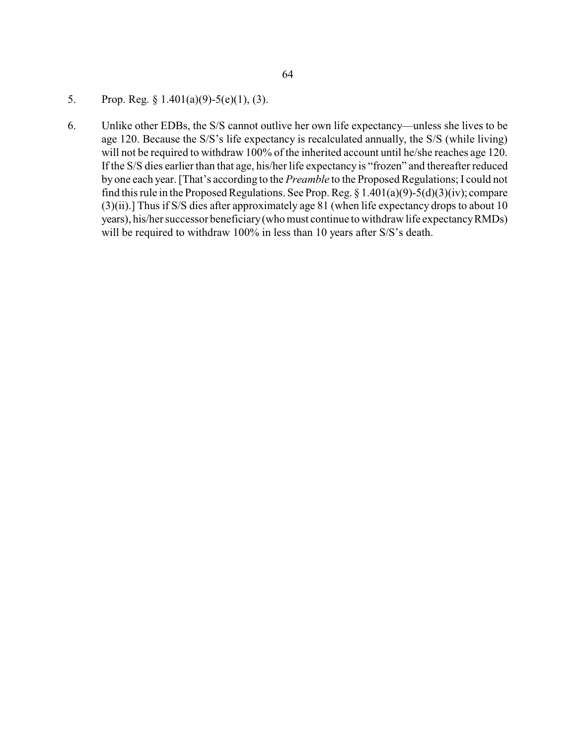5. Prop. Reg. § 1.401(a)(9)-5(e)(1), (3).

6. Unlike other EDBs, the S/S cannot outlive her own life expectancy—unless she lives to be age 120. Because the S/S's life expectancy is recalculated annually, the S/S (while living) will not be required to withdraw 100% of the inherited account until he/she reaches age 120. If the S/S dies earlier than that age, his/her life expectancy is "frozen" and thereafter reduced by one each year. [That's according to the *Preamble* to the Proposed Regulations; I could not find this rule in the Proposed Regulations. See Prop. Reg. § 1.401(a)(9)-5(d)(3)(iv); compare (3)(ii).] Thus if S/S dies after approximately age 81 (when life expectancy drops to about 10 years), his/her successor beneficiary (who must continue to withdraw life expectancy RMDs) will be required to withdraw 100% in less than 10 years after S/S's death.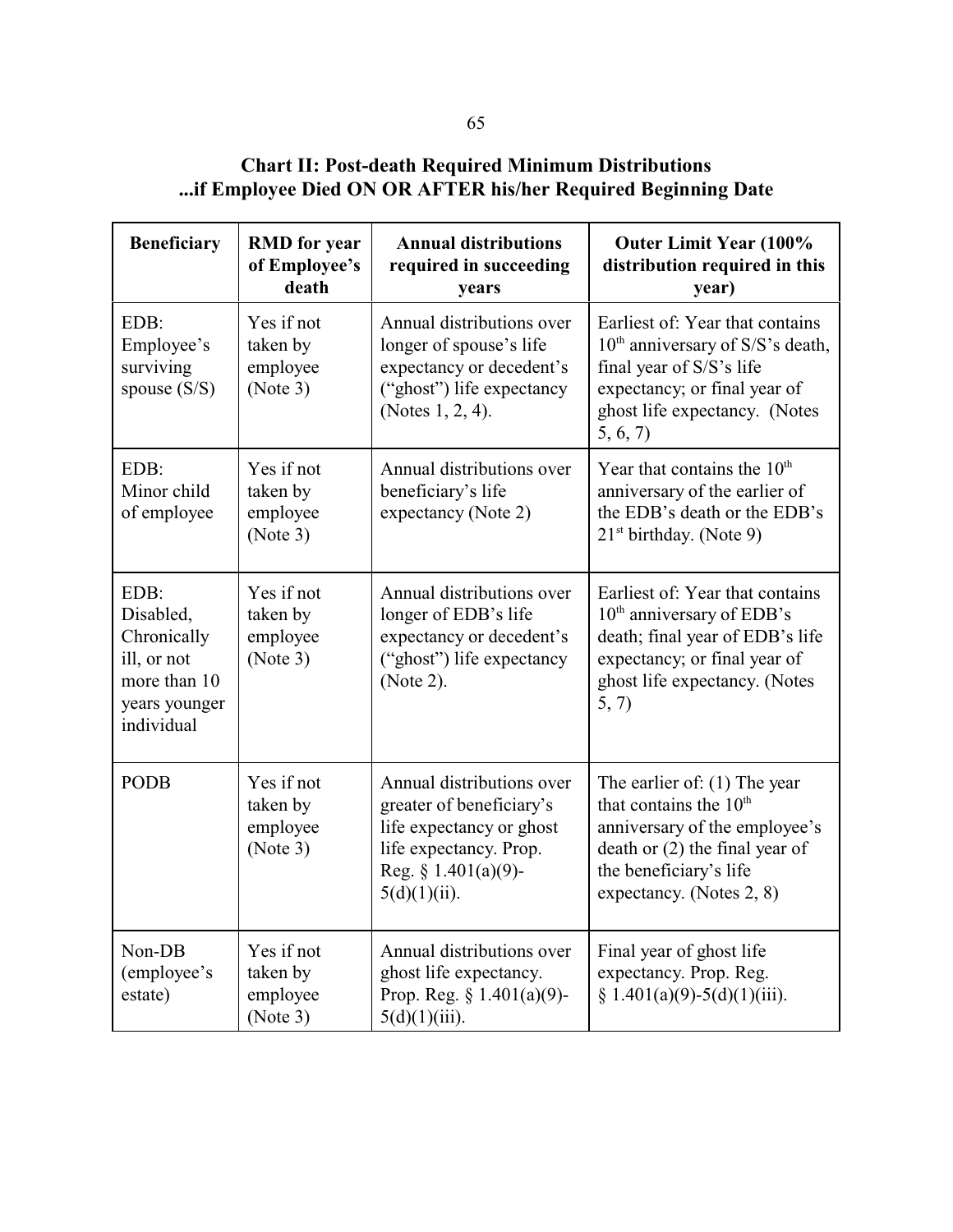## Chart II: Post-death Required Minimum Distributions ...if Employee Died ON OR AFTER his/her Required Beginning Date

| Beneficiary | RMD for year of Employee's death | Annual distributions required in succeeding years | Outer Limit Year (100% distribution required in this year) |
|---|---|---|---|
| EDB: Employee's surviving spouse (S/S) | Yes if not taken by employee (Note 3) | Annual distributions over longer of spouse's life expectancy or decedent's ("ghost") life expectancy (Notes 1, 2, 4). | Earliest of: Year that contains 10th anniversary of S/S's death, final year of S/S's life expectancy; or final year of ghost life expectancy. (Notes 5, 6, 7) |
| EDB: Minor child of employee | Yes if not taken by employee (Note 3) | Annual distributions over beneficiary's life expectancy (Note 2) | Year that contains the 10th anniversary of the earlier of the EDB's death or the EDB's 21st birthday. (Note 9) |
| EDB: Disabled, Chronically ill, or not more than 10 years younger individual | Yes if not taken by employee (Note 3) | Annual distributions over longer of EDB's life expectancy or decedent's ("ghost") life expectancy (Note 2). | Earliest of: Year that contains 10th anniversary of EDB's death; final year of EDB's life expectancy; or final year of ghost life expectancy. (Notes 5, 7) |
| PODB | Yes if not taken by employee (Note 3) | Annual distributions over greater of beneficiary's life expectancy or ghost life expectancy. Prop. Reg. § 1.401(a)(9)-5(d)(1)(ii). | The earlier of: (1) The year that contains the 10th anniversary of the employee's death or (2) the final year of the beneficiary's life expectancy. (Notes 2, 8) |
| Non-DB (employee's estate) | Yes if not taken by employee (Note 3) | Annual distributions over ghost life expectancy. Prop. Reg. § 1.401(a)(9)-5(d)(1)(iii). | Final year of ghost life expectancy. Prop. Reg. § 1.401(a)(9)-5(d)(1)(iii). |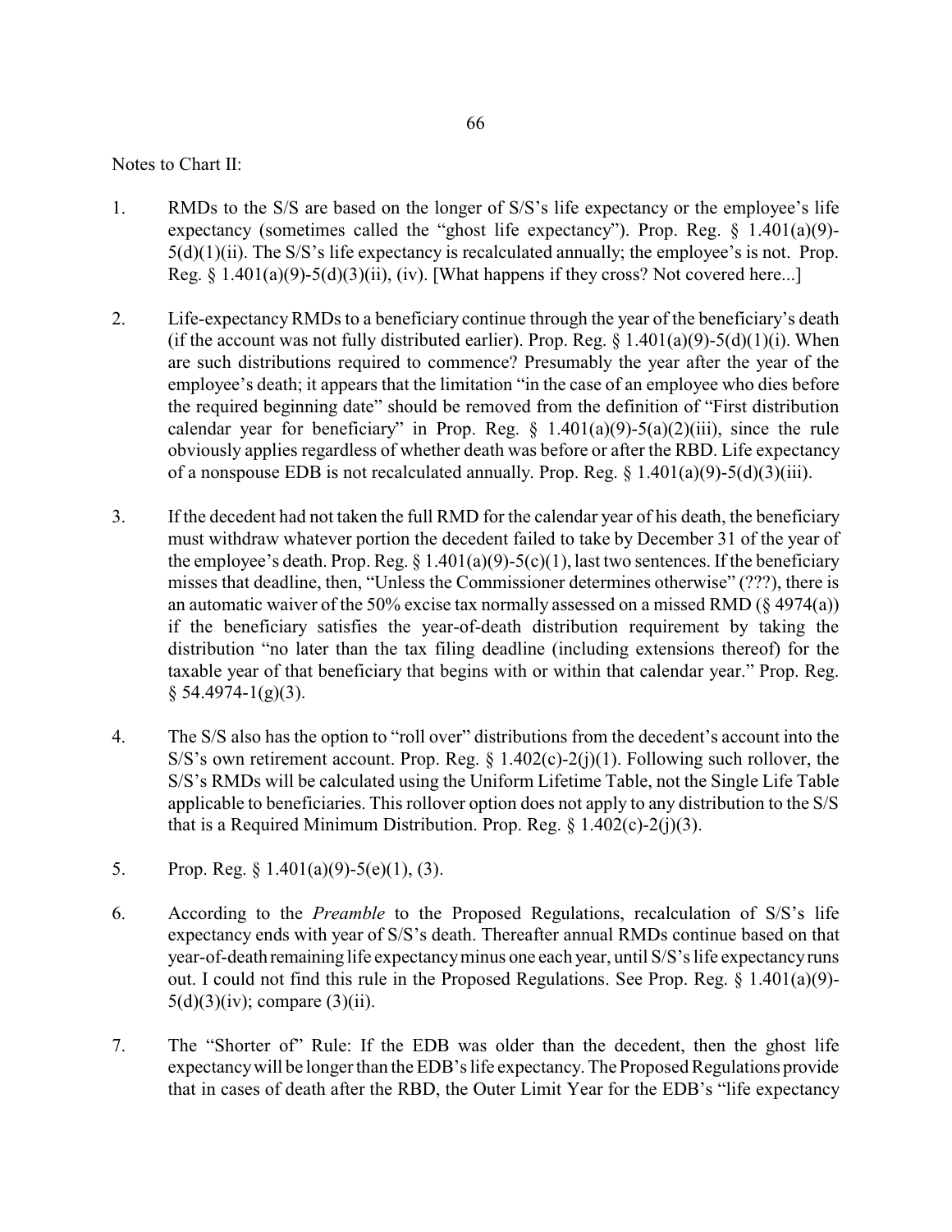Notes to Chart II:

1. RMDs to the S/S are based on the longer of S/S's life expectancy or the employee's life expectancy (sometimes called the "ghost life expectancy"). Prop. Reg. § 1.401(a)(9)-5(d)(1)(ii). The S/S's life expectancy is recalculated annually; the employee's is not. Prop. Reg. § 1.401(a)(9)-5(d)(3)(ii), (iv). [What happens if they cross? Not covered here...]

2. Life-expectancy RMDs to a beneficiary continue through the year of the beneficiary's death (if the account was not fully distributed earlier). Prop. Reg. § 1.401(a)(9)-5(d)(1)(i). When are such distributions required to commence? Presumably the year after the year of the employee's death; it appears that the limitation "in the case of an employee who dies before the required beginning date" should be removed from the definition of "First distribution calendar year for beneficiary" in Prop. Reg. § 1.401(a)(9)-5(a)(2)(iii), since the rule obviously applies regardless of whether death was before or after the RBD. Life expectancy of a nonspouse EDB is not recalculated annually. Prop. Reg. § 1.401(a)(9)-5(d)(3)(iii).

3. If the decedent had not taken the full RMD for the calendar year of his death, the beneficiary must withdraw whatever portion the decedent failed to take by December 31 of the year of the employee's death. Prop. Reg. § 1.401(a)(9)-5(c)(1), last two sentences. If the beneficiary misses that deadline, then, "Unless the Commissioner determines otherwise" (???), there is an automatic waiver of the 50% excise tax normally assessed on a missed RMD (§ 4974(a)) if the beneficiary satisfies the year-of-death distribution requirement by taking the distribution "no later than the tax filing deadline (including extensions thereof) for the taxable year of that beneficiary that begins with or within that calendar year." Prop. Reg. § 54.4974-1(g)(3).

4. The S/S also has the option to "roll over" distributions from the decedent's account into the S/S's own retirement account. Prop. Reg. § 1.402(c)-2(j)(1). Following such rollover, the S/S's RMDs will be calculated using the Uniform Lifetime Table, not the Single Life Table applicable to beneficiaries. This rollover option does not apply to any distribution to the S/S that is a Required Minimum Distribution. Prop. Reg. § 1.402(c)-2(j)(3).

5. Prop. Reg. § 1.401(a)(9)-5(e)(1), (3).

6. According to the *Preamble* to the Proposed Regulations, recalculation of S/S's life expectancy ends with year of S/S's death. Thereafter annual RMDs continue based on that year-of-death remaining life expectancy minus one each year, until S/S's life expectancy runs out. I could not find this rule in the Proposed Regulations. See Prop. Reg. § 1.401(a)(9)-5(d)(3)(iv); compare (3)(ii).

7. The "Shorter of" Rule: If the EDB was older than the decedent, then the ghost life expectancy will be longer than the EDB's life expectancy. The Proposed Regulations provide that in cases of death after the RBD, the Outer Limit Year for the EDB's "life expectancy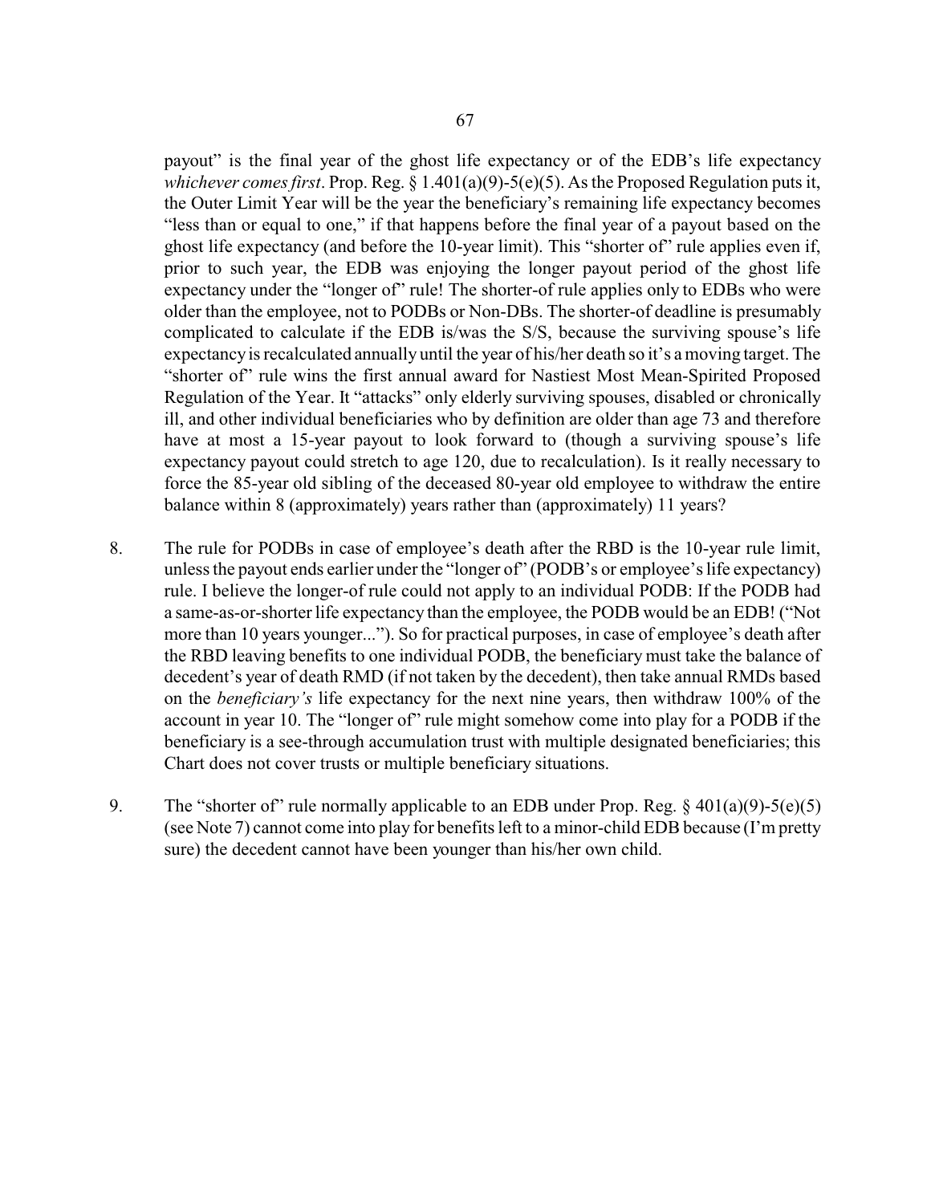payout" is the final year of the ghost life expectancy or of the EDB's life expectancy *whichever comes first*. Prop. Reg. § 1.401(a)(9)-5(e)(5). As the Proposed Regulation puts it, the Outer Limit Year will be the year the beneficiary's remaining life expectancy becomes "less than or equal to one," if that happens before the final year of a payout based on the ghost life expectancy (and before the 10-year limit). This "shorter of" rule applies even if, prior to such year, the EDB was enjoying the longer payout period of the ghost life expectancy under the "longer of" rule! The shorter-of rule applies only to EDBs who were older than the employee, not to PODBs or Non-DBs. The shorter-of deadline is presumably complicated to calculate if the EDB is/was the S/S, because the surviving spouse's life expectancy is recalculated annually until the year of his/her death so it's a moving target. The "shorter of" rule wins the first annual award for Nastiest Most Mean-Spirited Proposed Regulation of the Year. It "attacks" only elderly surviving spouses, disabled or chronically ill, and other individual beneficiaries who by definition are older than age 73 and therefore have at most a 15-year payout to look forward to (though a surviving spouse's life expectancy payout could stretch to age 120, due to recalculation). Is it really necessary to force the 85-year old sibling of the deceased 80-year old employee to withdraw the entire balance within 8 (approximately) years rather than (approximately) 11 years?

8. The rule for PODBs in case of employee's death after the RBD is the 10-year rule limit, unless the payout ends earlier under the "longer of" (PODB's or employee's life expectancy) rule. I believe the longer-of rule could not apply to an individual PODB: If the PODB had a same-as-or-shorter life expectancy than the employee, the PODB would be an EDB! ("Not more than 10 years younger..."). So for practical purposes, in case of employee's death after the RBD leaving benefits to one individual PODB, the beneficiary must take the balance of decedent's year of death RMD (if not taken by the decedent), then take annual RMDs based on the *beneficiary's* life expectancy for the next nine years, then withdraw 100% of the account in year 10. The "longer of" rule might somehow come into play for a PODB if the beneficiary is a see-through accumulation trust with multiple designated beneficiaries; this Chart does not cover trusts or multiple beneficiary situations.

9. The "shorter of" rule normally applicable to an EDB under Prop. Reg. § 401(a)(9)-5(e)(5) (see Note 7) cannot come into play for benefits left to a minor-child EDB because (I'm pretty sure) the decedent cannot have been younger than his/her own child.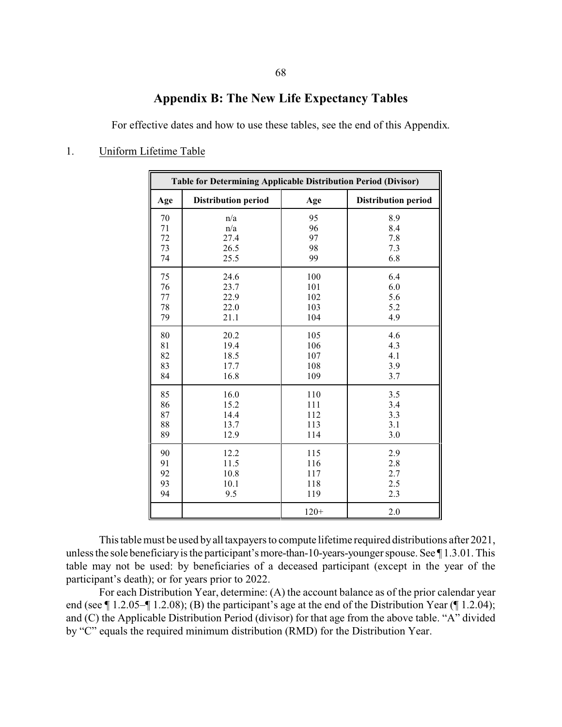## Appendix B: The New Life Expectancy Tables

For effective dates and how to use these tables, see the end of this Appendix.

1. Uniform Lifetime Table

| Table for Determining Applicable Distribution Period (Divisor) | | | |
|---|---|---|---|
| **Age** | **Distribution period** | **Age** | **Distribution period** |
| 70 | n/a | 95 | 8.9 |
| 71 | n/a | 96 | 8.4 |
| 72 | 27.4 | 97 | 7.8 |
| 73 | 26.5 | 98 | 7.3 |
| 74 | 25.5 | 99 | 6.8 |
| 75 | 24.6 | 100 | 6.4 |
| 76 | 23.7 | 101 | 6.0 |
| 77 | 22.9 | 102 | 5.6 |
| 78 | 22.0 | 103 | 5.2 |
| 79 | 21.1 | 104 | 4.9 |
| 80 | 20.2 | 105 | 4.6 |
| 81 | 19.4 | 106 | 4.3 |
| 82 | 18.5 | 107 | 4.1 |
| 83 | 17.7 | 108 | 3.9 |
| 84 | 16.8 | 109 | 3.7 |
| 85 | 16.0 | 110 | 3.5 |
| 86 | 15.2 | 111 | 3.4 |
| 87 | 14.4 | 112 | 3.3 |
| 88 | 13.7 | 113 | 3.1 |
| 89 | 12.9 | 114 | 3.0 |
| 90 | 12.2 | 115 | 2.9 |
| 91 | 11.5 | 116 | 2.8 |
| 92 | 10.8 | 117 | 2.7 |
| 93 | 10.1 | 118 | 2.5 |
| 94 | 9.5 | 119 | 2.3 |
| | | 120+ | 2.0 |

This table must be used by all taxpayers to compute lifetime required distributions after 2021, unless the sole beneficiary is the participant's more-than-10-years-younger spouse. See ¶ 1.3.01. This table may not be used: by beneficiaries of a deceased participant (except in the year of the participant's death); or for years prior to 2022.

For each Distribution Year, determine: (A) the account balance as of the prior calendar year end (see ¶ 1.2.05–¶ 1.2.08); (B) the participant's age at the end of the Distribution Year (¶ 1.2.04); and (C) the Applicable Distribution Period (divisor) for that age from the above table. "A" divided by "C" equals the required minimum distribution (RMD) for the Distribution Year.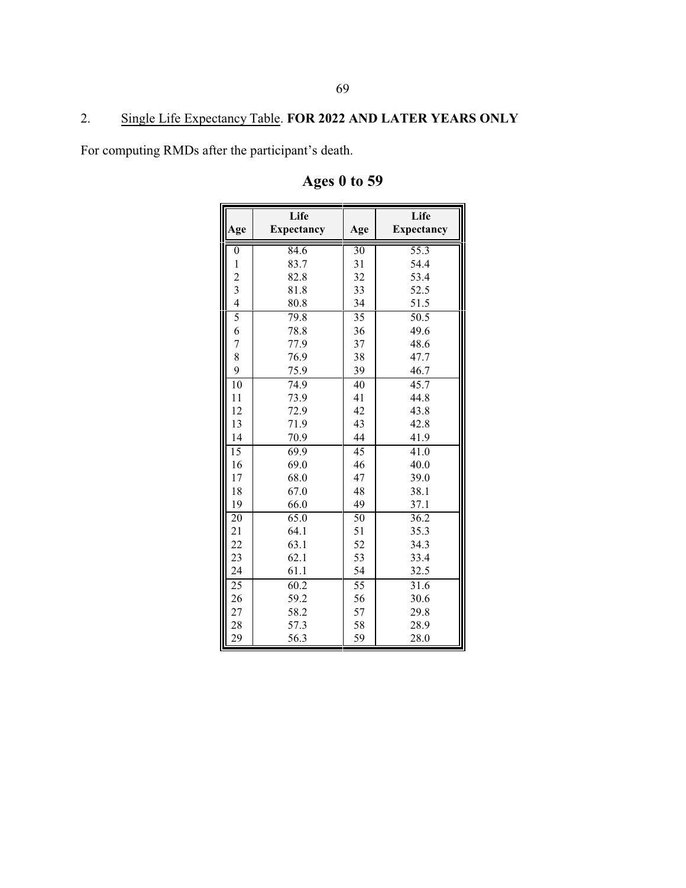2. Single Life Expectancy Table. **FOR 2022 AND LATER YEARS ONLY**

For computing RMDs after the participant's death.

## Ages 0 to 59

| Age | Life Expectancy | Age | Life Expectancy |
|---|---|---|---|
| 0 | 84.6 | 30 | 55.3 |
| 1 | 83.7 | 31 | 54.4 |
| 2 | 82.8 | 32 | 53.4 |
| 3 | 81.8 | 33 | 52.5 |
| 4 | 80.8 | 34 | 51.5 |
| 5 | 79.8 | 35 | 50.5 |
| 6 | 78.8 | 36 | 49.6 |
| 7 | 77.9 | 37 | 48.6 |
| 8 | 76.9 | 38 | 47.7 |
| 9 | 75.9 | 39 | 46.7 |
| 10 | 74.9 | 40 | 45.7 |
| 11 | 73.9 | 41 | 44.8 |
| 12 | 72.9 | 42 | 43.8 |
| 13 | 71.9 | 43 | 42.8 |
| 14 | 70.9 | 44 | 41.9 |
| 15 | 69.9 | 45 | 41.0 |
| 16 | 69.0 | 46 | 40.0 |
| 17 | 68.0 | 47 | 39.0 |
| 18 | 67.0 | 48 | 38.1 |
| 19 | 66.0 | 49 | 37.1 |
| 20 | 65.0 | 50 | 36.2 |
| 21 | 64.1 | 51 | 35.3 |
| 22 | 63.1 | 52 | 34.3 |
| 23 | 62.1 | 53 | 33.4 |
| 24 | 61.1 | 54 | 32.5 |
| 25 | 60.2 | 55 | 31.6 |
| 26 | 59.2 | 56 | 30.6 |
| 27 | 58.2 | 57 | 29.8 |
| 28 | 57.3 | 58 | 28.9 |
| 29 | 56.3 | 59 | 28.0 |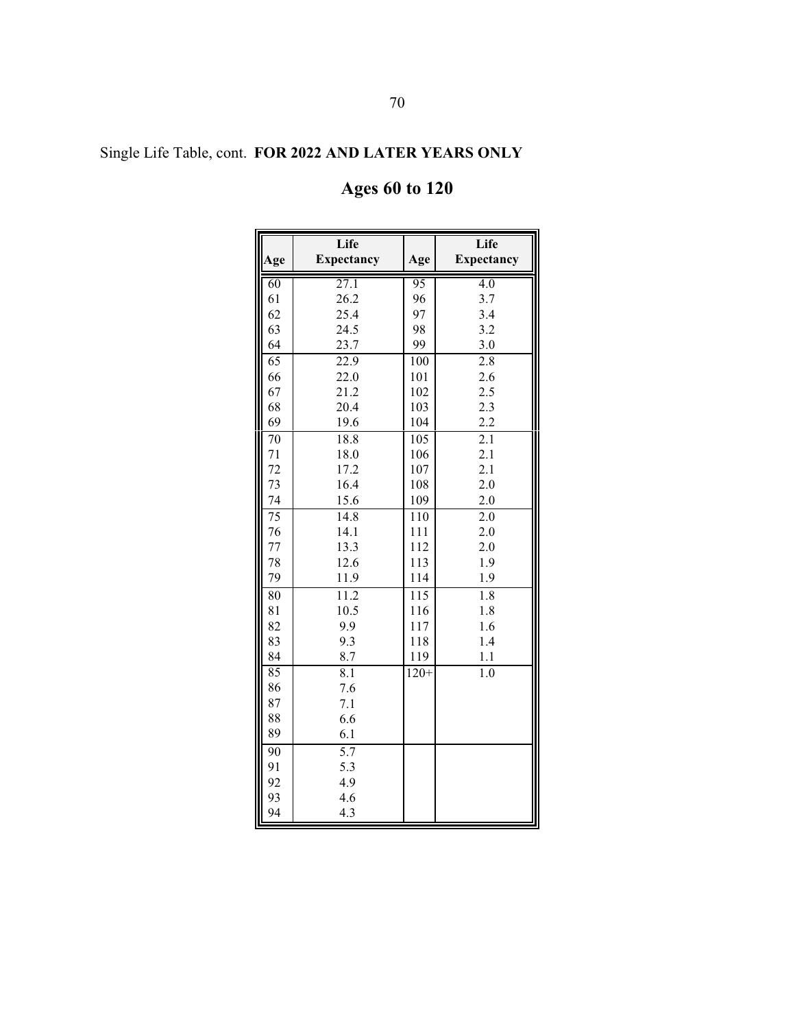Single Life Table, cont. **FOR 2022 AND LATER YEARS ONLY**

## Ages 60 to 120

| Age | Life Expectancy | Age | Life Expectancy |
|---|---|---|---|
| 60 | 27.1 | 95 | 4.0 |
| 61 | 26.2 | 96 | 3.7 |
| 62 | 25.4 | 97 | 3.4 |
| 63 | 24.5 | 98 | 3.2 |
| 64 | 23.7 | 99 | 3.0 |
| 65 | 22.9 | 100 | 2.8 |
| 66 | 22.0 | 101 | 2.6 |
| 67 | 21.2 | 102 | 2.5 |
| 68 | 20.4 | 103 | 2.3 |
| 69 | 19.6 | 104 | 2.2 |
| 70 | 18.8 | 105 | 2.1 |
| 71 | 18.0 | 106 | 2.1 |
| 72 | 17.2 | 107 | 2.1 |
| 73 | 16.4 | 108 | 2.0 |
| 74 | 15.6 | 109 | 2.0 |
| 75 | 14.8 | 110 | 2.0 |
| 76 | 14.1 | 111 | 2.0 |
| 77 | 13.3 | 112 | 2.0 |
| 78 | 12.6 | 113 | 1.9 |
| 79 | 11.9 | 114 | 1.9 |
| 80 | 11.2 | 115 | 1.8 |
| 81 | 10.5 | 116 | 1.8 |
| 82 | 9.9 | 117 | 1.6 |
| 83 | 9.3 | 118 | 1.4 |
| 84 | 8.7 | 119 | 1.1 |
| 85 | 8.1 | 120+ | 1.0 |
| 86 | 7.6 | | |
| 87 | 7.1 | | |
| 88 | 6.6 | | |
| 89 | 6.1 | | |
| 90 | 5.7 | | |
| 91 | 5.3 | | |
| 92 | 4.9 | | |
| 93 | 4.6 | | |
| 94 | 4.3 | | |